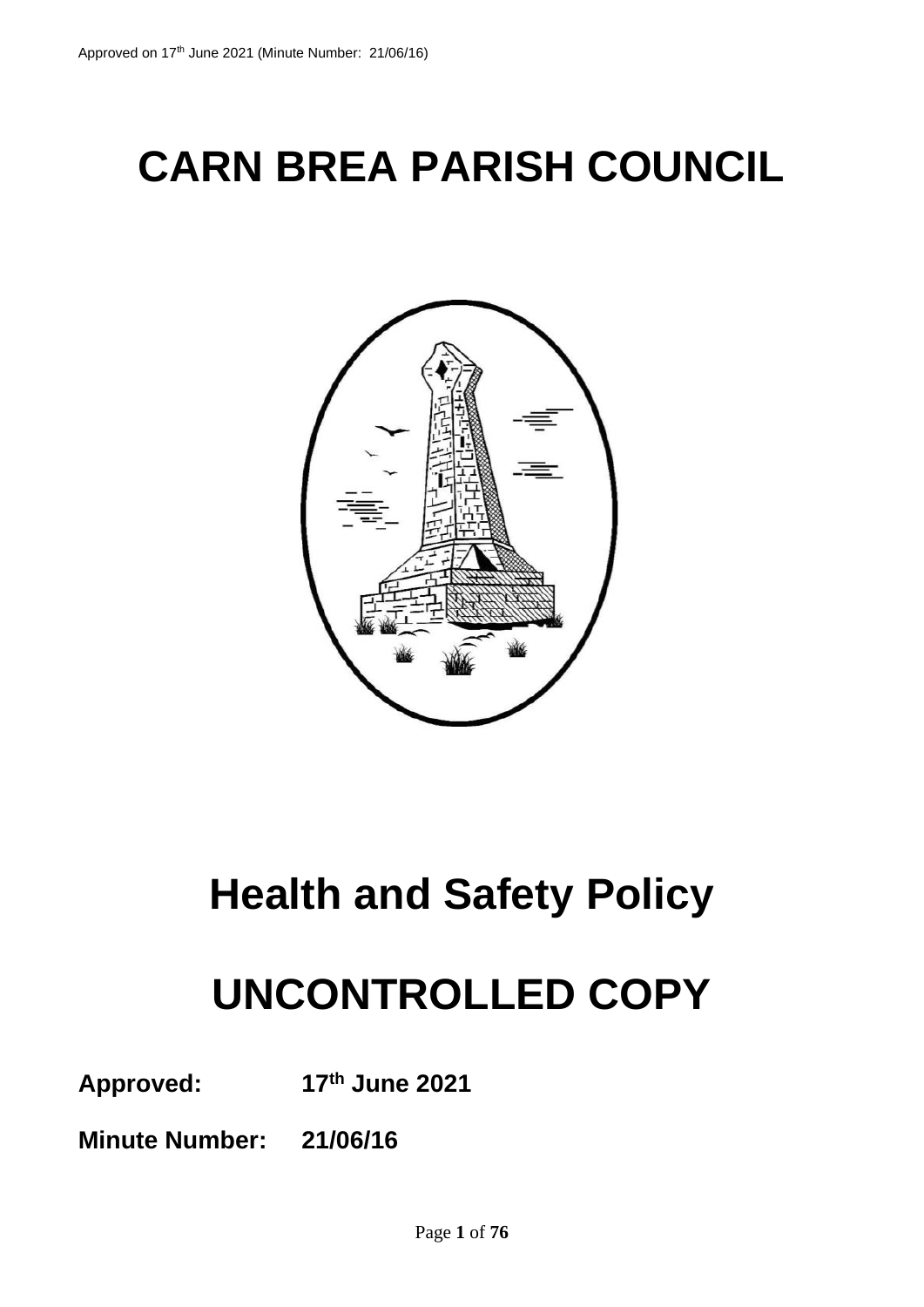# CARN BREA PARISH COUNCIL

# Health and Safety Policy

# UNCONTROLLED COPY

**Approved:** **17th June 2021**

**Minute Number:** **21/06/16**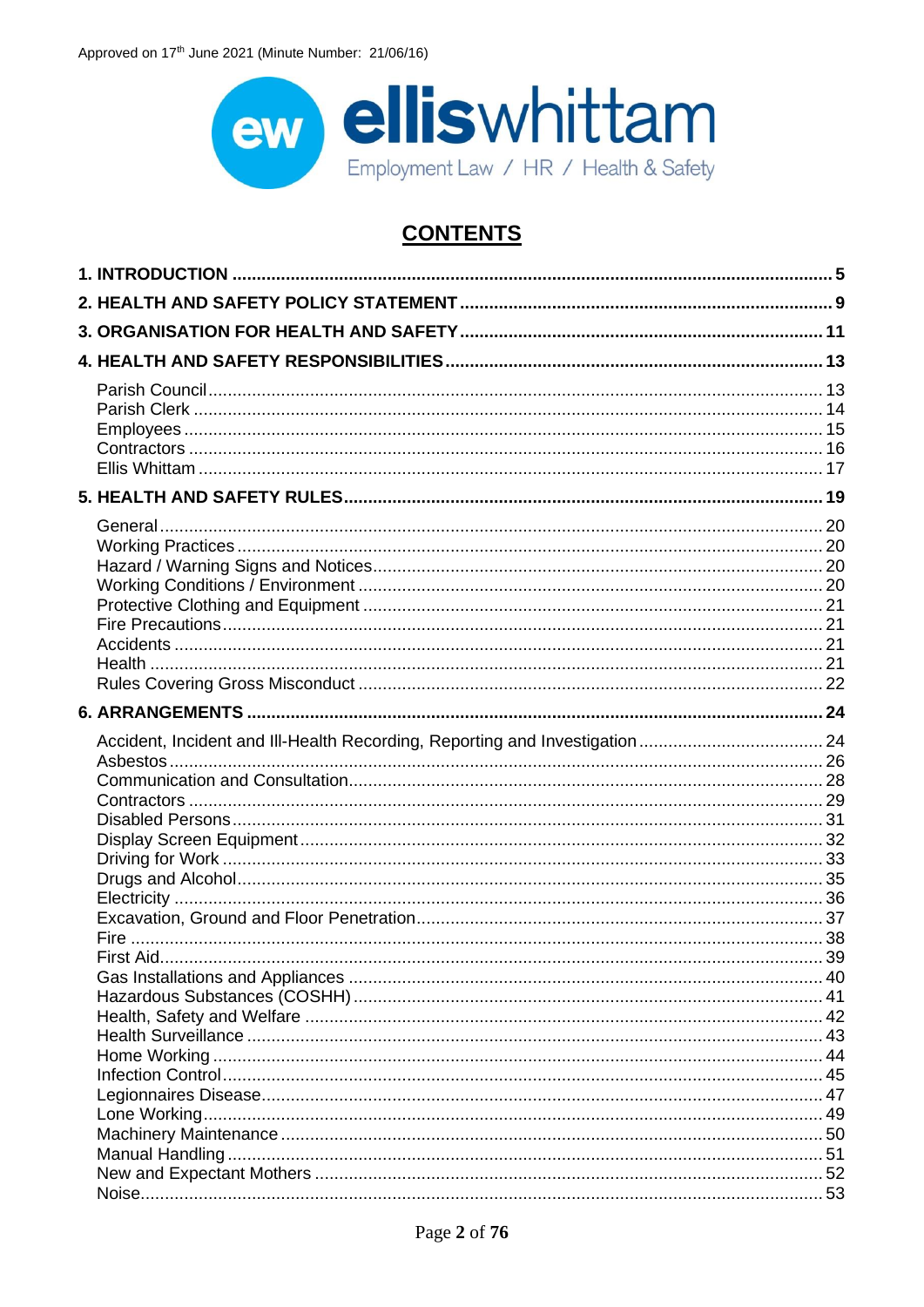Approved on 17th June 2021 (Minute Number: 21/06/16)

**ellis**whittam

Employment Law / HR / Health & Safety

## CONTENTS

| | |
|---|---|
| **1. INTRODUCTION** | **5** |
| **2. HEALTH AND SAFETY POLICY STATEMENT** | **9** |
| **3. ORGANISATION FOR HEALTH AND SAFETY** | **11** |
| **4. HEALTH AND SAFETY RESPONSIBILITIES** | **13** |
| Parish Council | 13 |
| Parish Clerk | 14 |
| Employees | 15 |
| Contractors | 16 |
| Ellis Whittam | 17 |
| **5. HEALTH AND SAFETY RULES** | **19** |
| General | 20 |
| Working Practices | 20 |
| Hazard / Warning Signs and Notices | 20 |
| Working Conditions / Environment | 20 |
| Protective Clothing and Equipment | 21 |
| Fire Precautions | 21 |
| Accidents | 21 |
| Health | 21 |
| Rules Covering Gross Misconduct | 22 |
| **6. ARRANGEMENTS** | **24** |
| Accident, Incident and Ill-Health Recording, Reporting and Investigation | 24 |
| Asbestos | 26 |
| Communication and Consultation | 28 |
| Contractors | 29 |
| Disabled Persons | 31 |
| Display Screen Equipment | 32 |
| Driving for Work | 33 |
| Drugs and Alcohol | 35 |
| Electricity | 36 |
| Excavation, Ground and Floor Penetration | 37 |
| Fire | 38 |
| First Aid | 39 |
| Gas Installations and Appliances | 40 |
| Hazardous Substances (COSHH) | 41 |
| Health, Safety and Welfare | 42 |
| Health Surveillance | 43 |
| Home Working | 44 |
| Infection Control | 45 |
| Legionnaires Disease | 47 |
| Lone Working | 49 |
| Machinery Maintenance | 50 |
| Manual Handling | 51 |
| New and Expectant Mothers | 52 |
| Noise | 53 |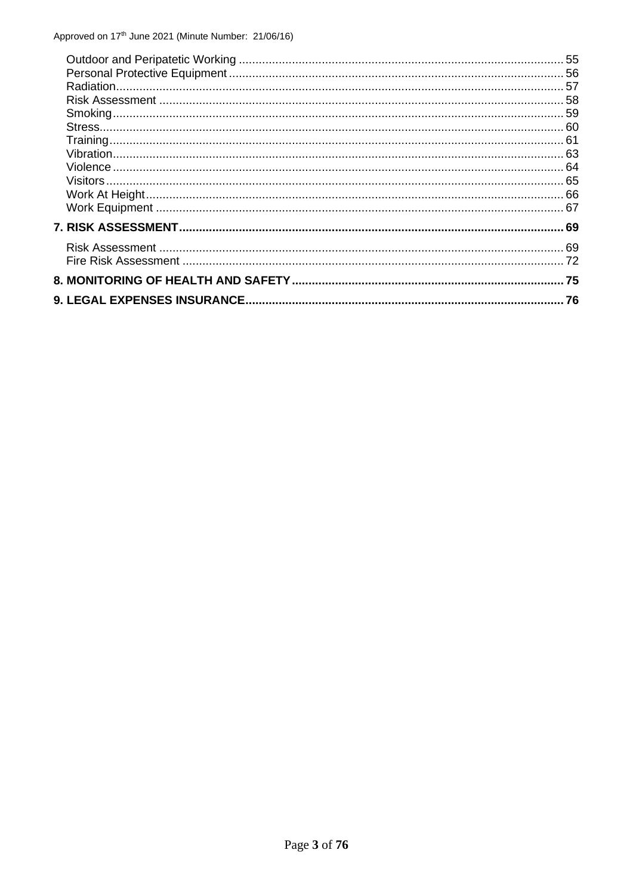Outdoor and Peripatetic Working ..... 55
Personal Protective Equipment ..... 56
Radiation ..... 57
Risk Assessment ..... 58
Smoking ..... 59
Stress ..... 60
Training ..... 61
Vibration ..... 63
Violence ..... 64
Visitors ..... 65
Work At Height ..... 66
Work Equipment ..... 67

**7. RISK ASSESSMENT ..... 69**

Risk Assessment ..... 69
Fire Risk Assessment ..... 72

**8. MONITORING OF HEALTH AND SAFETY ..... 75**

**9. LEGAL EXPENSES INSURANCE ..... 76**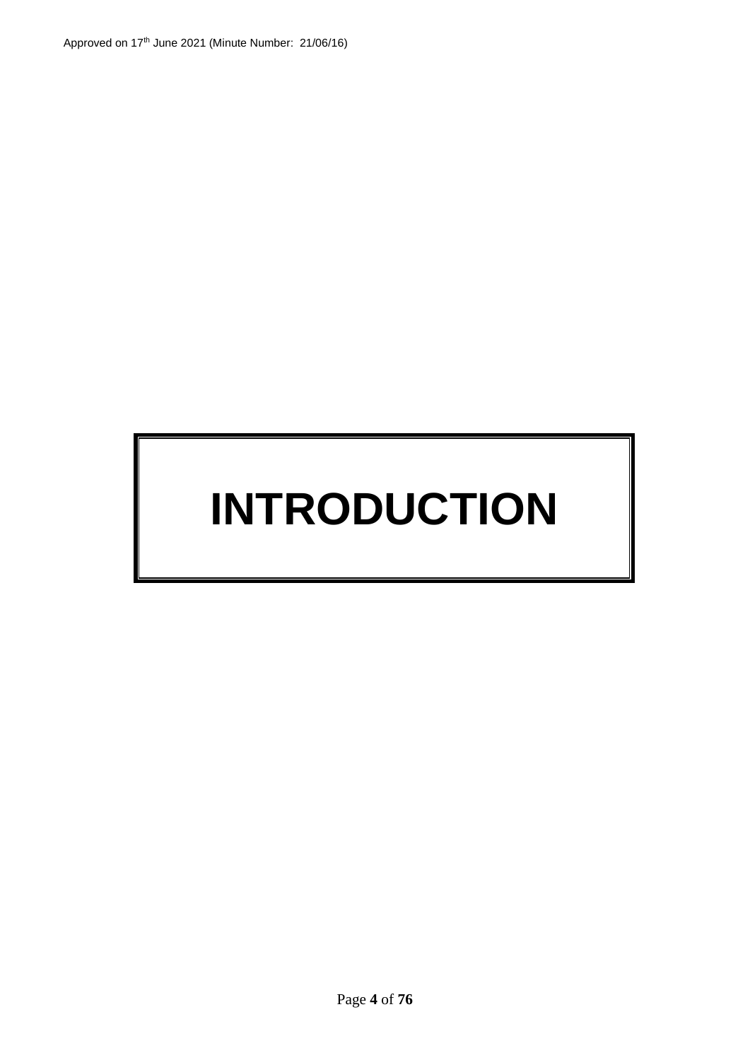# INTRODUCTION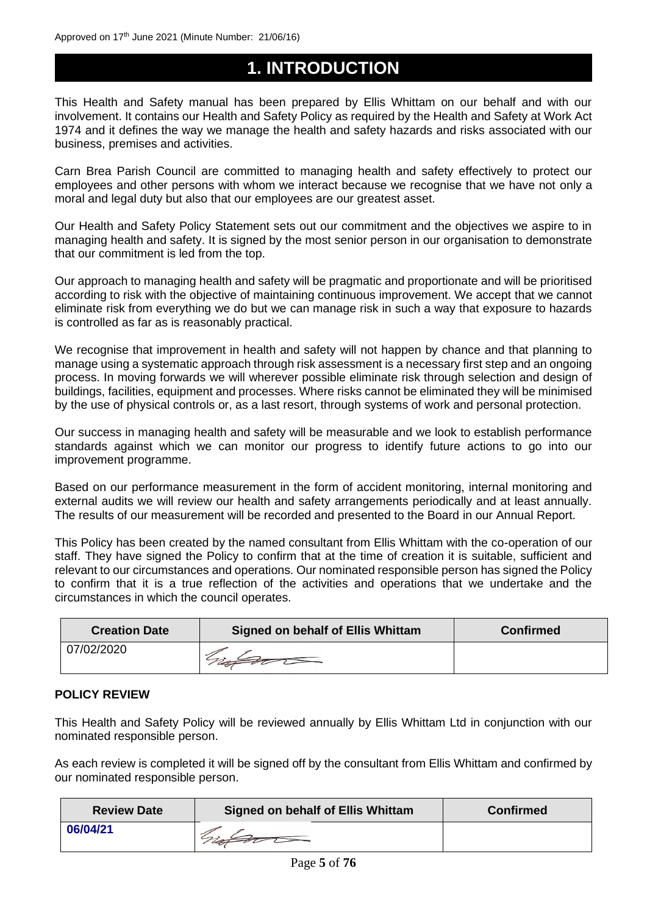Approved on 17th June 2021 (Minute Number: 21/06/16)

# 1. INTRODUCTION

This Health and Safety manual has been prepared by Ellis Whittam on our behalf and with our involvement. It contains our Health and Safety Policy as required by the Health and Safety at Work Act 1974 and it defines the way we manage the health and safety hazards and risks associated with our business, premises and activities.

Carn Brea Parish Council are committed to managing health and safety effectively to protect our employees and other persons with whom we interact because we recognise that we have not only a moral and legal duty but also that our employees are our greatest asset.

Our Health and Safety Policy Statement sets out our commitment and the objectives we aspire to in managing health and safety. It is signed by the most senior person in our organisation to demonstrate that our commitment is led from the top.

Our approach to managing health and safety will be pragmatic and proportionate and will be prioritised according to risk with the objective of maintaining continuous improvement. We accept that we cannot eliminate risk from everything we do but we can manage risk in such a way that exposure to hazards is controlled as far as is reasonably practical.

We recognise that improvement in health and safety will not happen by chance and that planning to manage using a systematic approach through risk assessment is a necessary first step and an ongoing process. In moving forwards we will wherever possible eliminate risk through selection and design of buildings, facilities, equipment and processes. Where risks cannot be eliminated they will be minimised by the use of physical controls or, as a last resort, through systems of work and personal protection.

Our success in managing health and safety will be measurable and we look to establish performance standards against which we can monitor our progress to identify future actions to go into our improvement programme.

Based on our performance measurement in the form of accident monitoring, internal monitoring and external audits we will review our health and safety arrangements periodically and at least annually. The results of our measurement will be recorded and presented to the Board in our Annual Report.

This Policy has been created by the named consultant from Ellis Whittam with the co-operation of our staff. They have signed the Policy to confirm that at the time of creation it is suitable, sufficient and relevant to our circumstances and operations. Our nominated responsible person has signed the Policy to confirm that it is a true reflection of the activities and operations that we undertake and the circumstances in which the council operates.

| Creation Date | Signed on behalf of Ellis Whittam | Confirmed |
|---|---|---|
| 07/02/2020 | [signature] | |

**POLICY REVIEW**

This Health and Safety Policy will be reviewed annually by Ellis Whittam Ltd in conjunction with our nominated responsible person.

As each review is completed it will be signed off by the consultant from Ellis Whittam and confirmed by our nominated responsible person.

| Review Date | Signed on behalf of Ellis Whittam | Confirmed |
|---|---|---|
| **06/04/21** | [signature] | |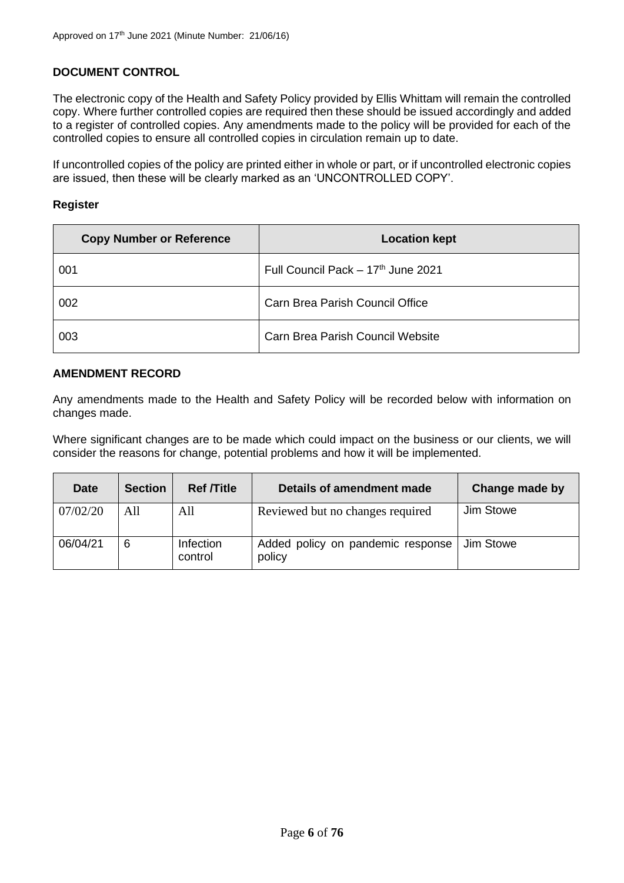Approved on 17th June 2021 (Minute Number: 21/06/16)

## DOCUMENT CONTROL

The electronic copy of the Health and Safety Policy provided by Ellis Whittam will remain the controlled copy. Where further controlled copies are required then these should be issued accordingly and added to a register of controlled copies. Any amendments made to the policy will be provided for each of the controlled copies to ensure all controlled copies in circulation remain up to date.

If uncontrolled copies of the policy are printed either in whole or part, or if uncontrolled electronic copies are issued, then these will be clearly marked as an 'UNCONTROLLED COPY'.

### Register

| Copy Number or Reference | Location kept |
|---|---|
| 001 | Full Council Pack – 17th June 2021 |
| 002 | Carn Brea Parish Council Office |
| 003 | Carn Brea Parish Council Website |

## AMENDMENT RECORD

Any amendments made to the Health and Safety Policy will be recorded below with information on changes made.

Where significant changes are to be made which could impact on the business or our clients, we will consider the reasons for change, potential problems and how it will be implemented.

| Date | Section | Ref /Title | Details of amendment made | Change made by |
|---|---|---|---|---|
| 07/02/20 | All | All | Reviewed but no changes required | Jim Stowe |
| 06/04/21 | 6 | Infection control | Added policy on pandemic response policy | Jim Stowe |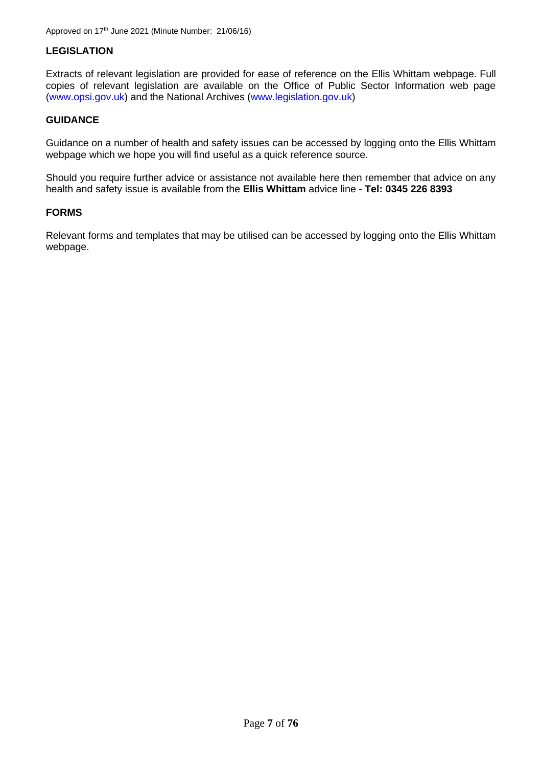## LEGISLATION

Extracts of relevant legislation are provided for ease of reference on the Ellis Whittam webpage. Full copies of relevant legislation are available on the Office of Public Sector Information web page (www.opsi.gov.uk) and the National Archives (www.legislation.gov.uk)

## GUIDANCE

Guidance on a number of health and safety issues can be accessed by logging onto the Ellis Whittam webpage which we hope you will find useful as a quick reference source.

Should you require further advice or assistance not available here then remember that advice on any health and safety issue is available from the **Ellis Whittam** advice line - **Tel: 0345 226 8393**

## FORMS

Relevant forms and templates that may be utilised can be accessed by logging onto the Ellis Whittam webpage.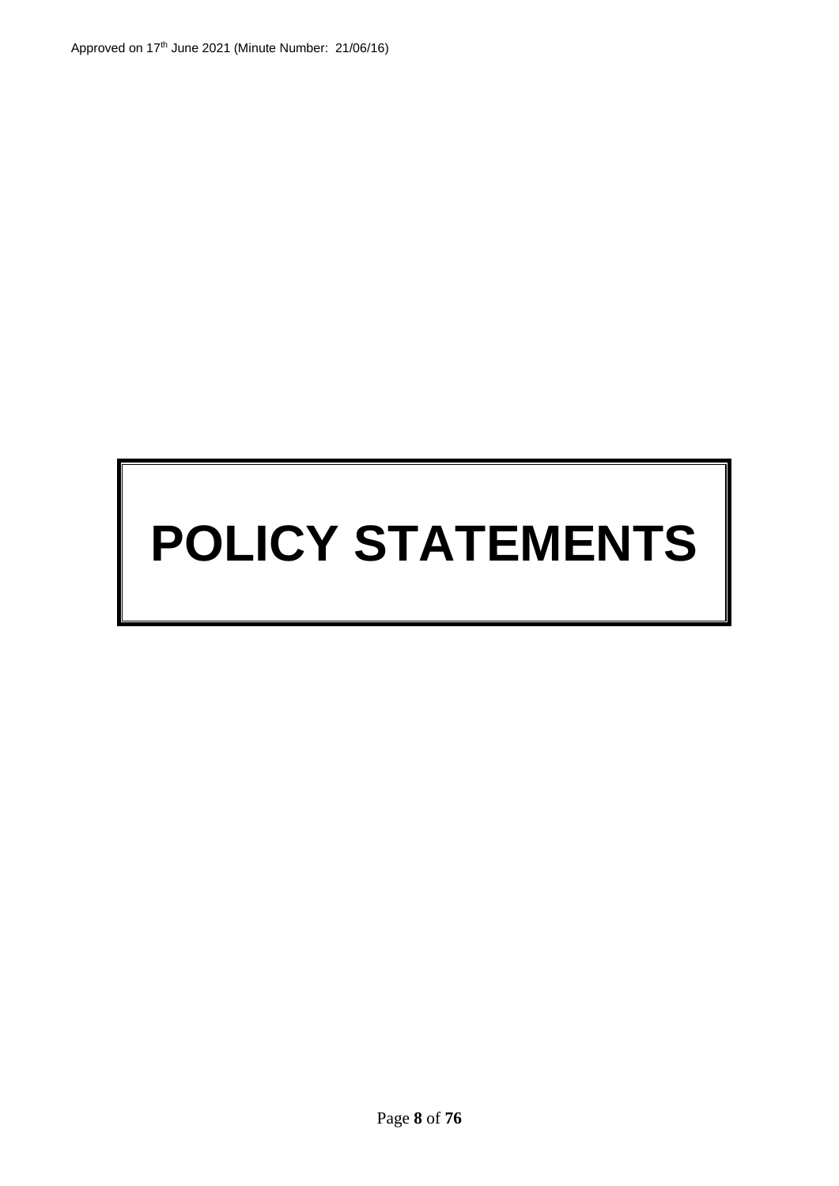# POLICY STATEMENTS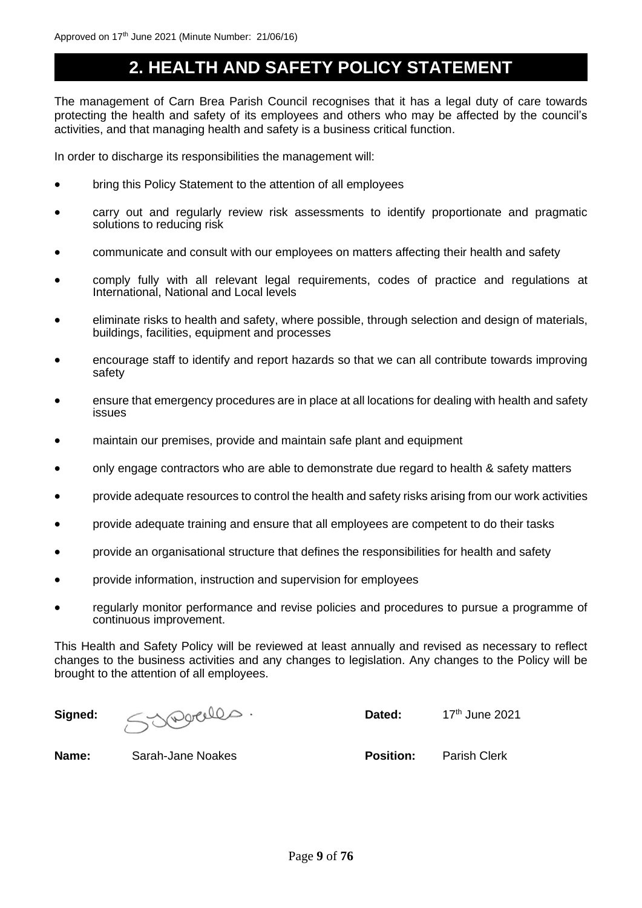Approved on 17th June 2021 (Minute Number: 21/06/16)

# 2. HEALTH AND SAFETY POLICY STATEMENT

The management of Carn Brea Parish Council recognises that it has a legal duty of care towards protecting the health and safety of its employees and others who may be affected by the council's activities, and that managing health and safety is a business critical function.

In order to discharge its responsibilities the management will:

- bring this Policy Statement to the attention of all employees
- carry out and regularly review risk assessments to identify proportionate and pragmatic solutions to reducing risk
- communicate and consult with our employees on matters affecting their health and safety
- comply fully with all relevant legal requirements, codes of practice and regulations at International, National and Local levels
- eliminate risks to health and safety, where possible, through selection and design of materials, buildings, facilities, equipment and processes
- encourage staff to identify and report hazards so that we can all contribute towards improving safety
- ensure that emergency procedures are in place at all locations for dealing with health and safety issues
- maintain our premises, provide and maintain safe plant and equipment
- only engage contractors who are able to demonstrate due regard to health & safety matters
- provide adequate resources to control the health and safety risks arising from our work activities
- provide adequate training and ensure that all employees are competent to do their tasks
- provide an organisational structure that defines the responsibilities for health and safety
- provide information, instruction and supervision for employees
- regularly monitor performance and revise policies and procedures to pursue a programme of continuous improvement.

This Health and Safety Policy will be reviewed at least annually and revised as necessary to reflect changes to the business activities and any changes to legislation. Any changes to the Policy will be brought to the attention of all employees.

**Signed:** [signature] **Dated:** 17th June 2021

**Name:** Sarah-Jane Noakes **Position:** Parish Clerk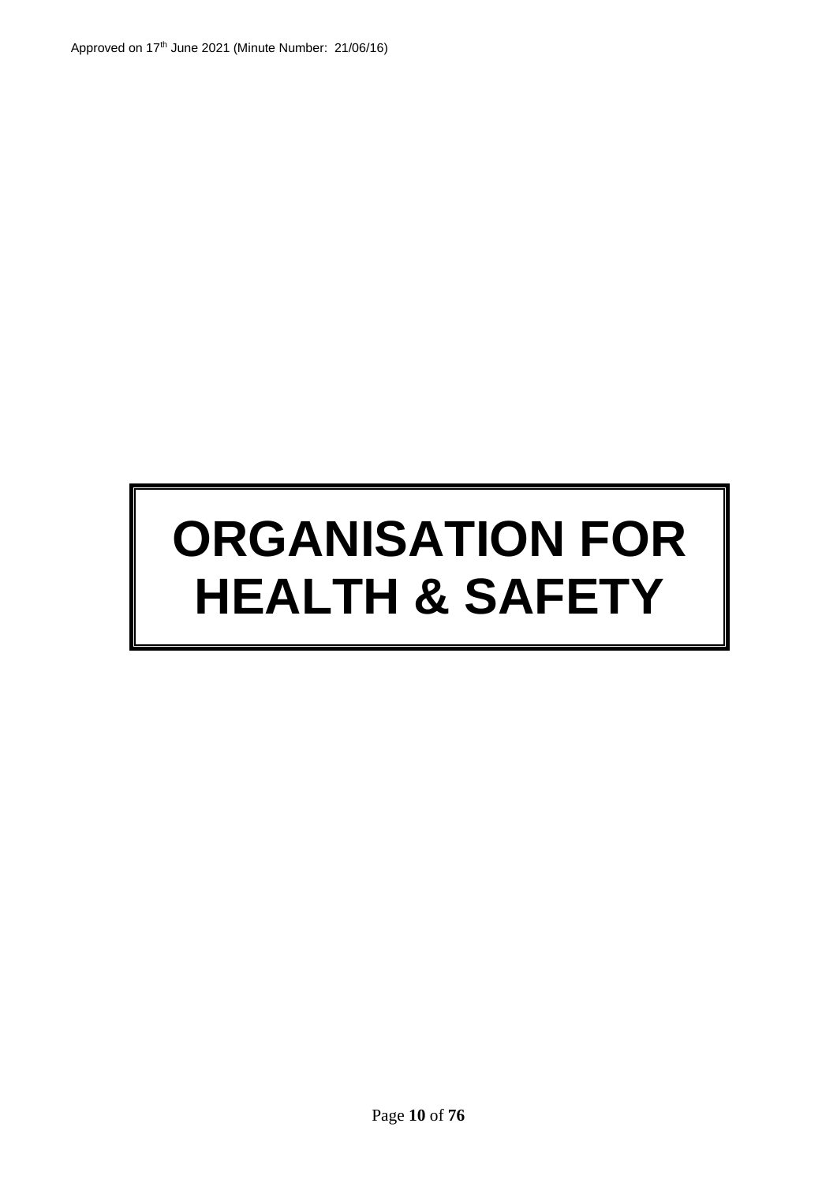# ORGANISATION FOR HEALTH & SAFETY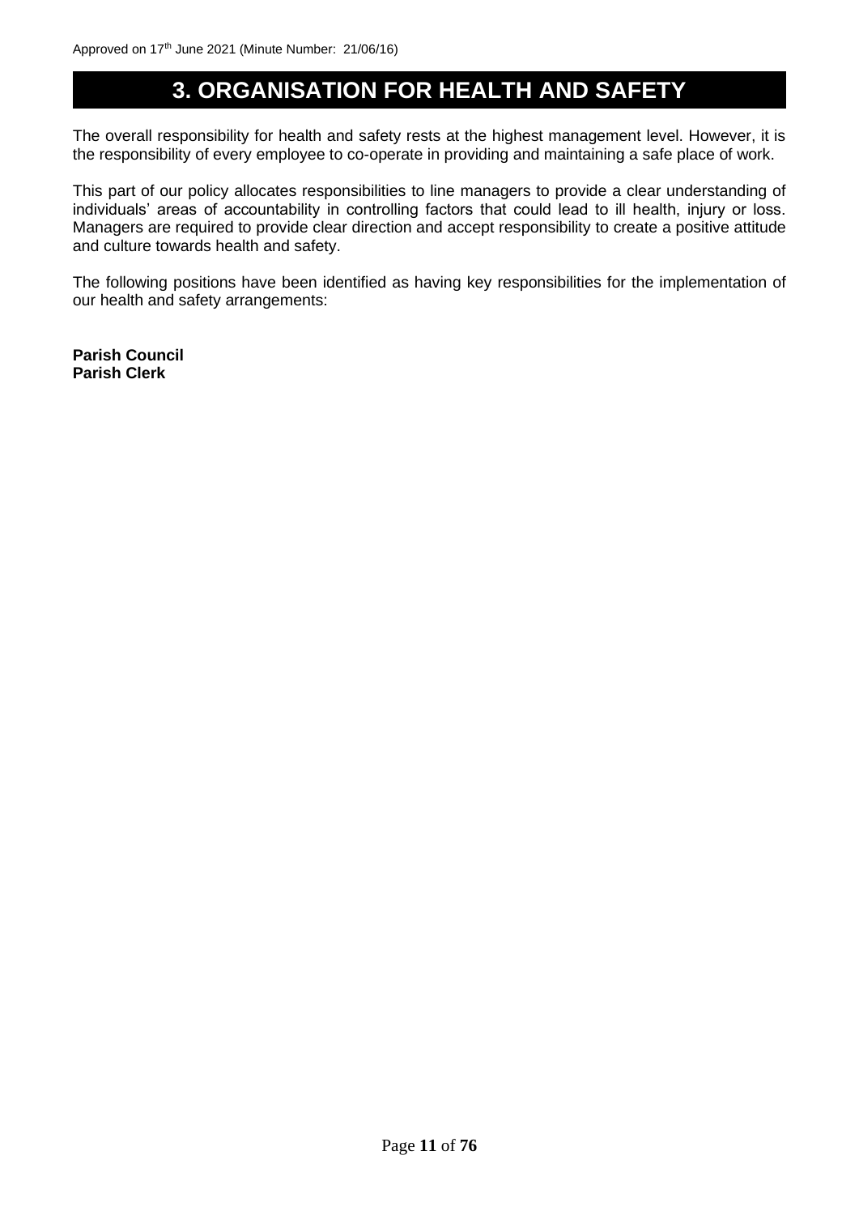# 3. ORGANISATION FOR HEALTH AND SAFETY

The overall responsibility for health and safety rests at the highest management level. However, it is the responsibility of every employee to co-operate in providing and maintaining a safe place of work.

This part of our policy allocates responsibilities to line managers to provide a clear understanding of individuals' areas of accountability in controlling factors that could lead to ill health, injury or loss. Managers are required to provide clear direction and accept responsibility to create a positive attitude and culture towards health and safety.

The following positions have been identified as having key responsibilities for the implementation of our health and safety arrangements:

**Parish Council**
**Parish Clerk**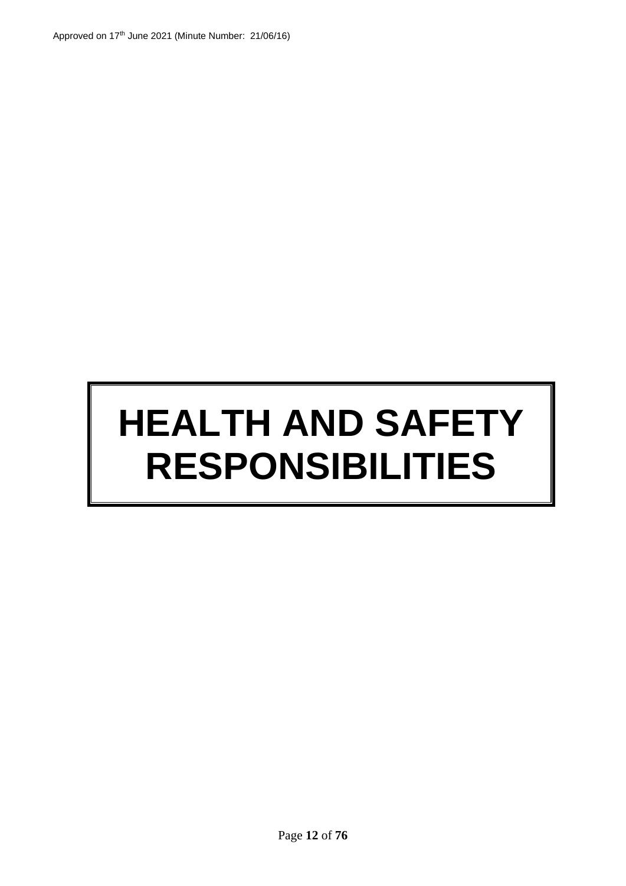# HEALTH AND SAFETY RESPONSIBILITIES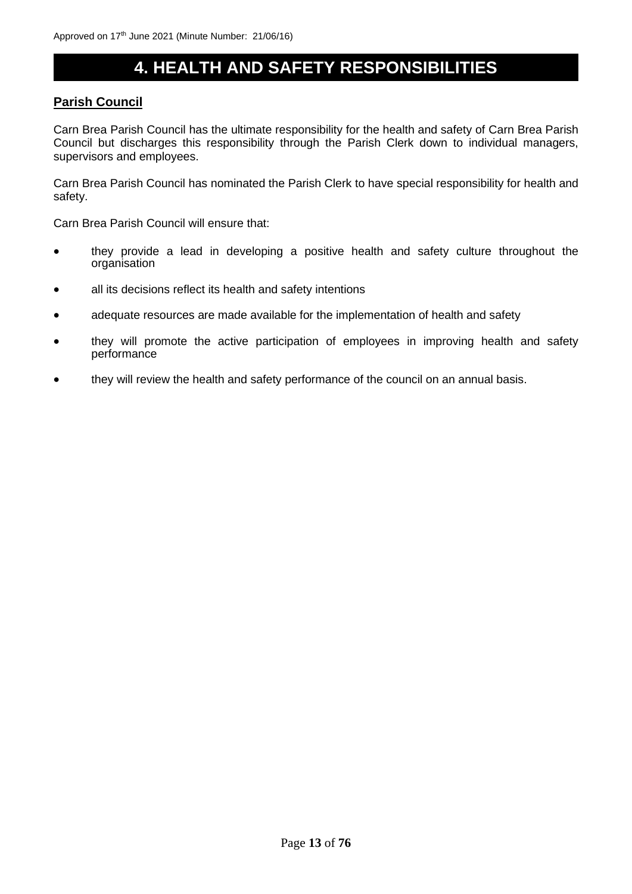# 4. HEALTH AND SAFETY RESPONSIBILITIES

## Parish Council

Carn Brea Parish Council has the ultimate responsibility for the health and safety of Carn Brea Parish Council but discharges this responsibility through the Parish Clerk down to individual managers, supervisors and employees.

Carn Brea Parish Council has nominated the Parish Clerk to have special responsibility for health and safety.

Carn Brea Parish Council will ensure that:

- they provide a lead in developing a positive health and safety culture throughout the organisation
- all its decisions reflect its health and safety intentions
- adequate resources are made available for the implementation of health and safety
- they will promote the active participation of employees in improving health and safety performance
- they will review the health and safety performance of the council on an annual basis.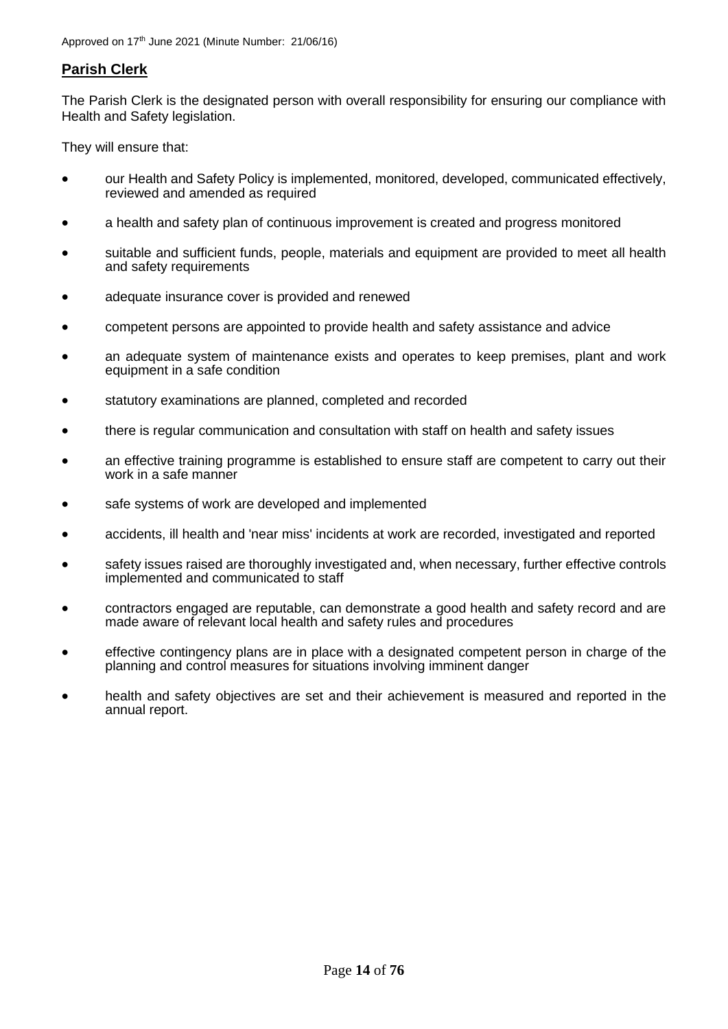## Parish Clerk

The Parish Clerk is the designated person with overall responsibility for ensuring our compliance with Health and Safety legislation.

They will ensure that:

- our Health and Safety Policy is implemented, monitored, developed, communicated effectively, reviewed and amended as required
- a health and safety plan of continuous improvement is created and progress monitored
- suitable and sufficient funds, people, materials and equipment are provided to meet all health and safety requirements
- adequate insurance cover is provided and renewed
- competent persons are appointed to provide health and safety assistance and advice
- an adequate system of maintenance exists and operates to keep premises, plant and work equipment in a safe condition
- statutory examinations are planned, completed and recorded
- there is regular communication and consultation with staff on health and safety issues
- an effective training programme is established to ensure staff are competent to carry out their work in a safe manner
- safe systems of work are developed and implemented
- accidents, ill health and 'near miss' incidents at work are recorded, investigated and reported
- safety issues raised are thoroughly investigated and, when necessary, further effective controls implemented and communicated to staff
- contractors engaged are reputable, can demonstrate a good health and safety record and are made aware of relevant local health and safety rules and procedures
- effective contingency plans are in place with a designated competent person in charge of the planning and control measures for situations involving imminent danger
- health and safety objectives are set and their achievement is measured and reported in the annual report.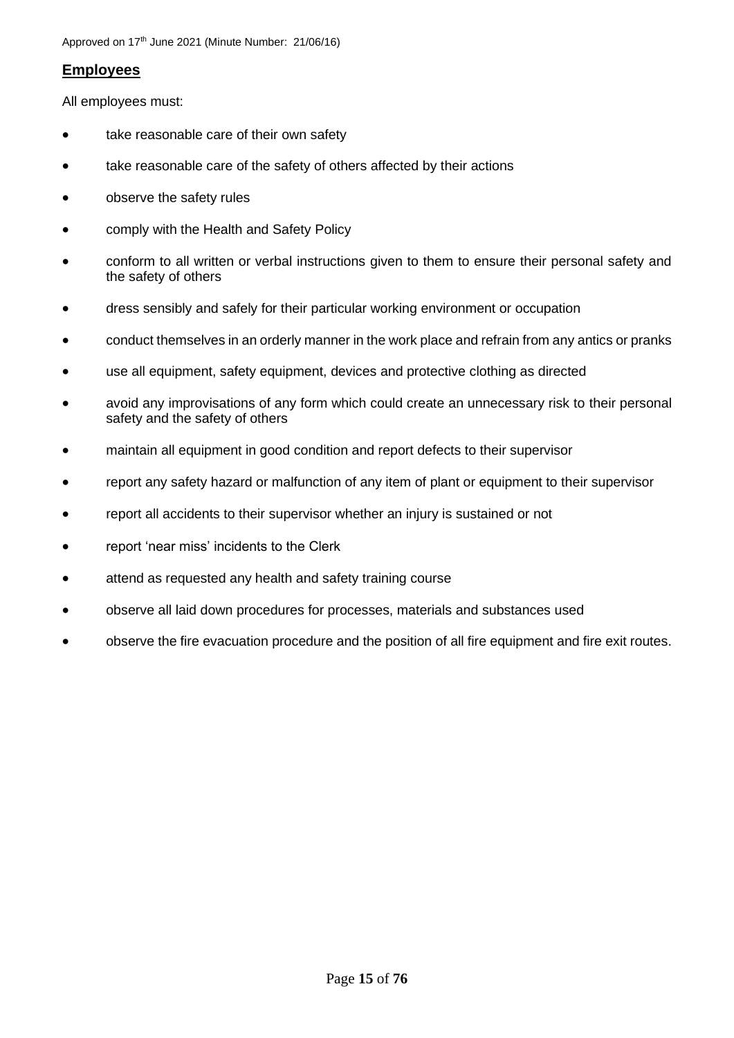## Employees

All employees must:

- take reasonable care of their own safety
- take reasonable care of the safety of others affected by their actions
- observe the safety rules
- comply with the Health and Safety Policy
- conform to all written or verbal instructions given to them to ensure their personal safety and the safety of others
- dress sensibly and safely for their particular working environment or occupation
- conduct themselves in an orderly manner in the work place and refrain from any antics or pranks
- use all equipment, safety equipment, devices and protective clothing as directed
- avoid any improvisations of any form which could create an unnecessary risk to their personal safety and the safety of others
- maintain all equipment in good condition and report defects to their supervisor
- report any safety hazard or malfunction of any item of plant or equipment to their supervisor
- report all accidents to their supervisor whether an injury is sustained or not
- report 'near miss' incidents to the Clerk
- attend as requested any health and safety training course
- observe all laid down procedures for processes, materials and substances used
- observe the fire evacuation procedure and the position of all fire equipment and fire exit routes.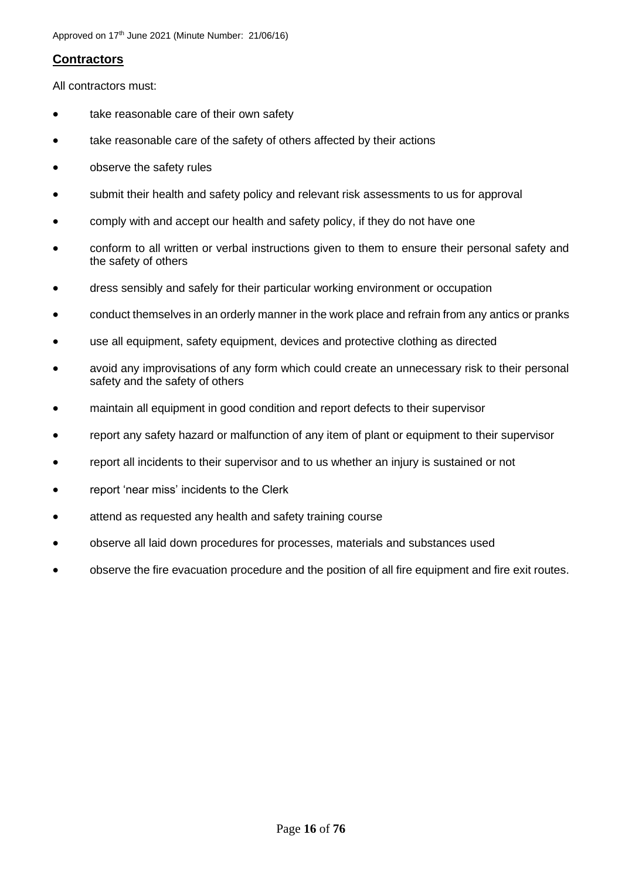## Contractors

All contractors must:

- take reasonable care of their own safety
- take reasonable care of the safety of others affected by their actions
- observe the safety rules
- submit their health and safety policy and relevant risk assessments to us for approval
- comply with and accept our health and safety policy, if they do not have one
- conform to all written or verbal instructions given to them to ensure their personal safety and the safety of others
- dress sensibly and safely for their particular working environment or occupation
- conduct themselves in an orderly manner in the work place and refrain from any antics or pranks
- use all equipment, safety equipment, devices and protective clothing as directed
- avoid any improvisations of any form which could create an unnecessary risk to their personal safety and the safety of others
- maintain all equipment in good condition and report defects to their supervisor
- report any safety hazard or malfunction of any item of plant or equipment to their supervisor
- report all incidents to their supervisor and to us whether an injury is sustained or not
- report 'near miss' incidents to the Clerk
- attend as requested any health and safety training course
- observe all laid down procedures for processes, materials and substances used
- observe the fire evacuation procedure and the position of all fire equipment and fire exit routes.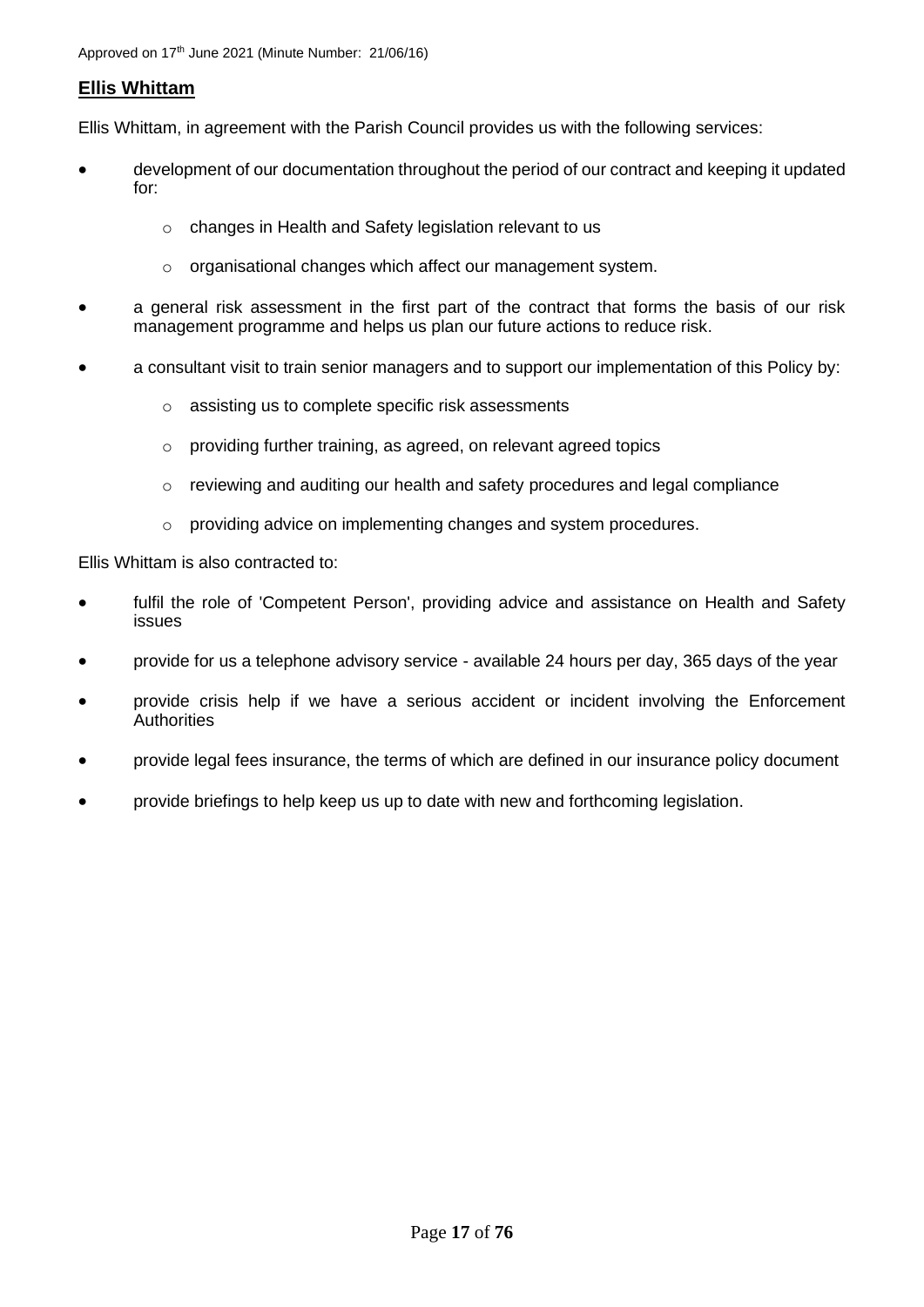## Ellis Whittam

Ellis Whittam, in agreement with the Parish Council provides us with the following services:

- development of our documentation throughout the period of our contract and keeping it updated for:
    - changes in Health and Safety legislation relevant to us
    - organisational changes which affect our management system.
- a general risk assessment in the first part of the contract that forms the basis of our risk management programme and helps us plan our future actions to reduce risk.
- a consultant visit to train senior managers and to support our implementation of this Policy by:
    - assisting us to complete specific risk assessments
    - providing further training, as agreed, on relevant agreed topics
    - reviewing and auditing our health and safety procedures and legal compliance
    - providing advice on implementing changes and system procedures.

Ellis Whittam is also contracted to:

- fulfil the role of 'Competent Person', providing advice and assistance on Health and Safety issues
- provide for us a telephone advisory service - available 24 hours per day, 365 days of the year
- provide crisis help if we have a serious accident or incident involving the Enforcement Authorities
- provide legal fees insurance, the terms of which are defined in our insurance policy document
- provide briefings to help keep us up to date with new and forthcoming legislation.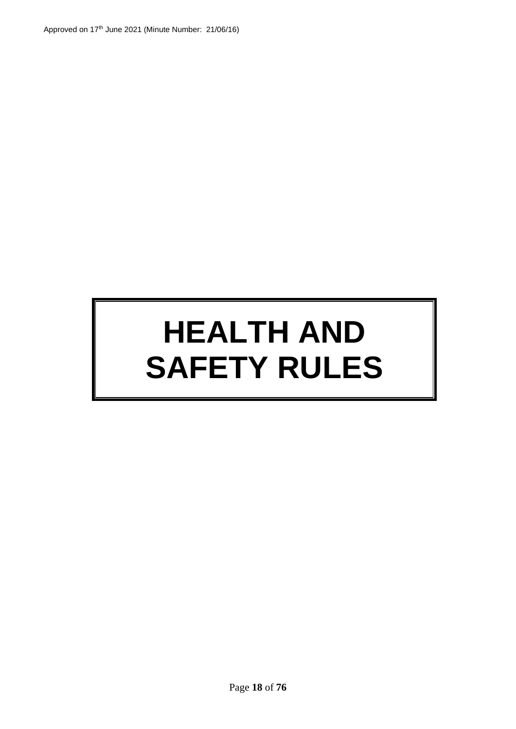# HEALTH AND SAFETY RULES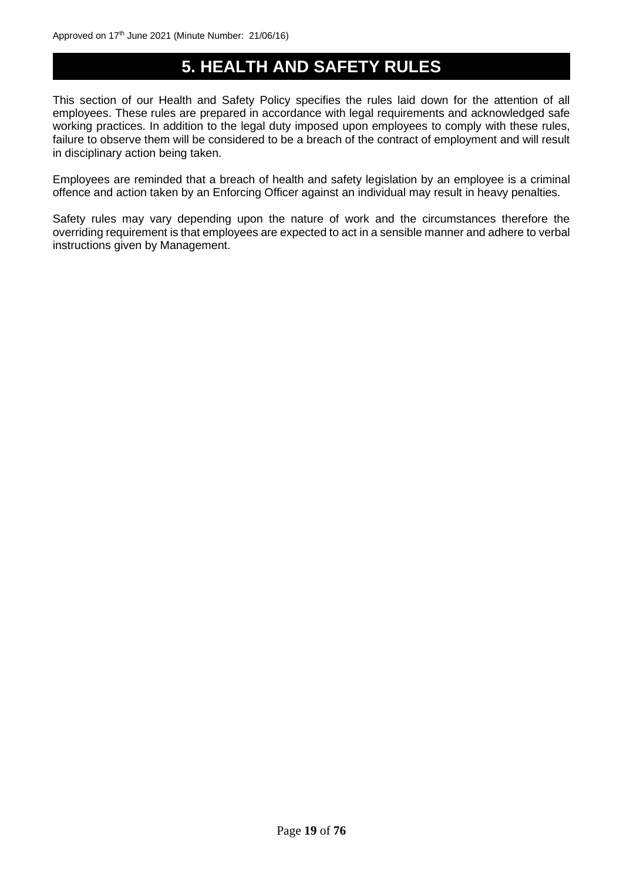# 5. HEALTH AND SAFETY RULES

This section of our Health and Safety Policy specifies the rules laid down for the attention of all employees. These rules are prepared in accordance with legal requirements and acknowledged safe working practices. In addition to the legal duty imposed upon employees to comply with these rules, failure to observe them will be considered to be a breach of the contract of employment and will result in disciplinary action being taken.

Employees are reminded that a breach of health and safety legislation by an employee is a criminal offence and action taken by an Enforcing Officer against an individual may result in heavy penalties.

Safety rules may vary depending upon the nature of work and the circumstances therefore the overriding requirement is that employees are expected to act in a sensible manner and adhere to verbal instructions given by Management.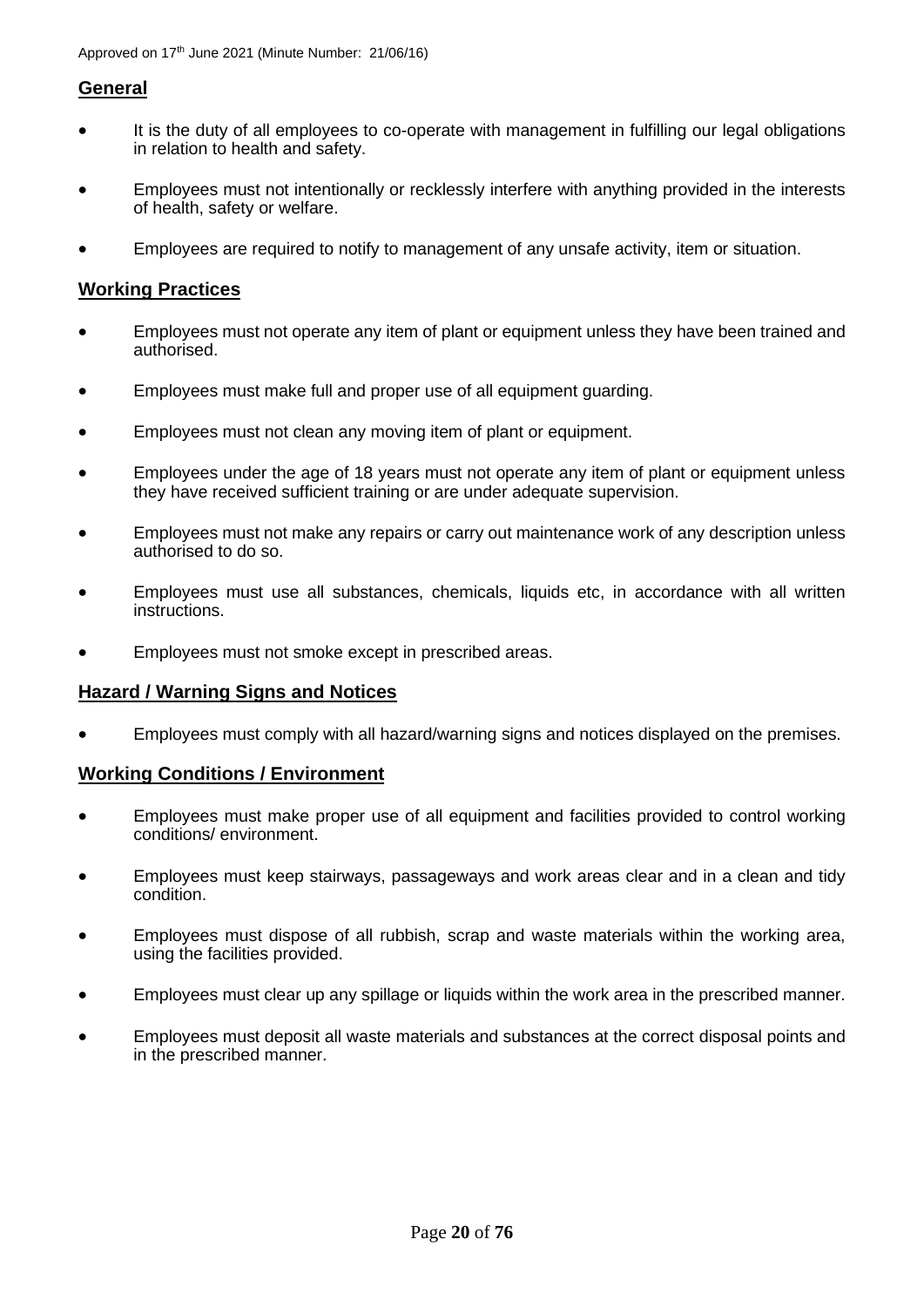Approved on 17th June 2021 (Minute Number: 21/06/16)

## General

- It is the duty of all employees to co-operate with management in fulfilling our legal obligations in relation to health and safety.
- Employees must not intentionally or recklessly interfere with anything provided in the interests of health, safety or welfare.
- Employees are required to notify to management of any unsafe activity, item or situation.

## Working Practices

- Employees must not operate any item of plant or equipment unless they have been trained and authorised.
- Employees must make full and proper use of all equipment guarding.
- Employees must not clean any moving item of plant or equipment.
- Employees under the age of 18 years must not operate any item of plant or equipment unless they have received sufficient training or are under adequate supervision.
- Employees must not make any repairs or carry out maintenance work of any description unless authorised to do so.
- Employees must use all substances, chemicals, liquids etc, in accordance with all written instructions.
- Employees must not smoke except in prescribed areas.

## Hazard / Warning Signs and Notices

- Employees must comply with all hazard/warning signs and notices displayed on the premises.

## Working Conditions / Environment

- Employees must make proper use of all equipment and facilities provided to control working conditions/ environment.
- Employees must keep stairways, passageways and work areas clear and in a clean and tidy condition.
- Employees must dispose of all rubbish, scrap and waste materials within the working area, using the facilities provided.
- Employees must clear up any spillage or liquids within the work area in the prescribed manner.
- Employees must deposit all waste materials and substances at the correct disposal points and in the prescribed manner.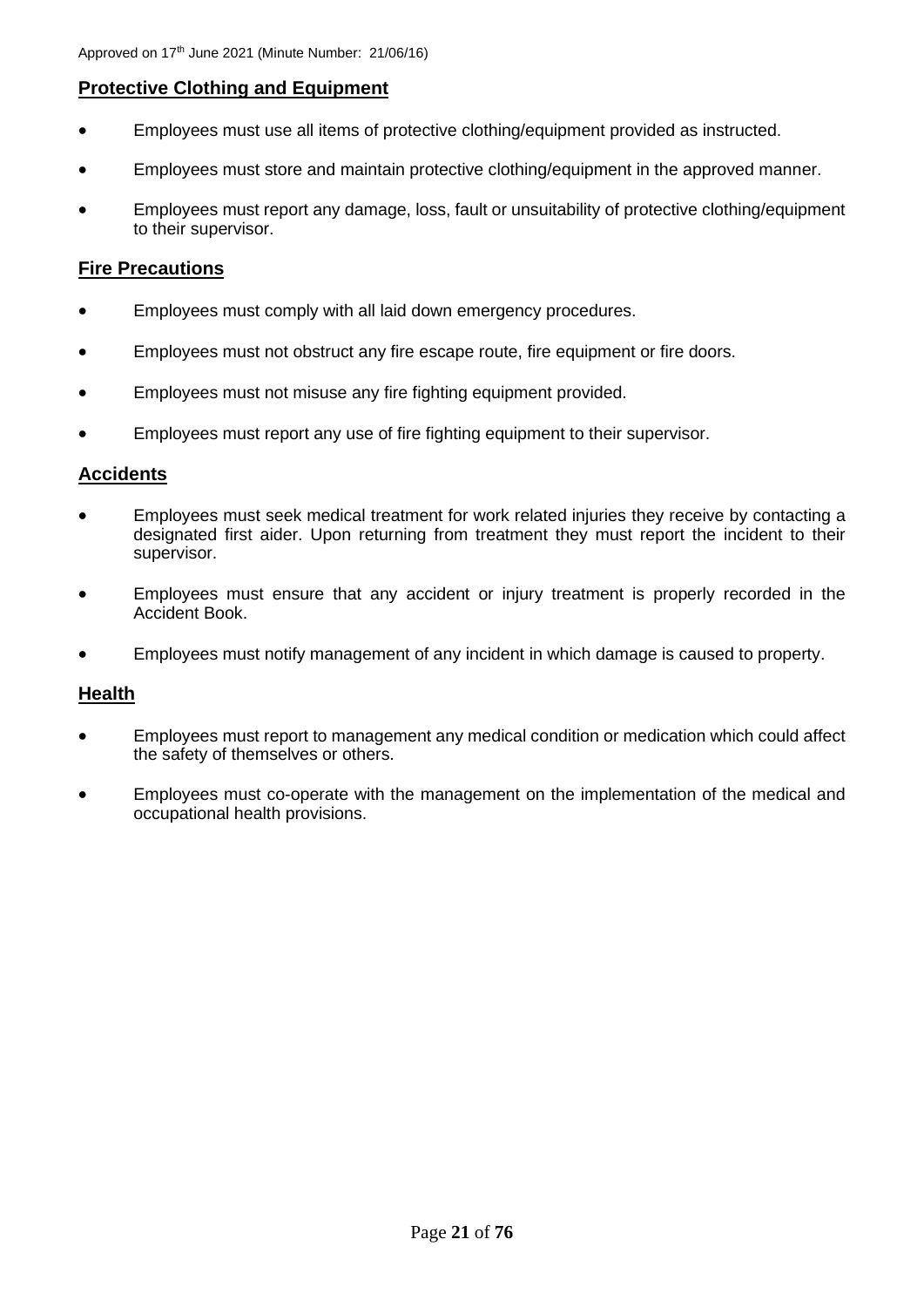## Protective Clothing and Equipment

- Employees must use all items of protective clothing/equipment provided as instructed.
- Employees must store and maintain protective clothing/equipment in the approved manner.
- Employees must report any damage, loss, fault or unsuitability of protective clothing/equipment to their supervisor.

## Fire Precautions

- Employees must comply with all laid down emergency procedures.
- Employees must not obstruct any fire escape route, fire equipment or fire doors.
- Employees must not misuse any fire fighting equipment provided.
- Employees must report any use of fire fighting equipment to their supervisor.

## Accidents

- Employees must seek medical treatment for work related injuries they receive by contacting a designated first aider. Upon returning from treatment they must report the incident to their supervisor.
- Employees must ensure that any accident or injury treatment is properly recorded in the Accident Book.
- Employees must notify management of any incident in which damage is caused to property.

## Health

- Employees must report to management any medical condition or medication which could affect the safety of themselves or others.
- Employees must co-operate with the management on the implementation of the medical and occupational health provisions.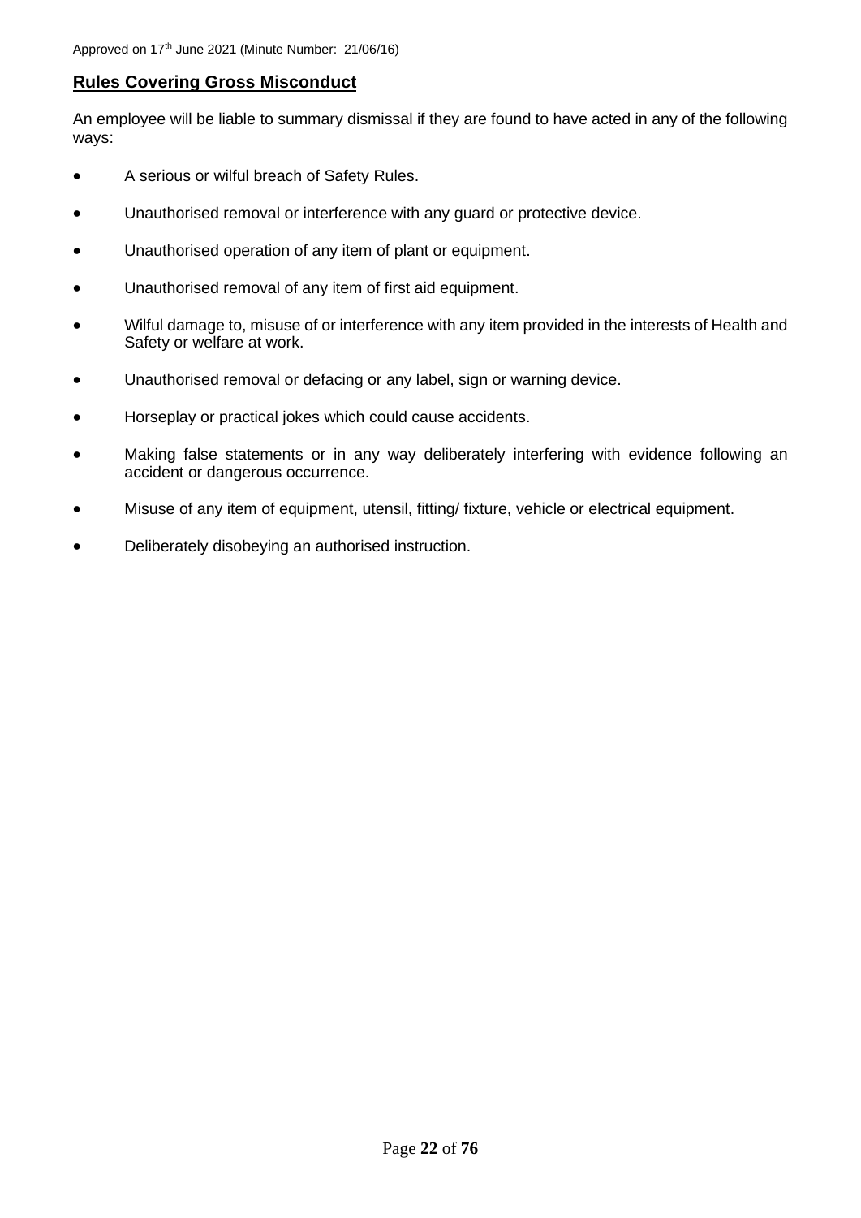## Rules Covering Gross Misconduct

An employee will be liable to summary dismissal if they are found to have acted in any of the following ways:

- A serious or wilful breach of Safety Rules.
- Unauthorised removal or interference with any guard or protective device.
- Unauthorised operation of any item of plant or equipment.
- Unauthorised removal of any item of first aid equipment.
- Wilful damage to, misuse of or interference with any item provided in the interests of Health and Safety or welfare at work.
- Unauthorised removal or defacing or any label, sign or warning device.
- Horseplay or practical jokes which could cause accidents.
- Making false statements or in any way deliberately interfering with evidence following an accident or dangerous occurrence.
- Misuse of any item of equipment, utensil, fitting/ fixture, vehicle or electrical equipment.
- Deliberately disobeying an authorised instruction.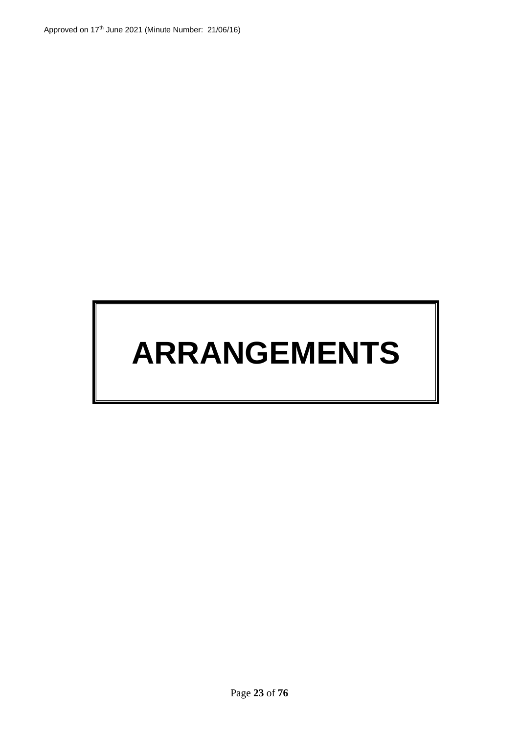# ARRANGEMENTS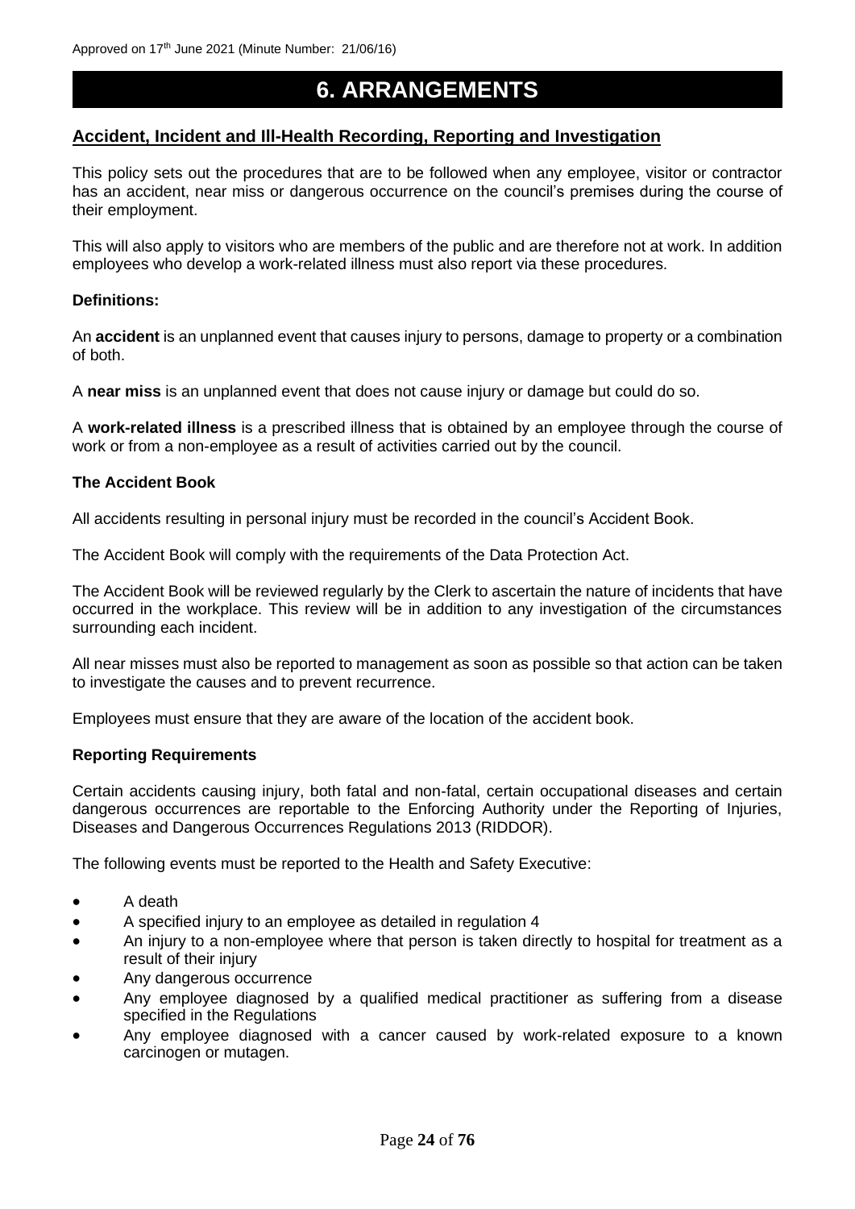Approved on 17th June 2021 (Minute Number: 21/06/16)

# 6. ARRANGEMENTS

## Accident, Incident and Ill-Health Recording, Reporting and Investigation

This policy sets out the procedures that are to be followed when any employee, visitor or contractor has an accident, near miss or dangerous occurrence on the council's premises during the course of their employment.

This will also apply to visitors who are members of the public and are therefore not at work. In addition employees who develop a work-related illness must also report via these procedures.

### Definitions:

An **accident** is an unplanned event that causes injury to persons, damage to property or a combination of both.

A **near miss** is an unplanned event that does not cause injury or damage but could do so.

A **work-related illness** is a prescribed illness that is obtained by an employee through the course of work or from a non-employee as a result of activities carried out by the council.

### The Accident Book

All accidents resulting in personal injury must be recorded in the council's Accident Book.

The Accident Book will comply with the requirements of the Data Protection Act.

The Accident Book will be reviewed regularly by the Clerk to ascertain the nature of incidents that have occurred in the workplace. This review will be in addition to any investigation of the circumstances surrounding each incident.

All near misses must also be reported to management as soon as possible so that action can be taken to investigate the causes and to prevent recurrence.

Employees must ensure that they are aware of the location of the accident book.

### Reporting Requirements

Certain accidents causing injury, both fatal and non-fatal, certain occupational diseases and certain dangerous occurrences are reportable to the Enforcing Authority under the Reporting of Injuries, Diseases and Dangerous Occurrences Regulations 2013 (RIDDOR).

The following events must be reported to the Health and Safety Executive:

- A death
- A specified injury to an employee as detailed in regulation 4
- An injury to a non-employee where that person is taken directly to hospital for treatment as a result of their injury
- Any dangerous occurrence
- Any employee diagnosed by a qualified medical practitioner as suffering from a disease specified in the Regulations
- Any employee diagnosed with a cancer caused by work-related exposure to a known carcinogen or mutagen.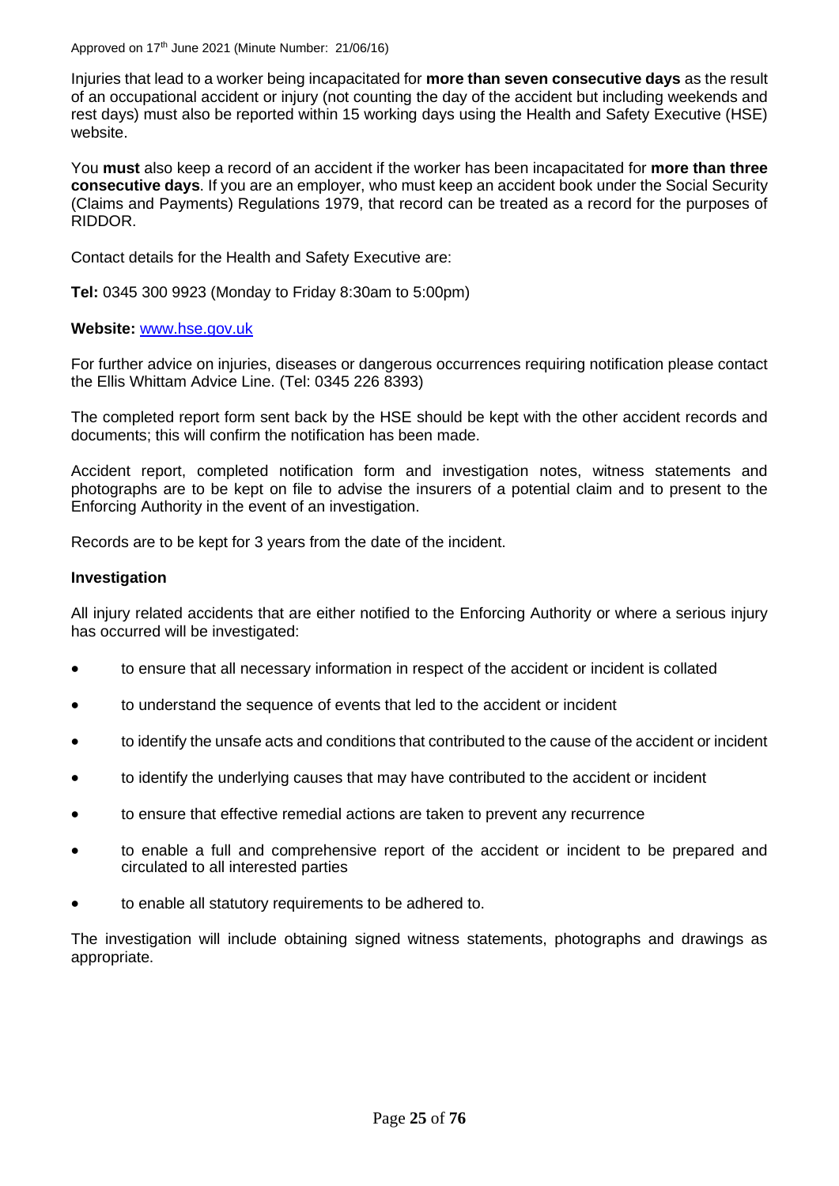Injuries that lead to a worker being incapacitated for **more than seven consecutive days** as the result of an occupational accident or injury (not counting the day of the accident but including weekends and rest days) must also be reported within 15 working days using the Health and Safety Executive (HSE) website.

You **must** also keep a record of an accident if the worker has been incapacitated for **more than three consecutive days**. If you are an employer, who must keep an accident book under the Social Security (Claims and Payments) Regulations 1979, that record can be treated as a record for the purposes of RIDDOR.

Contact details for the Health and Safety Executive are:

**Tel:** 0345 300 9923 (Monday to Friday 8:30am to 5:00pm)

**Website:** [www.hse.gov.uk](http://www.hse.gov.uk)

For further advice on injuries, diseases or dangerous occurrences requiring notification please contact the Ellis Whittam Advice Line. (Tel: 0345 226 8393)

The completed report form sent back by the HSE should be kept with the other accident records and documents; this will confirm the notification has been made.

Accident report, completed notification form and investigation notes, witness statements and photographs are to be kept on file to advise the insurers of a potential claim and to present to the Enforcing Authority in the event of an investigation.

Records are to be kept for 3 years from the date of the incident.

**Investigation**

All injury related accidents that are either notified to the Enforcing Authority or where a serious injury has occurred will be investigated:

- to ensure that all necessary information in respect of the accident or incident is collated
- to understand the sequence of events that led to the accident or incident
- to identify the unsafe acts and conditions that contributed to the cause of the accident or incident
- to identify the underlying causes that may have contributed to the accident or incident
- to ensure that effective remedial actions are taken to prevent any recurrence
- to enable a full and comprehensive report of the accident or incident to be prepared and circulated to all interested parties
- to enable all statutory requirements to be adhered to.

The investigation will include obtaining signed witness statements, photographs and drawings as appropriate.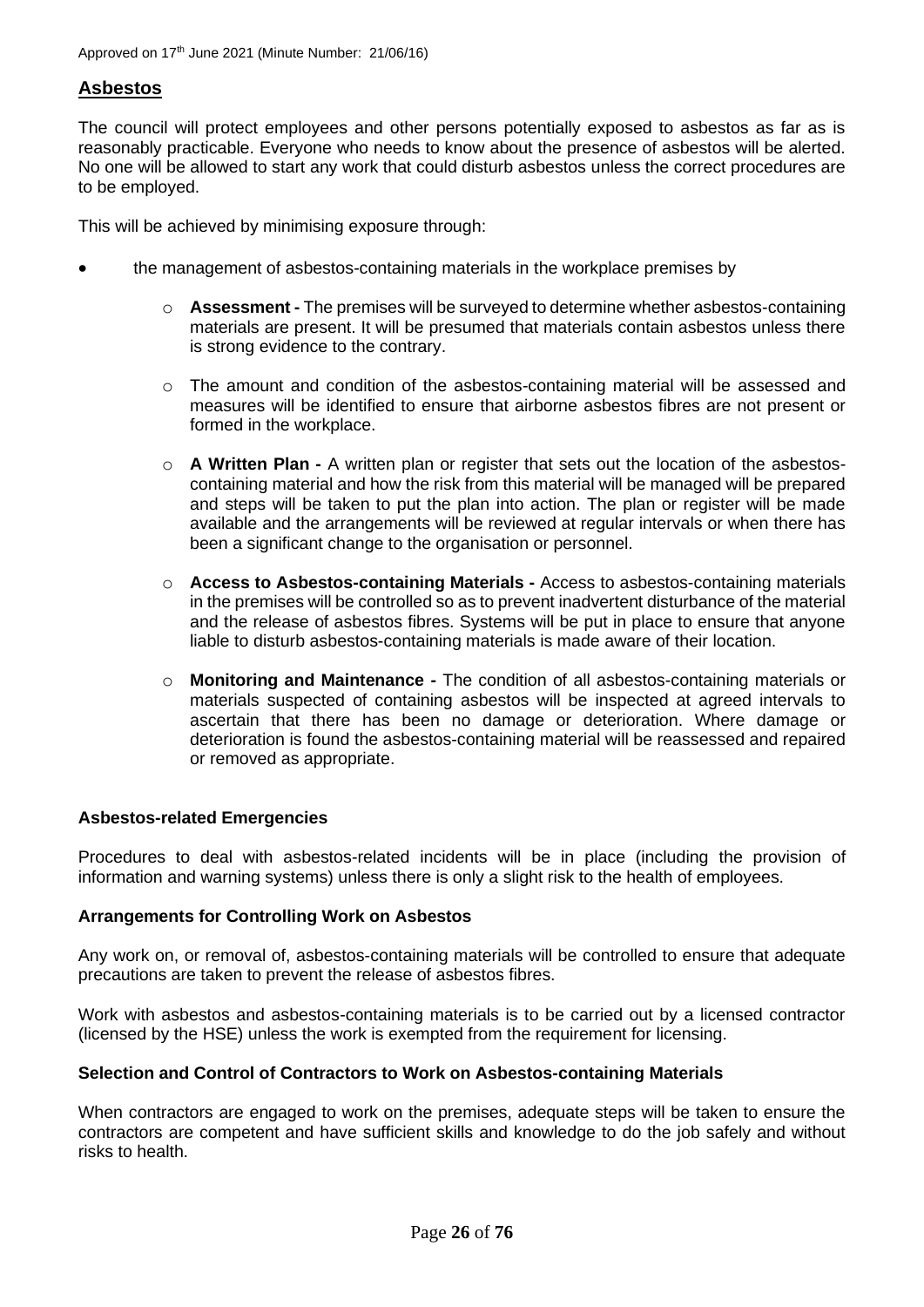## Asbestos

The council will protect employees and other persons potentially exposed to asbestos as far as is reasonably practicable. Everyone who needs to know about the presence of asbestos will be alerted. No one will be allowed to start any work that could disturb asbestos unless the correct procedures are to be employed.

This will be achieved by minimising exposure through:

- the management of asbestos-containing materials in the workplace premises by
  - **Assessment -** The premises will be surveyed to determine whether asbestos-containing materials are present. It will be presumed that materials contain asbestos unless there is strong evidence to the contrary.
  - The amount and condition of the asbestos-containing material will be assessed and measures will be identified to ensure that airborne asbestos fibres are not present or formed in the workplace.
  - **A Written Plan -** A written plan or register that sets out the location of the asbestos-containing material and how the risk from this material will be managed will be prepared and steps will be taken to put the plan into action. The plan or register will be made available and the arrangements will be reviewed at regular intervals or when there has been a significant change to the organisation or personnel.
  - **Access to Asbestos-containing Materials -** Access to asbestos-containing materials in the premises will be controlled so as to prevent inadvertent disturbance of the material and the release of asbestos fibres. Systems will be put in place to ensure that anyone liable to disturb asbestos-containing materials is made aware of their location.
  - **Monitoring and Maintenance -** The condition of all asbestos-containing materials or materials suspected of containing asbestos will be inspected at agreed intervals to ascertain that there has been no damage or deterioration. Where damage or deterioration is found the asbestos-containing material will be reassessed and repaired or removed as appropriate.

### Asbestos-related Emergencies

Procedures to deal with asbestos-related incidents will be in place (including the provision of information and warning systems) unless there is only a slight risk to the health of employees.

### Arrangements for Controlling Work on Asbestos

Any work on, or removal of, asbestos-containing materials will be controlled to ensure that adequate precautions are taken to prevent the release of asbestos fibres.

Work with asbestos and asbestos-containing materials is to be carried out by a licensed contractor (licensed by the HSE) unless the work is exempted from the requirement for licensing.

### Selection and Control of Contractors to Work on Asbestos-containing Materials

When contractors are engaged to work on the premises, adequate steps will be taken to ensure the contractors are competent and have sufficient skills and knowledge to do the job safely and without risks to health.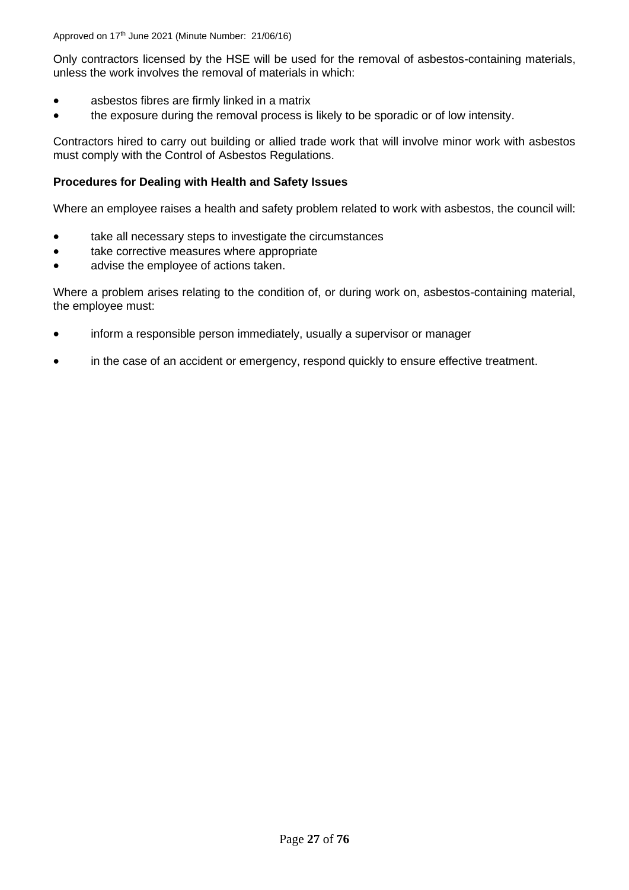Only contractors licensed by the HSE will be used for the removal of asbestos-containing materials, unless the work involves the removal of materials in which:

- asbestos fibres are firmly linked in a matrix
- the exposure during the removal process is likely to be sporadic or of low intensity.

Contractors hired to carry out building or allied trade work that will involve minor work with asbestos must comply with the Control of Asbestos Regulations.

**Procedures for Dealing with Health and Safety Issues**

Where an employee raises a health and safety problem related to work with asbestos, the council will:

- take all necessary steps to investigate the circumstances
- take corrective measures where appropriate
- advise the employee of actions taken.

Where a problem arises relating to the condition of, or during work on, asbestos-containing material, the employee must:

- inform a responsible person immediately, usually a supervisor or manager
- in the case of an accident or emergency, respond quickly to ensure effective treatment.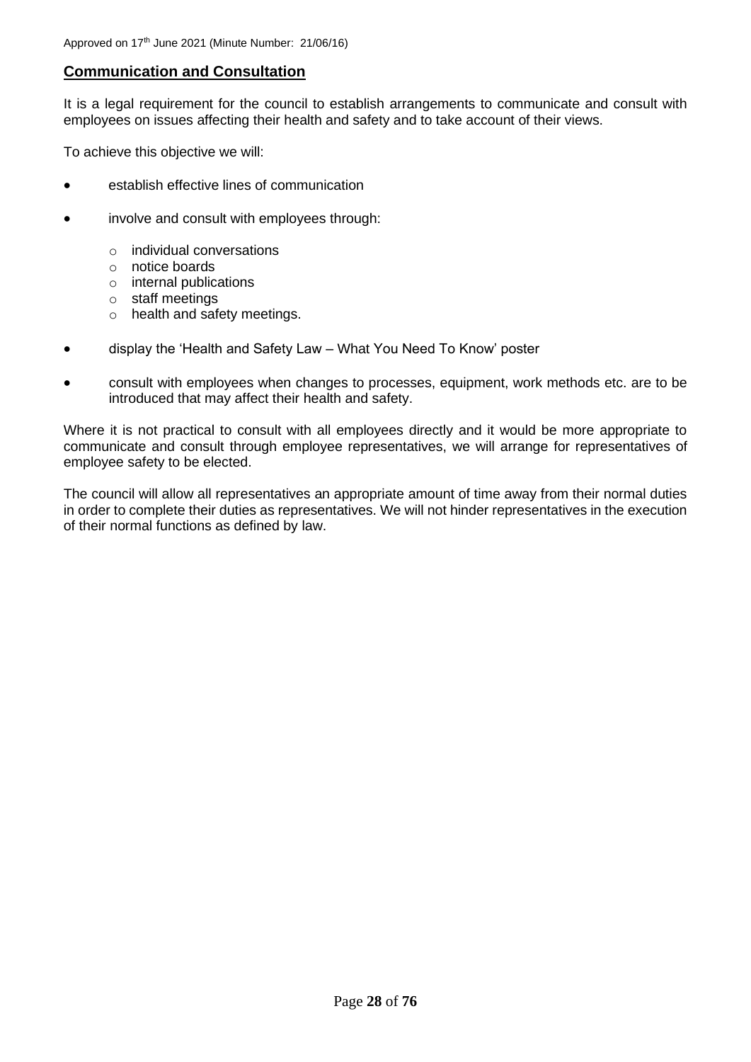## **Communication and Consultation**

It is a legal requirement for the council to establish arrangements to communicate and consult with employees on issues affecting their health and safety and to take account of their views.

To achieve this objective we will:

- establish effective lines of communication
- involve and consult with employees through:
  - individual conversations
  - notice boards
  - internal publications
  - staff meetings
  - health and safety meetings.
- display the 'Health and Safety Law – What You Need To Know' poster
- consult with employees when changes to processes, equipment, work methods etc. are to be introduced that may affect their health and safety.

Where it is not practical to consult with all employees directly and it would be more appropriate to communicate and consult through employee representatives, we will arrange for representatives of employee safety to be elected.

The council will allow all representatives an appropriate amount of time away from their normal duties in order to complete their duties as representatives. We will not hinder representatives in the execution of their normal functions as defined by law.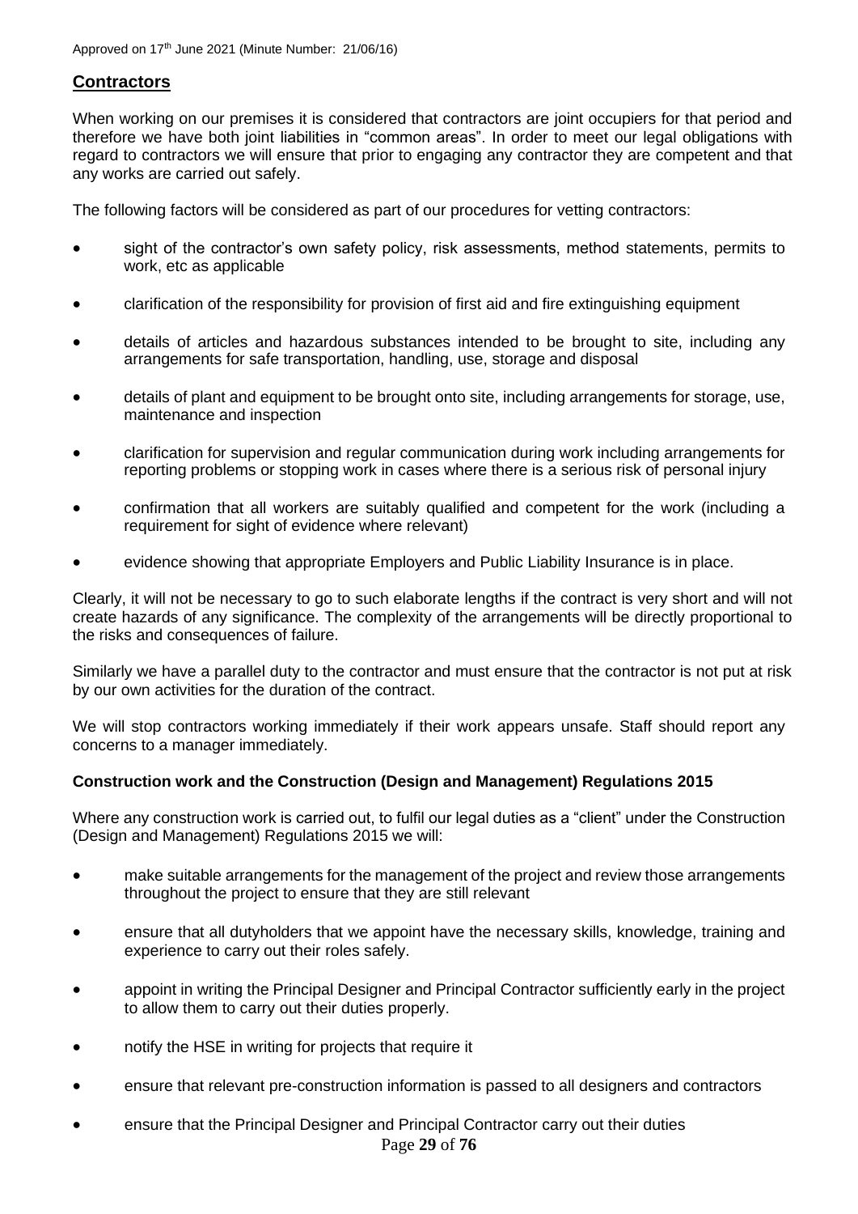## Contractors

When working on our premises it is considered that contractors are joint occupiers for that period and therefore we have both joint liabilities in "common areas". In order to meet our legal obligations with regard to contractors we will ensure that prior to engaging any contractor they are competent and that any works are carried out safely.

The following factors will be considered as part of our procedures for vetting contractors:

- sight of the contractor's own safety policy, risk assessments, method statements, permits to work, etc as applicable
- clarification of the responsibility for provision of first aid and fire extinguishing equipment
- details of articles and hazardous substances intended to be brought to site, including any arrangements for safe transportation, handling, use, storage and disposal
- details of plant and equipment to be brought onto site, including arrangements for storage, use, maintenance and inspection
- clarification for supervision and regular communication during work including arrangements for reporting problems or stopping work in cases where there is a serious risk of personal injury
- confirmation that all workers are suitably qualified and competent for the work (including a requirement for sight of evidence where relevant)
- evidence showing that appropriate Employers and Public Liability Insurance is in place.

Clearly, it will not be necessary to go to such elaborate lengths if the contract is very short and will not create hazards of any significance. The complexity of the arrangements will be directly proportional to the risks and consequences of failure.

Similarly we have a parallel duty to the contractor and must ensure that the contractor is not put at risk by our own activities for the duration of the contract.

We will stop contractors working immediately if their work appears unsafe. Staff should report any concerns to a manager immediately.

### Construction work and the Construction (Design and Management) Regulations 2015

Where any construction work is carried out, to fulfil our legal duties as a "client" under the Construction (Design and Management) Regulations 2015 we will:

- make suitable arrangements for the management of the project and review those arrangements throughout the project to ensure that they are still relevant
- ensure that all dutyholders that we appoint have the necessary skills, knowledge, training and experience to carry out their roles safely.
- appoint in writing the Principal Designer and Principal Contractor sufficiently early in the project to allow them to carry out their duties properly.
- notify the HSE in writing for projects that require it
- ensure that relevant pre-construction information is passed to all designers and contractors
- ensure that the Principal Designer and Principal Contractor carry out their duties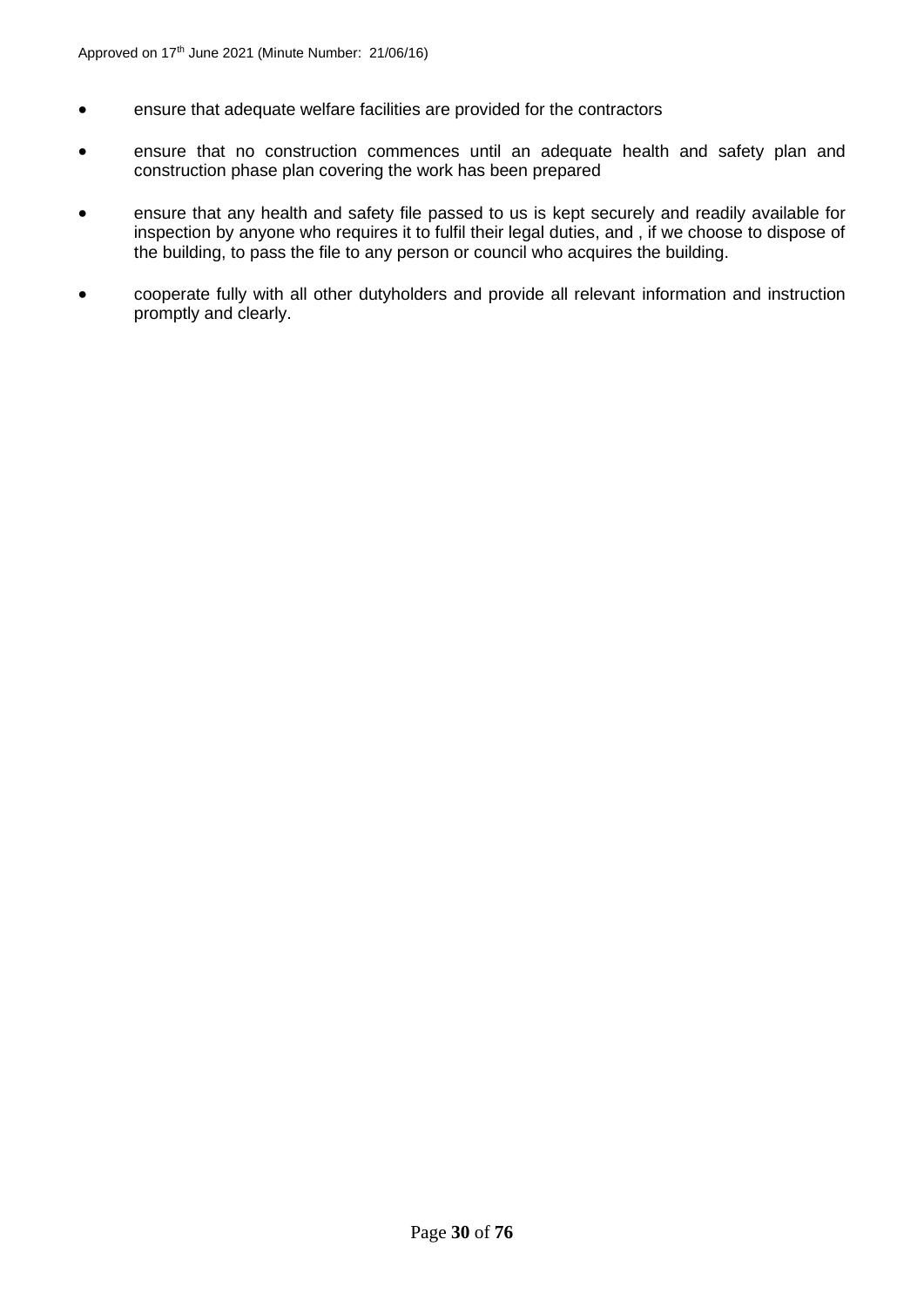- ensure that adequate welfare facilities are provided for the contractors
- ensure that no construction commences until an adequate health and safety plan and construction phase plan covering the work has been prepared
- ensure that any health and safety file passed to us is kept securely and readily available for inspection by anyone who requires it to fulfil their legal duties, and , if we choose to dispose of the building, to pass the file to any person or council who acquires the building.
- cooperate fully with all other dutyholders and provide all relevant information and instruction promptly and clearly.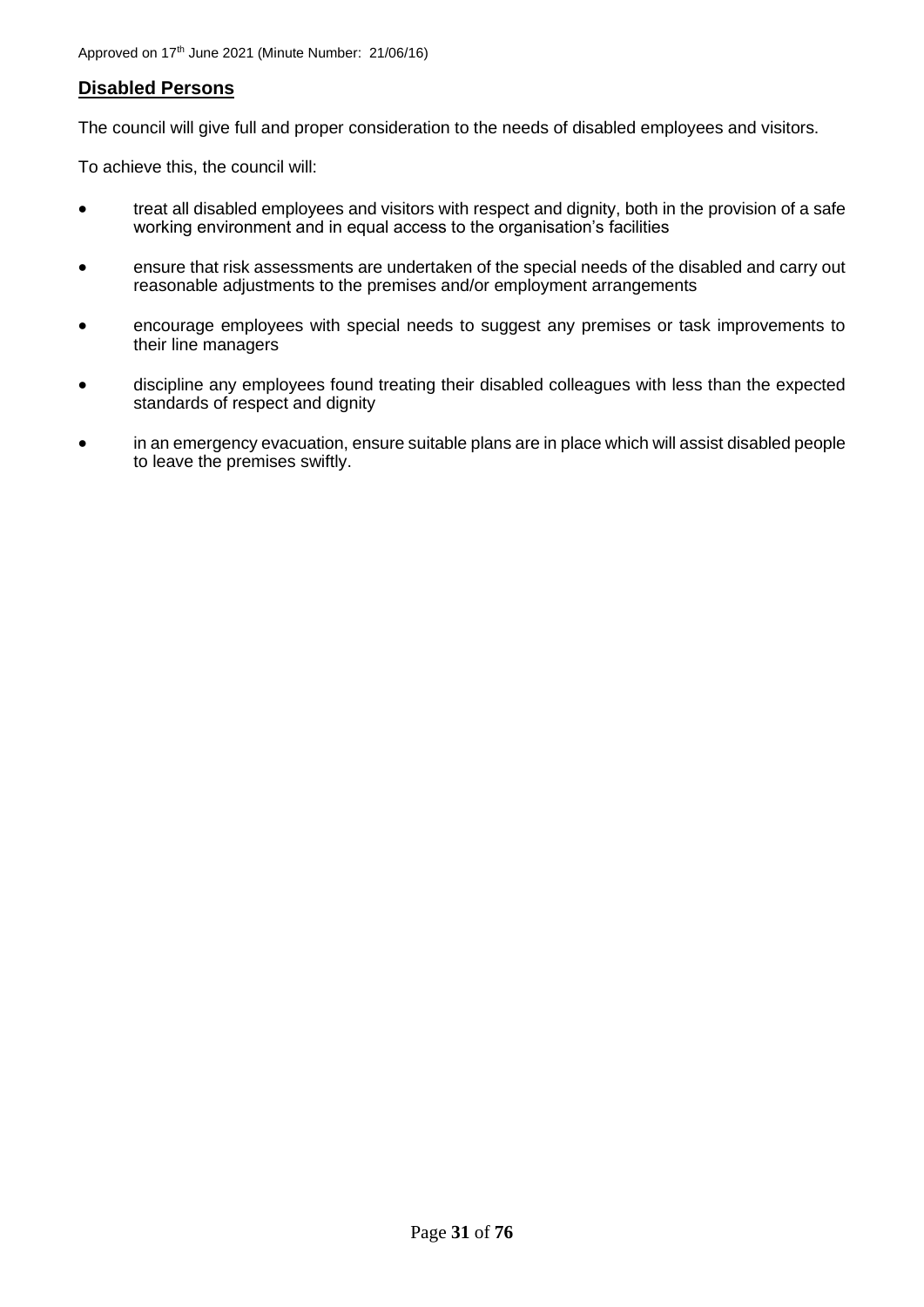## Disabled Persons

The council will give full and proper consideration to the needs of disabled employees and visitors.

To achieve this, the council will:

- treat all disabled employees and visitors with respect and dignity, both in the provision of a safe working environment and in equal access to the organisation's facilities
- ensure that risk assessments are undertaken of the special needs of the disabled and carry out reasonable adjustments to the premises and/or employment arrangements
- encourage employees with special needs to suggest any premises or task improvements to their line managers
- discipline any employees found treating their disabled colleagues with less than the expected standards of respect and dignity
- in an emergency evacuation, ensure suitable plans are in place which will assist disabled people to leave the premises swiftly.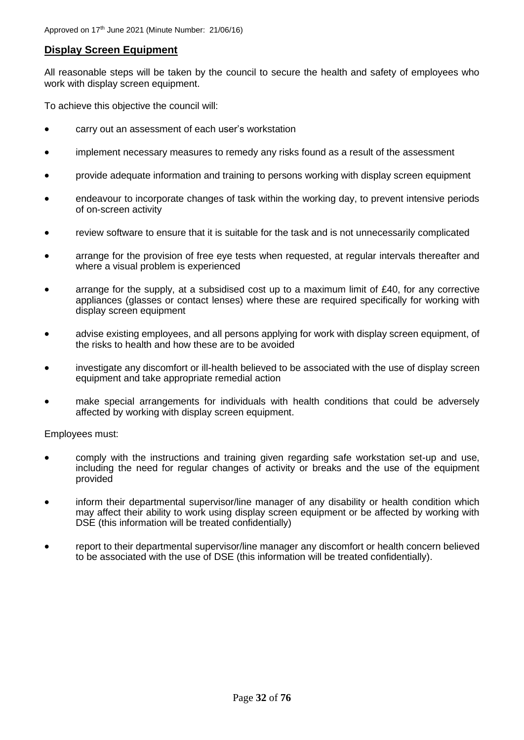Approved on 17th June 2021 (Minute Number: 21/06/16)

## Display Screen Equipment

All reasonable steps will be taken by the council to secure the health and safety of employees who work with display screen equipment.

To achieve this objective the council will:

- carry out an assessment of each user's workstation
- implement necessary measures to remedy any risks found as a result of the assessment
- provide adequate information and training to persons working with display screen equipment
- endeavour to incorporate changes of task within the working day, to prevent intensive periods of on-screen activity
- review software to ensure that it is suitable for the task and is not unnecessarily complicated
- arrange for the provision of free eye tests when requested, at regular intervals thereafter and where a visual problem is experienced
- arrange for the supply, at a subsidised cost up to a maximum limit of £40, for any corrective appliances (glasses or contact lenses) where these are required specifically for working with display screen equipment
- advise existing employees, and all persons applying for work with display screen equipment, of the risks to health and how these are to be avoided
- investigate any discomfort or ill-health believed to be associated with the use of display screen equipment and take appropriate remedial action
- make special arrangements for individuals with health conditions that could be adversely affected by working with display screen equipment.

Employees must:

- comply with the instructions and training given regarding safe workstation set-up and use, including the need for regular changes of activity or breaks and the use of the equipment provided
- inform their departmental supervisor/line manager of any disability or health condition which may affect their ability to work using display screen equipment or be affected by working with DSE (this information will be treated confidentially)
- report to their departmental supervisor/line manager any discomfort or health concern believed to be associated with the use of DSE (this information will be treated confidentially).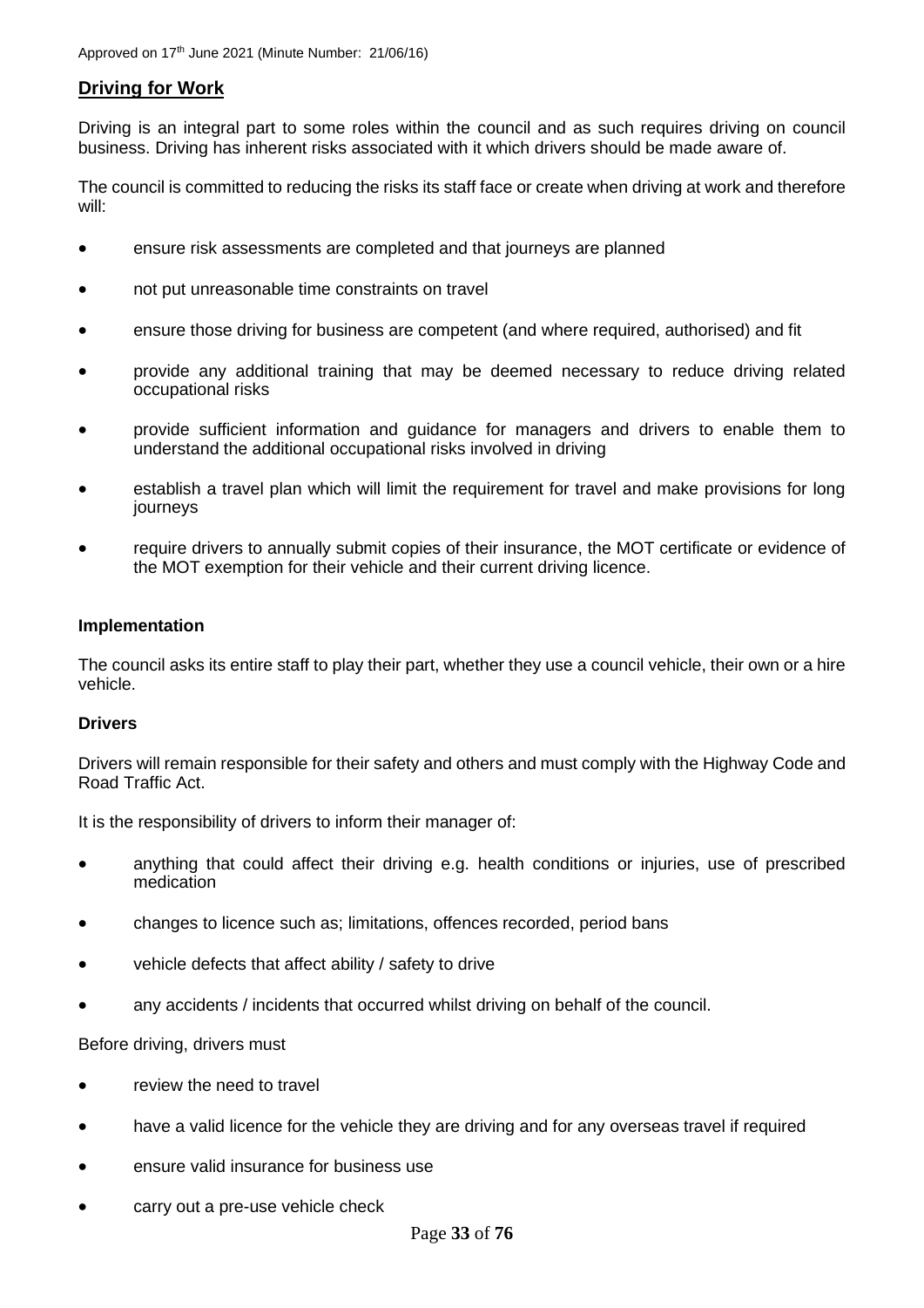## Driving for Work

Driving is an integral part to some roles within the council and as such requires driving on council business. Driving has inherent risks associated with it which drivers should be made aware of.

The council is committed to reducing the risks its staff face or create when driving at work and therefore will:

- ensure risk assessments are completed and that journeys are planned
- not put unreasonable time constraints on travel
- ensure those driving for business are competent (and where required, authorised) and fit
- provide any additional training that may be deemed necessary to reduce driving related occupational risks
- provide sufficient information and guidance for managers and drivers to enable them to understand the additional occupational risks involved in driving
- establish a travel plan which will limit the requirement for travel and make provisions for long journeys
- require drivers to annually submit copies of their insurance, the MOT certificate or evidence of the MOT exemption for their vehicle and their current driving licence.

### Implementation

The council asks its entire staff to play their part, whether they use a council vehicle, their own or a hire vehicle.

### Drivers

Drivers will remain responsible for their safety and others and must comply with the Highway Code and Road Traffic Act.

It is the responsibility of drivers to inform their manager of:

- anything that could affect their driving e.g. health conditions or injuries, use of prescribed medication
- changes to licence such as; limitations, offences recorded, period bans
- vehicle defects that affect ability / safety to drive
- any accidents / incidents that occurred whilst driving on behalf of the council.

Before driving, drivers must

- review the need to travel
- have a valid licence for the vehicle they are driving and for any overseas travel if required
- ensure valid insurance for business use
- carry out a pre-use vehicle check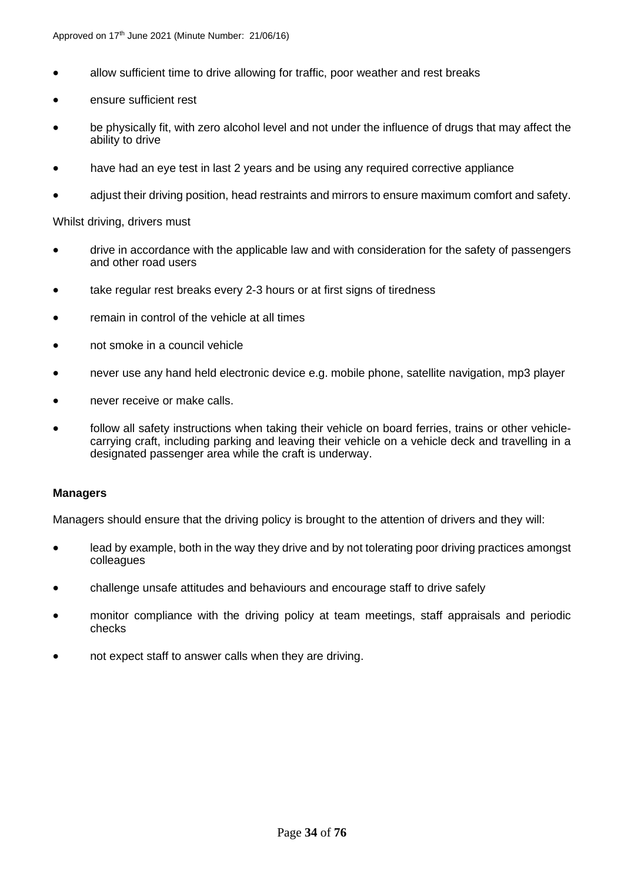- allow sufficient time to drive allowing for traffic, poor weather and rest breaks
- ensure sufficient rest
- be physically fit, with zero alcohol level and not under the influence of drugs that may affect the ability to drive
- have had an eye test in last 2 years and be using any required corrective appliance
- adjust their driving position, head restraints and mirrors to ensure maximum comfort and safety.

Whilst driving, drivers must

- drive in accordance with the applicable law and with consideration for the safety of passengers and other road users
- take regular rest breaks every 2-3 hours or at first signs of tiredness
- remain in control of the vehicle at all times
- not smoke in a council vehicle
- never use any hand held electronic device e.g. mobile phone, satellite navigation, mp3 player
- never receive or make calls.
- follow all safety instructions when taking their vehicle on board ferries, trains or other vehicle-carrying craft, including parking and leaving their vehicle on a vehicle deck and travelling in a designated passenger area while the craft is underway.

**Managers**

Managers should ensure that the driving policy is brought to the attention of drivers and they will:

- lead by example, both in the way they drive and by not tolerating poor driving practices amongst colleagues
- challenge unsafe attitudes and behaviours and encourage staff to drive safely
- monitor compliance with the driving policy at team meetings, staff appraisals and periodic checks
- not expect staff to answer calls when they are driving.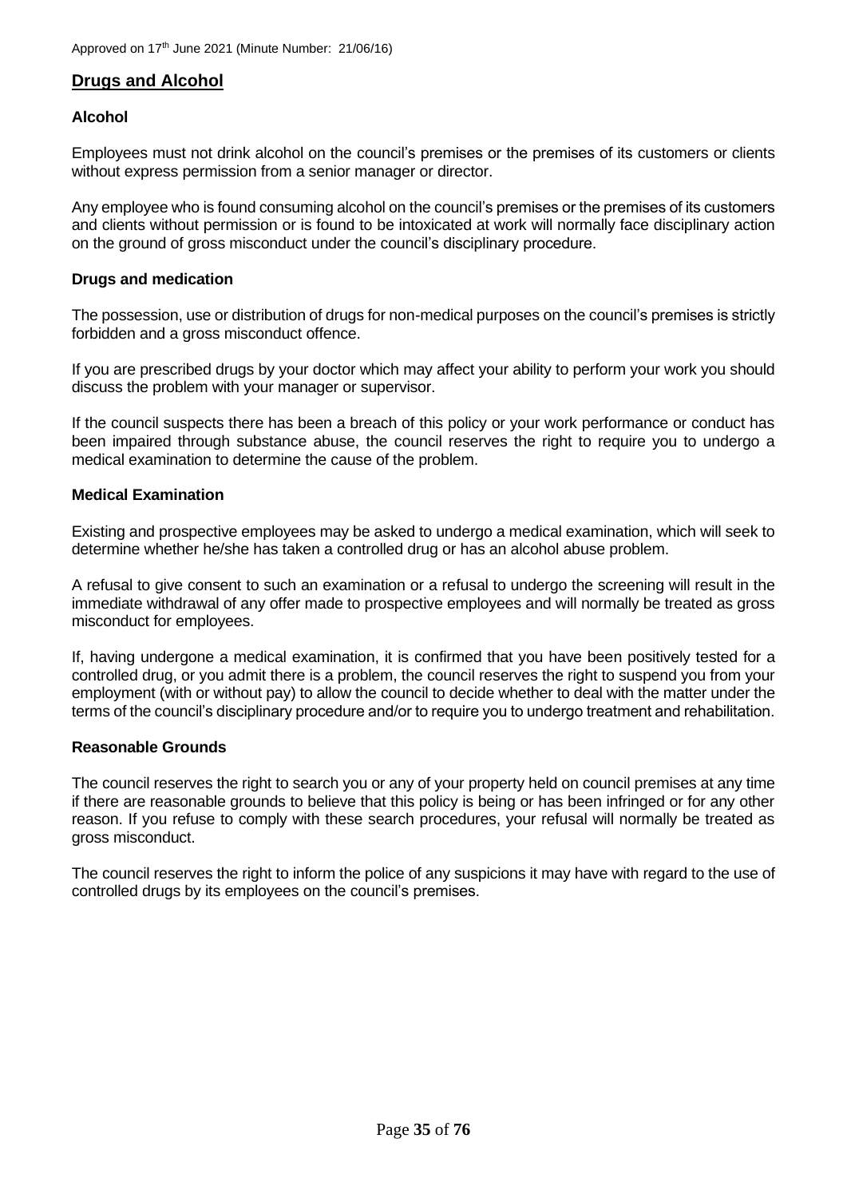## Drugs and Alcohol

### Alcohol

Employees must not drink alcohol on the council's premises or the premises of its customers or clients without express permission from a senior manager or director.

Any employee who is found consuming alcohol on the council's premises or the premises of its customers and clients without permission or is found to be intoxicated at work will normally face disciplinary action on the ground of gross misconduct under the council's disciplinary procedure.

### Drugs and medication

The possession, use or distribution of drugs for non-medical purposes on the council's premises is strictly forbidden and a gross misconduct offence.

If you are prescribed drugs by your doctor which may affect your ability to perform your work you should discuss the problem with your manager or supervisor.

If the council suspects there has been a breach of this policy or your work performance or conduct has been impaired through substance abuse, the council reserves the right to require you to undergo a medical examination to determine the cause of the problem.

### Medical Examination

Existing and prospective employees may be asked to undergo a medical examination, which will seek to determine whether he/she has taken a controlled drug or has an alcohol abuse problem.

A refusal to give consent to such an examination or a refusal to undergo the screening will result in the immediate withdrawal of any offer made to prospective employees and will normally be treated as gross misconduct for employees.

If, having undergone a medical examination, it is confirmed that you have been positively tested for a controlled drug, or you admit there is a problem, the council reserves the right to suspend you from your employment (with or without pay) to allow the council to decide whether to deal with the matter under the terms of the council's disciplinary procedure and/or to require you to undergo treatment and rehabilitation.

### Reasonable Grounds

The council reserves the right to search you or any of your property held on council premises at any time if there are reasonable grounds to believe that this policy is being or has been infringed or for any other reason. If you refuse to comply with these search procedures, your refusal will normally be treated as gross misconduct.

The council reserves the right to inform the police of any suspicions it may have with regard to the use of controlled drugs by its employees on the council's premises.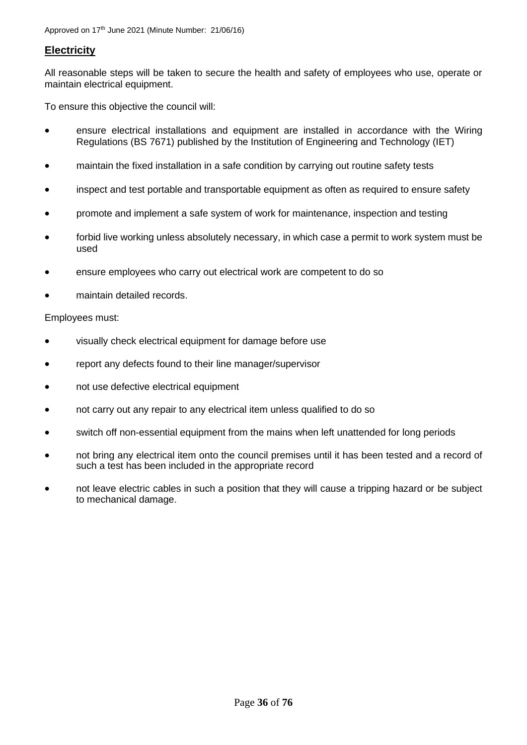## Electricity

All reasonable steps will be taken to secure the health and safety of employees who use, operate or maintain electrical equipment.

To ensure this objective the council will:

- ensure electrical installations and equipment are installed in accordance with the Wiring Regulations (BS 7671) published by the Institution of Engineering and Technology (IET)
- maintain the fixed installation in a safe condition by carrying out routine safety tests
- inspect and test portable and transportable equipment as often as required to ensure safety
- promote and implement a safe system of work for maintenance, inspection and testing
- forbid live working unless absolutely necessary, in which case a permit to work system must be used
- ensure employees who carry out electrical work are competent to do so
- maintain detailed records.

Employees must:

- visually check electrical equipment for damage before use
- report any defects found to their line manager/supervisor
- not use defective electrical equipment
- not carry out any repair to any electrical item unless qualified to do so
- switch off non-essential equipment from the mains when left unattended for long periods
- not bring any electrical item onto the council premises until it has been tested and a record of such a test has been included in the appropriate record
- not leave electric cables in such a position that they will cause a tripping hazard or be subject to mechanical damage.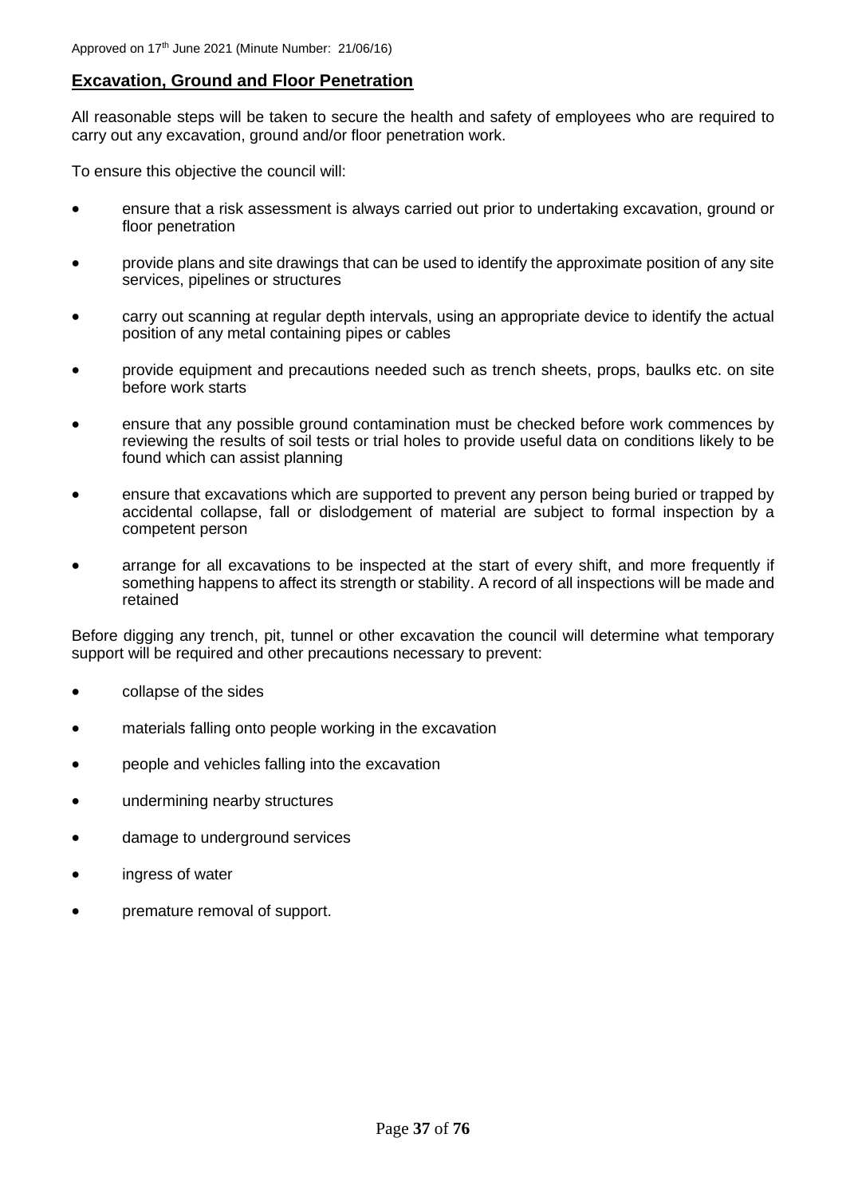Approved on 17th June 2021 (Minute Number: 21/06/16)

## Excavation, Ground and Floor Penetration

All reasonable steps will be taken to secure the health and safety of employees who are required to carry out any excavation, ground and/or floor penetration work.

To ensure this objective the council will:

- ensure that a risk assessment is always carried out prior to undertaking excavation, ground or floor penetration
- provide plans and site drawings that can be used to identify the approximate position of any site services, pipelines or structures
- carry out scanning at regular depth intervals, using an appropriate device to identify the actual position of any metal containing pipes or cables
- provide equipment and precautions needed such as trench sheets, props, baulks etc. on site before work starts
- ensure that any possible ground contamination must be checked before work commences by reviewing the results of soil tests or trial holes to provide useful data on conditions likely to be found which can assist planning
- ensure that excavations which are supported to prevent any person being buried or trapped by accidental collapse, fall or dislodgement of material are subject to formal inspection by a competent person
- arrange for all excavations to be inspected at the start of every shift, and more frequently if something happens to affect its strength or stability. A record of all inspections will be made and retained

Before digging any trench, pit, tunnel or other excavation the council will determine what temporary support will be required and other precautions necessary to prevent:

- collapse of the sides
- materials falling onto people working in the excavation
- people and vehicles falling into the excavation
- undermining nearby structures
- damage to underground services
- ingress of water
- premature removal of support.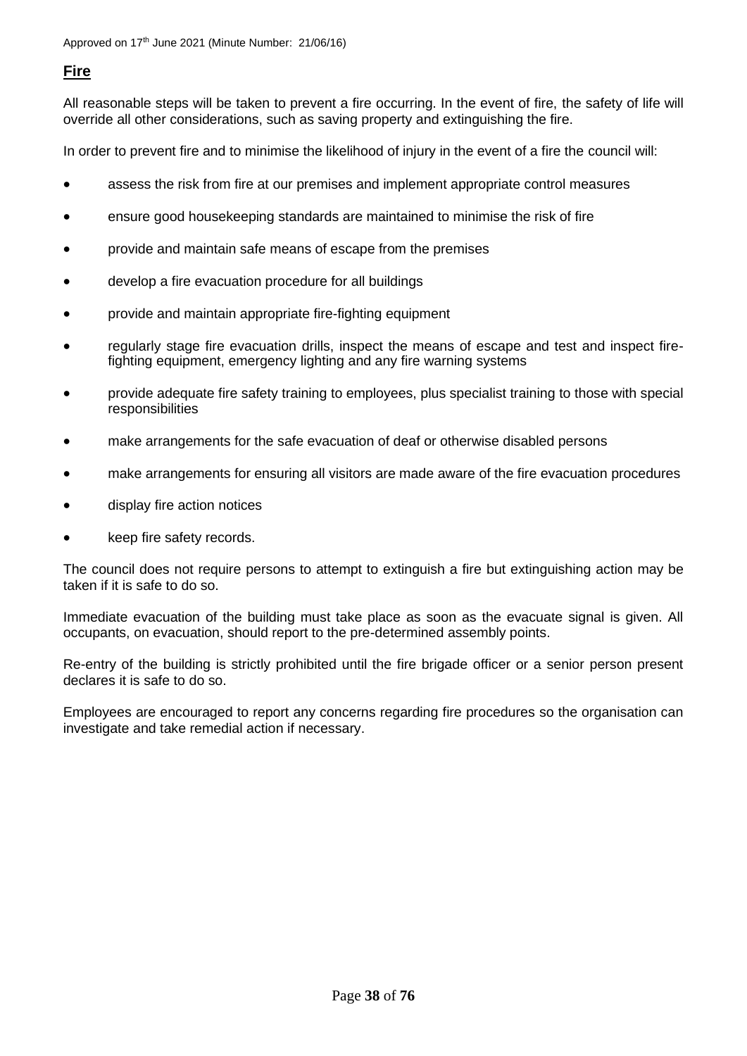## Fire

All reasonable steps will be taken to prevent a fire occurring. In the event of fire, the safety of life will override all other considerations, such as saving property and extinguishing the fire.

In order to prevent fire and to minimise the likelihood of injury in the event of a fire the council will:

- assess the risk from fire at our premises and implement appropriate control measures
- ensure good housekeeping standards are maintained to minimise the risk of fire
- provide and maintain safe means of escape from the premises
- develop a fire evacuation procedure for all buildings
- provide and maintain appropriate fire-fighting equipment
- regularly stage fire evacuation drills, inspect the means of escape and test and inspect fire-fighting equipment, emergency lighting and any fire warning systems
- provide adequate fire safety training to employees, plus specialist training to those with special responsibilities
- make arrangements for the safe evacuation of deaf or otherwise disabled persons
- make arrangements for ensuring all visitors are made aware of the fire evacuation procedures
- display fire action notices
- keep fire safety records.

The council does not require persons to attempt to extinguish a fire but extinguishing action may be taken if it is safe to do so.

Immediate evacuation of the building must take place as soon as the evacuate signal is given. All occupants, on evacuation, should report to the pre-determined assembly points.

Re-entry of the building is strictly prohibited until the fire brigade officer or a senior person present declares it is safe to do so.

Employees are encouraged to report any concerns regarding fire procedures so the organisation can investigate and take remedial action if necessary.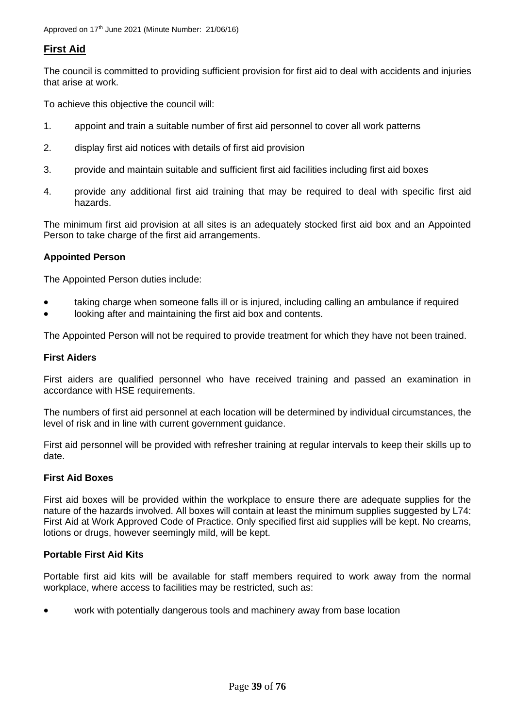Approved on 17th June 2021 (Minute Number: 21/06/16)

## First Aid

The council is committed to providing sufficient provision for first aid to deal with accidents and injuries that arise at work.

To achieve this objective the council will:

1. appoint and train a suitable number of first aid personnel to cover all work patterns
2. display first aid notices with details of first aid provision
3. provide and maintain suitable and sufficient first aid facilities including first aid boxes
4. provide any additional first aid training that may be required to deal with specific first aid hazards.

The minimum first aid provision at all sites is an adequately stocked first aid box and an Appointed Person to take charge of the first aid arrangements.

### Appointed Person

The Appointed Person duties include:

- taking charge when someone falls ill or is injured, including calling an ambulance if required
- looking after and maintaining the first aid box and contents.

The Appointed Person will not be required to provide treatment for which they have not been trained.

### First Aiders

First aiders are qualified personnel who have received training and passed an examination in accordance with HSE requirements.

The numbers of first aid personnel at each location will be determined by individual circumstances, the level of risk and in line with current government guidance.

First aid personnel will be provided with refresher training at regular intervals to keep their skills up to date.

### First Aid Boxes

First aid boxes will be provided within the workplace to ensure there are adequate supplies for the nature of the hazards involved. All boxes will contain at least the minimum supplies suggested by L74: First Aid at Work Approved Code of Practice. Only specified first aid supplies will be kept. No creams, lotions or drugs, however seemingly mild, will be kept.

### Portable First Aid Kits

Portable first aid kits will be available for staff members required to work away from the normal workplace, where access to facilities may be restricted, such as:

- work with potentially dangerous tools and machinery away from base location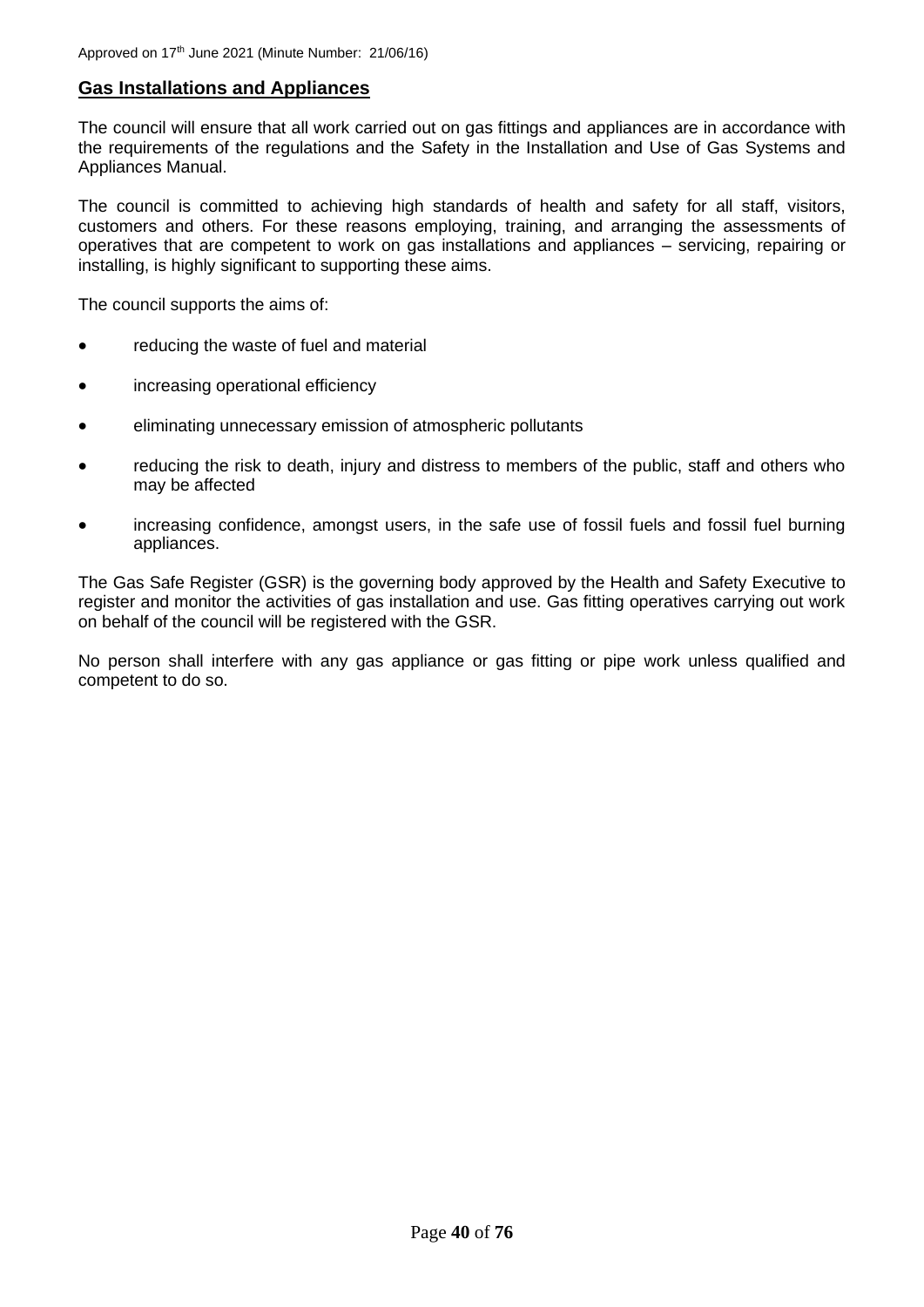## Gas Installations and Appliances

The council will ensure that all work carried out on gas fittings and appliances are in accordance with the requirements of the regulations and the Safety in the Installation and Use of Gas Systems and Appliances Manual.

The council is committed to achieving high standards of health and safety for all staff, visitors, customers and others. For these reasons employing, training, and arranging the assessments of operatives that are competent to work on gas installations and appliances – servicing, repairing or installing, is highly significant to supporting these aims.

The council supports the aims of:

- reducing the waste of fuel and material
- increasing operational efficiency
- eliminating unnecessary emission of atmospheric pollutants
- reducing the risk to death, injury and distress to members of the public, staff and others who may be affected
- increasing confidence, amongst users, in the safe use of fossil fuels and fossil fuel burning appliances.

The Gas Safe Register (GSR) is the governing body approved by the Health and Safety Executive to register and monitor the activities of gas installation and use. Gas fitting operatives carrying out work on behalf of the council will be registered with the GSR.

No person shall interfere with any gas appliance or gas fitting or pipe work unless qualified and competent to do so.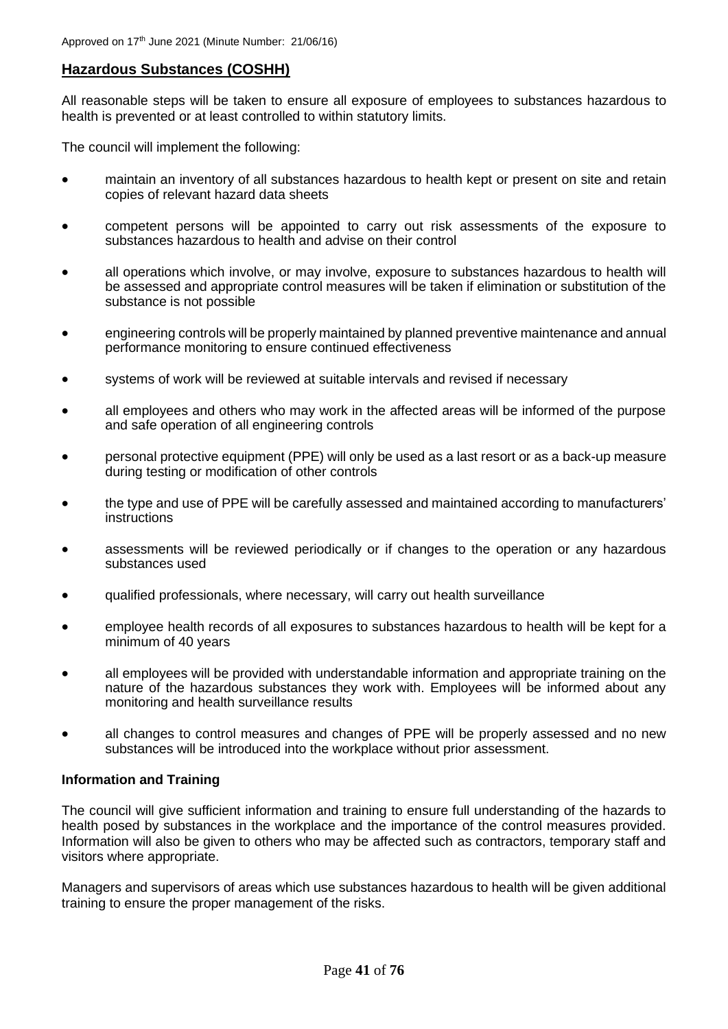Approved on 17th June 2021 (Minute Number: 21/06/16)

## Hazardous Substances (COSHH)

All reasonable steps will be taken to ensure all exposure of employees to substances hazardous to health is prevented or at least controlled to within statutory limits.

The council will implement the following:

- maintain an inventory of all substances hazardous to health kept or present on site and retain copies of relevant hazard data sheets
- competent persons will be appointed to carry out risk assessments of the exposure to substances hazardous to health and advise on their control
- all operations which involve, or may involve, exposure to substances hazardous to health will be assessed and appropriate control measures will be taken if elimination or substitution of the substance is not possible
- engineering controls will be properly maintained by planned preventive maintenance and annual performance monitoring to ensure continued effectiveness
- systems of work will be reviewed at suitable intervals and revised if necessary
- all employees and others who may work in the affected areas will be informed of the purpose and safe operation of all engineering controls
- personal protective equipment (PPE) will only be used as a last resort or as a back-up measure during testing or modification of other controls
- the type and use of PPE will be carefully assessed and maintained according to manufacturers' instructions
- assessments will be reviewed periodically or if changes to the operation or any hazardous substances used
- qualified professionals, where necessary, will carry out health surveillance
- employee health records of all exposures to substances hazardous to health will be kept for a minimum of 40 years
- all employees will be provided with understandable information and appropriate training on the nature of the hazardous substances they work with. Employees will be informed about any monitoring and health surveillance results
- all changes to control measures and changes of PPE will be properly assessed and no new substances will be introduced into the workplace without prior assessment.

### Information and Training

The council will give sufficient information and training to ensure full understanding of the hazards to health posed by substances in the workplace and the importance of the control measures provided. Information will also be given to others who may be affected such as contractors, temporary staff and visitors where appropriate.

Managers and supervisors of areas which use substances hazardous to health will be given additional training to ensure the proper management of the risks.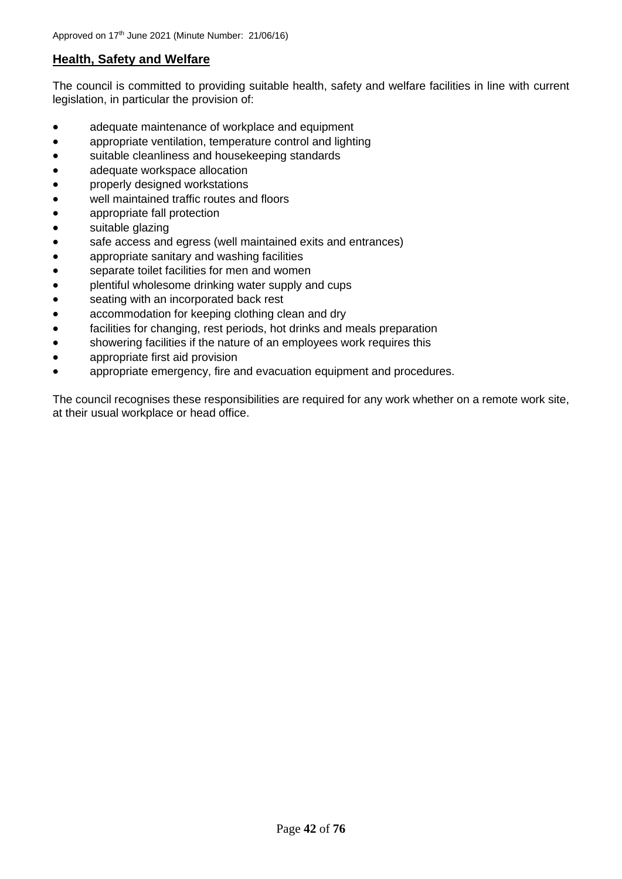## Health, Safety and Welfare

The council is committed to providing suitable health, safety and welfare facilities in line with current legislation, in particular the provision of:

- adequate maintenance of workplace and equipment
- appropriate ventilation, temperature control and lighting
- suitable cleanliness and housekeeping standards
- adequate workspace allocation
- properly designed workstations
- well maintained traffic routes and floors
- appropriate fall protection
- suitable glazing
- safe access and egress (well maintained exits and entrances)
- appropriate sanitary and washing facilities
- separate toilet facilities for men and women
- plentiful wholesome drinking water supply and cups
- seating with an incorporated back rest
- accommodation for keeping clothing clean and dry
- facilities for changing, rest periods, hot drinks and meals preparation
- showering facilities if the nature of an employees work requires this
- appropriate first aid provision
- appropriate emergency, fire and evacuation equipment and procedures.

The council recognises these responsibilities are required for any work whether on a remote work site, at their usual workplace or head office.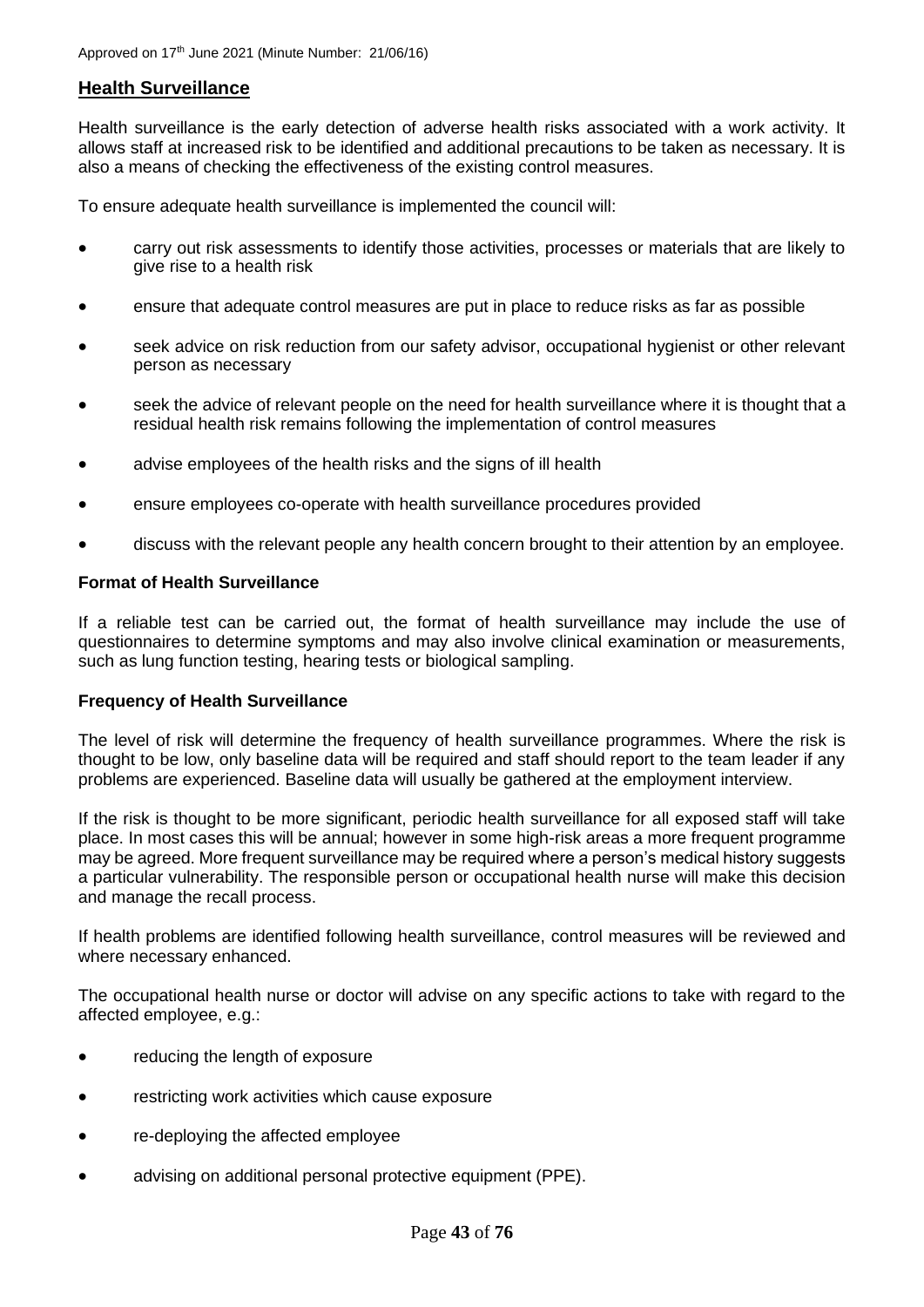## Health Surveillance

Health surveillance is the early detection of adverse health risks associated with a work activity. It allows staff at increased risk to be identified and additional precautions to be taken as necessary. It is also a means of checking the effectiveness of the existing control measures.

To ensure adequate health surveillance is implemented the council will:

- carry out risk assessments to identify those activities, processes or materials that are likely to give rise to a health risk
- ensure that adequate control measures are put in place to reduce risks as far as possible
- seek advice on risk reduction from our safety advisor, occupational hygienist or other relevant person as necessary
- seek the advice of relevant people on the need for health surveillance where it is thought that a residual health risk remains following the implementation of control measures
- advise employees of the health risks and the signs of ill health
- ensure employees co-operate with health surveillance procedures provided
- discuss with the relevant people any health concern brought to their attention by an employee.

### Format of Health Surveillance

If a reliable test can be carried out, the format of health surveillance may include the use of questionnaires to determine symptoms and may also involve clinical examination or measurements, such as lung function testing, hearing tests or biological sampling.

### Frequency of Health Surveillance

The level of risk will determine the frequency of health surveillance programmes. Where the risk is thought to be low, only baseline data will be required and staff should report to the team leader if any problems are experienced. Baseline data will usually be gathered at the employment interview.

If the risk is thought to be more significant, periodic health surveillance for all exposed staff will take place. In most cases this will be annual; however in some high-risk areas a more frequent programme may be agreed. More frequent surveillance may be required where a person's medical history suggests a particular vulnerability. The responsible person or occupational health nurse will make this decision and manage the recall process.

If health problems are identified following health surveillance, control measures will be reviewed and where necessary enhanced.

The occupational health nurse or doctor will advise on any specific actions to take with regard to the affected employee, e.g.:

- reducing the length of exposure
- restricting work activities which cause exposure
- re-deploying the affected employee
- advising on additional personal protective equipment (PPE).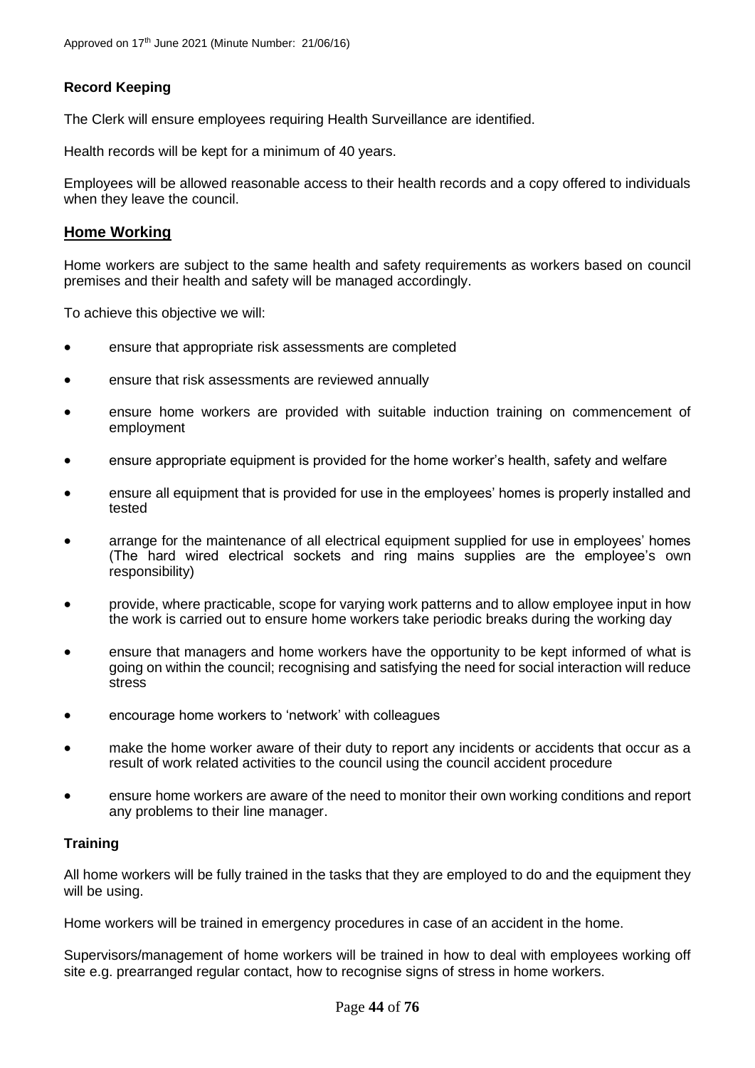### Record Keeping

The Clerk will ensure employees requiring Health Surveillance are identified.

Health records will be kept for a minimum of 40 years.

Employees will be allowed reasonable access to their health records and a copy offered to individuals when they leave the council.

## Home Working

Home workers are subject to the same health and safety requirements as workers based on council premises and their health and safety will be managed accordingly.

To achieve this objective we will:

- ensure that appropriate risk assessments are completed
- ensure that risk assessments are reviewed annually
- ensure home workers are provided with suitable induction training on commencement of employment
- ensure appropriate equipment is provided for the home worker's health, safety and welfare
- ensure all equipment that is provided for use in the employees' homes is properly installed and tested
- arrange for the maintenance of all electrical equipment supplied for use in employees' homes (The hard wired electrical sockets and ring mains supplies are the employee's own responsibility)
- provide, where practicable, scope for varying work patterns and to allow employee input in how the work is carried out to ensure home workers take periodic breaks during the working day
- ensure that managers and home workers have the opportunity to be kept informed of what is going on within the council; recognising and satisfying the need for social interaction will reduce stress
- encourage home workers to 'network' with colleagues
- make the home worker aware of their duty to report any incidents or accidents that occur as a result of work related activities to the council using the council accident procedure
- ensure home workers are aware of the need to monitor their own working conditions and report any problems to their line manager.

### Training

All home workers will be fully trained in the tasks that they are employed to do and the equipment they will be using.

Home workers will be trained in emergency procedures in case of an accident in the home.

Supervisors/management of home workers will be trained in how to deal with employees working off site e.g. prearranged regular contact, how to recognise signs of stress in home workers.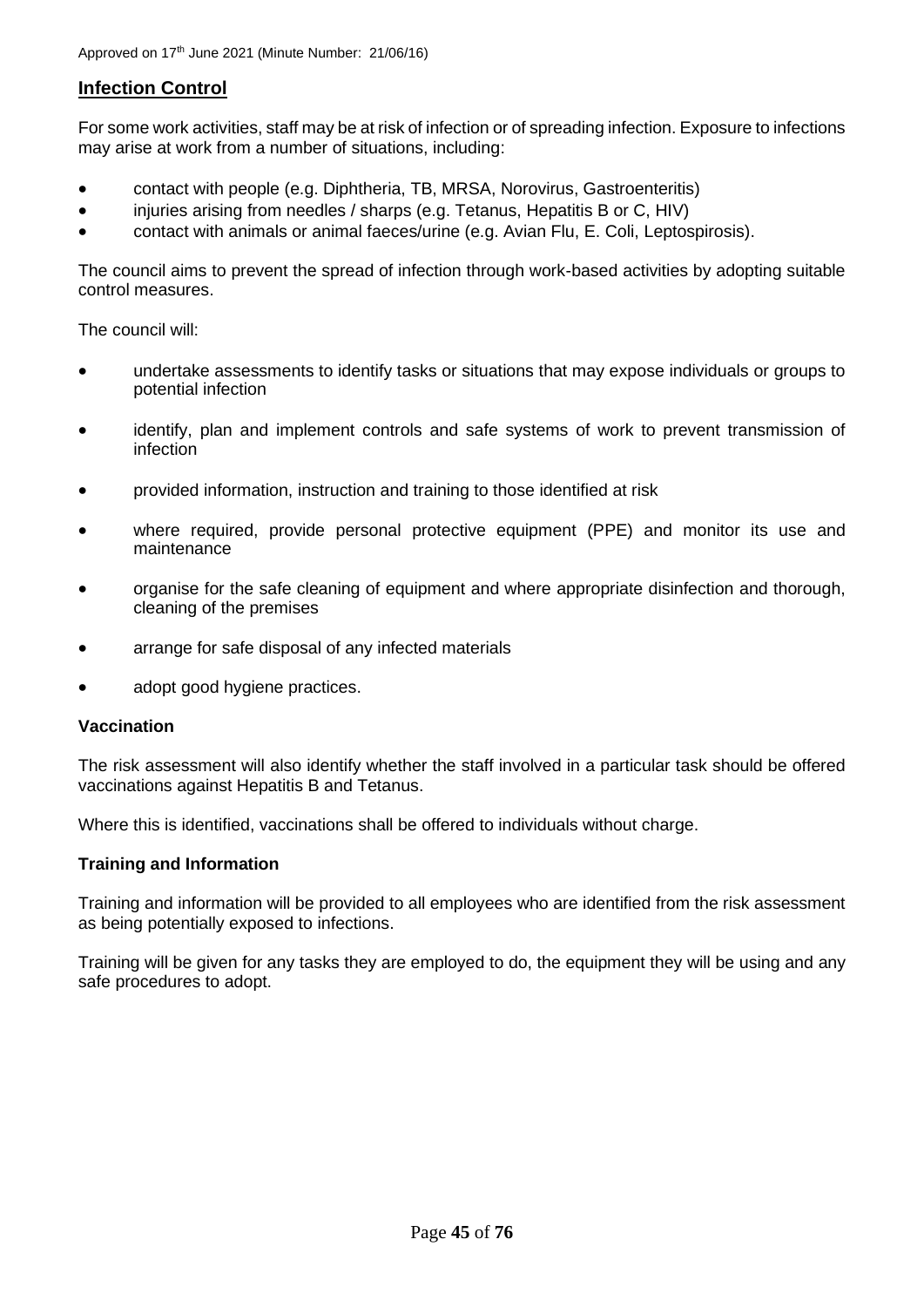## Infection Control

For some work activities, staff may be at risk of infection or of spreading infection. Exposure to infections may arise at work from a number of situations, including:

- contact with people (e.g. Diphtheria, TB, MRSA, Norovirus, Gastroenteritis)
- injuries arising from needles / sharps (e.g. Tetanus, Hepatitis B or C, HIV)
- contact with animals or animal faeces/urine (e.g. Avian Flu, E. Coli, Leptospirosis).

The council aims to prevent the spread of infection through work-based activities by adopting suitable control measures.

The council will:

- undertake assessments to identify tasks or situations that may expose individuals or groups to potential infection
- identify, plan and implement controls and safe systems of work to prevent transmission of infection
- provided information, instruction and training to those identified at risk
- where required, provide personal protective equipment (PPE) and monitor its use and maintenance
- organise for the safe cleaning of equipment and where appropriate disinfection and thorough, cleaning of the premises
- arrange for safe disposal of any infected materials
- adopt good hygiene practices.

### Vaccination

The risk assessment will also identify whether the staff involved in a particular task should be offered vaccinations against Hepatitis B and Tetanus.

Where this is identified, vaccinations shall be offered to individuals without charge.

### Training and Information

Training and information will be provided to all employees who are identified from the risk assessment as being potentially exposed to infections.

Training will be given for any tasks they are employed to do, the equipment they will be using and any safe procedures to adopt.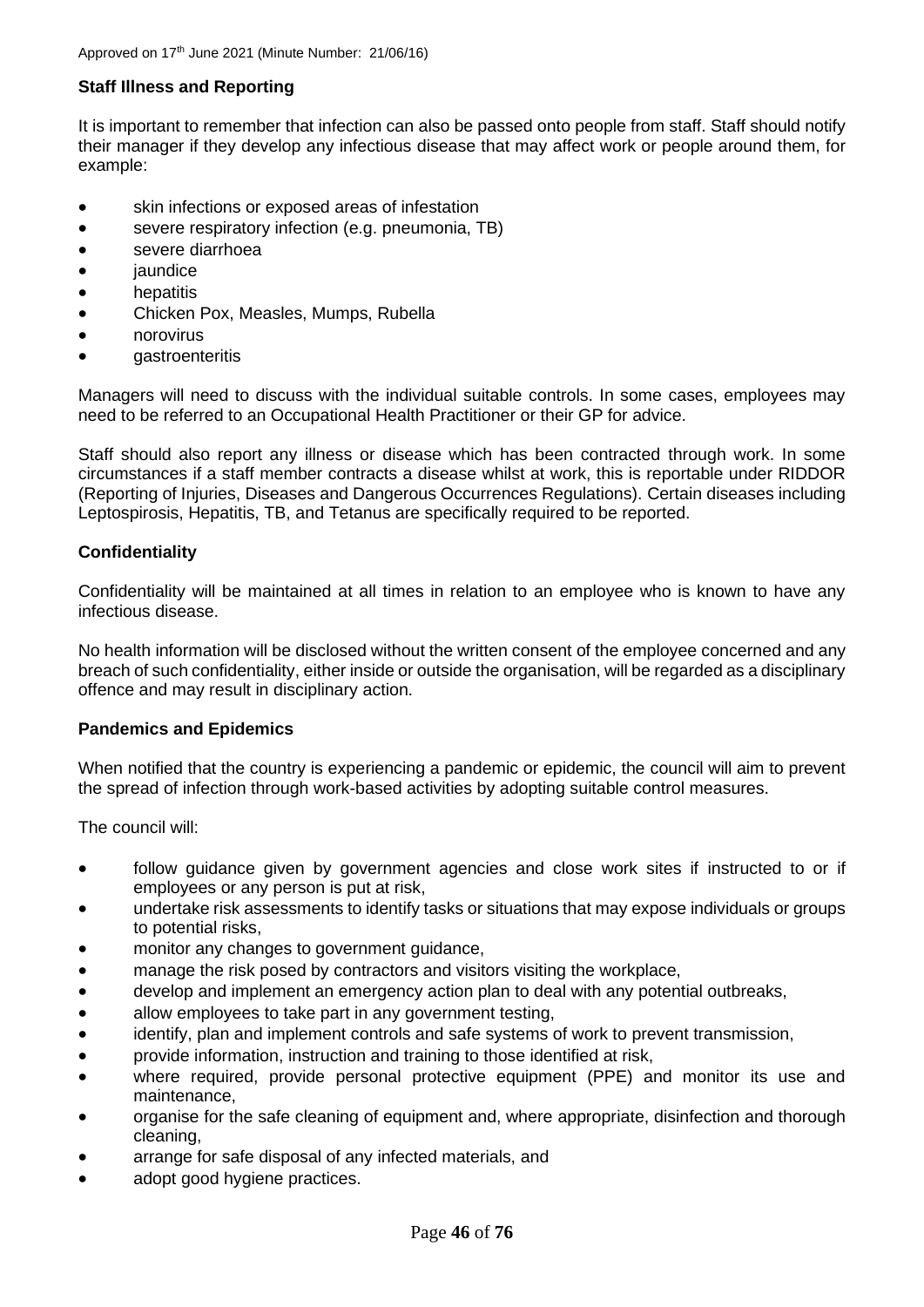### Staff Illness and Reporting

It is important to remember that infection can also be passed onto people from staff. Staff should notify their manager if they develop any infectious disease that may affect work or people around them, for example:

- skin infections or exposed areas of infestation
- severe respiratory infection (e.g. pneumonia, TB)
- severe diarrhoea
- jaundice
- hepatitis
- Chicken Pox, Measles, Mumps, Rubella
- norovirus
- gastroenteritis

Managers will need to discuss with the individual suitable controls. In some cases, employees may need to be referred to an Occupational Health Practitioner or their GP for advice.

Staff should also report any illness or disease which has been contracted through work. In some circumstances if a staff member contracts a disease whilst at work, this is reportable under RIDDOR (Reporting of Injuries, Diseases and Dangerous Occurrences Regulations). Certain diseases including Leptospirosis, Hepatitis, TB, and Tetanus are specifically required to be reported.

### Confidentiality

Confidentiality will be maintained at all times in relation to an employee who is known to have any infectious disease.

No health information will be disclosed without the written consent of the employee concerned and any breach of such confidentiality, either inside or outside the organisation, will be regarded as a disciplinary offence and may result in disciplinary action.

### Pandemics and Epidemics

When notified that the country is experiencing a pandemic or epidemic, the council will aim to prevent the spread of infection through work-based activities by adopting suitable control measures.

The council will:

- follow guidance given by government agencies and close work sites if instructed to or if employees or any person is put at risk,
- undertake risk assessments to identify tasks or situations that may expose individuals or groups to potential risks,
- monitor any changes to government guidance,
- manage the risk posed by contractors and visitors visiting the workplace,
- develop and implement an emergency action plan to deal with any potential outbreaks,
- allow employees to take part in any government testing,
- identify, plan and implement controls and safe systems of work to prevent transmission,
- provide information, instruction and training to those identified at risk,
- where required, provide personal protective equipment (PPE) and monitor its use and maintenance,
- organise for the safe cleaning of equipment and, where appropriate, disinfection and thorough cleaning,
- arrange for safe disposal of any infected materials, and
- adopt good hygiene practices.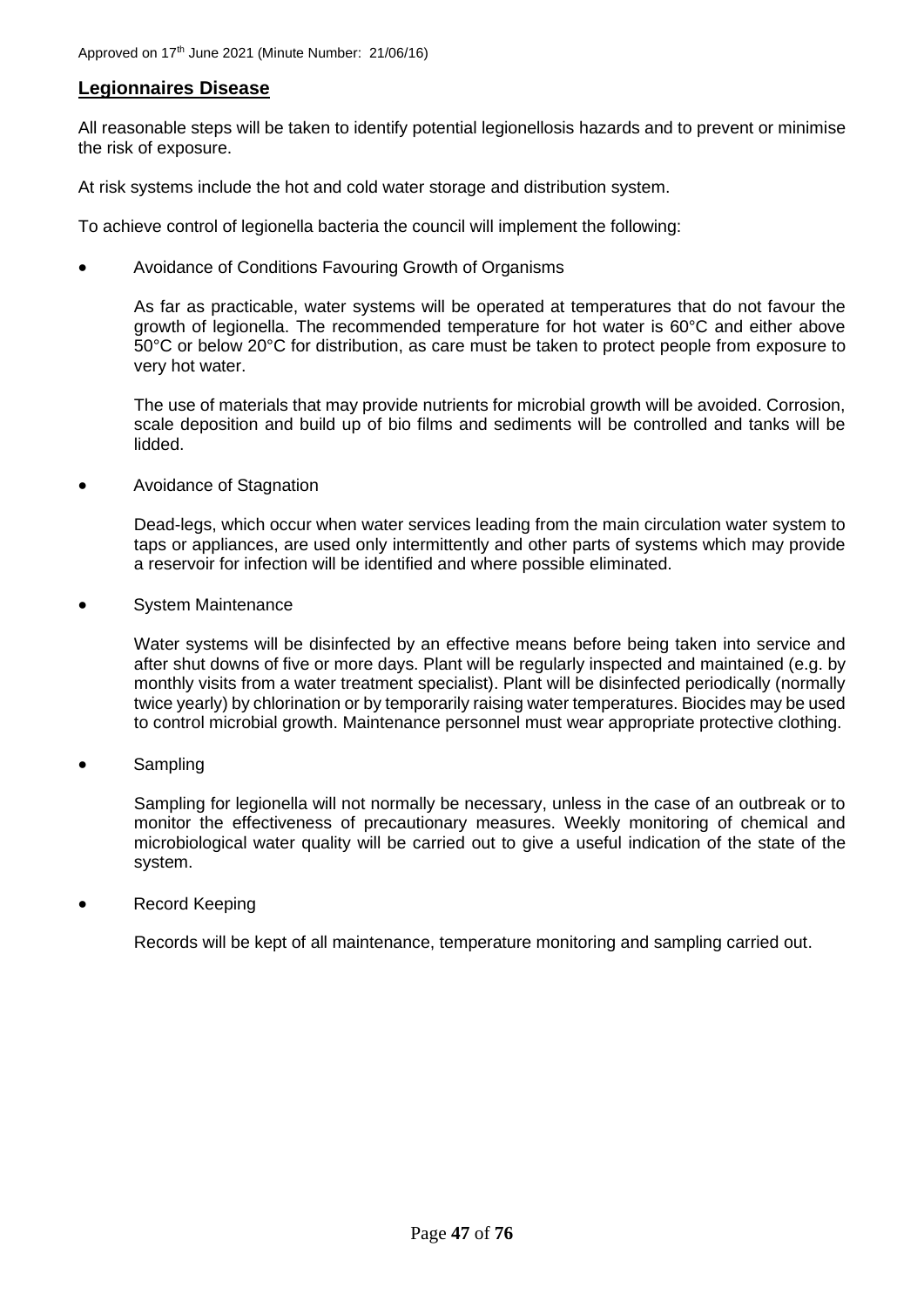Approved on 17th June 2021 (Minute Number: 21/06/16)

## Legionnaires Disease

All reasonable steps will be taken to identify potential legionellosis hazards and to prevent or minimise the risk of exposure.

At risk systems include the hot and cold water storage and distribution system.

To achieve control of legionella bacteria the council will implement the following:

- Avoidance of Conditions Favouring Growth of Organisms

  As far as practicable, water systems will be operated at temperatures that do not favour the growth of legionella. The recommended temperature for hot water is 60°C and either above 50°C or below 20°C for distribution, as care must be taken to protect people from exposure to very hot water.

  The use of materials that may provide nutrients for microbial growth will be avoided. Corrosion, scale deposition and build up of bio films and sediments will be controlled and tanks will be lidded.

- Avoidance of Stagnation

  Dead-legs, which occur when water services leading from the main circulation water system to taps or appliances, are used only intermittently and other parts of systems which may provide a reservoir for infection will be identified and where possible eliminated.

- System Maintenance

  Water systems will be disinfected by an effective means before being taken into service and after shut downs of five or more days. Plant will be regularly inspected and maintained (e.g. by monthly visits from a water treatment specialist). Plant will be disinfected periodically (normally twice yearly) by chlorination or by temporarily raising water temperatures. Biocides may be used to control microbial growth. Maintenance personnel must wear appropriate protective clothing.

- Sampling

  Sampling for legionella will not normally be necessary, unless in the case of an outbreak or to monitor the effectiveness of precautionary measures. Weekly monitoring of chemical and microbiological water quality will be carried out to give a useful indication of the state of the system.

- Record Keeping

  Records will be kept of all maintenance, temperature monitoring and sampling carried out.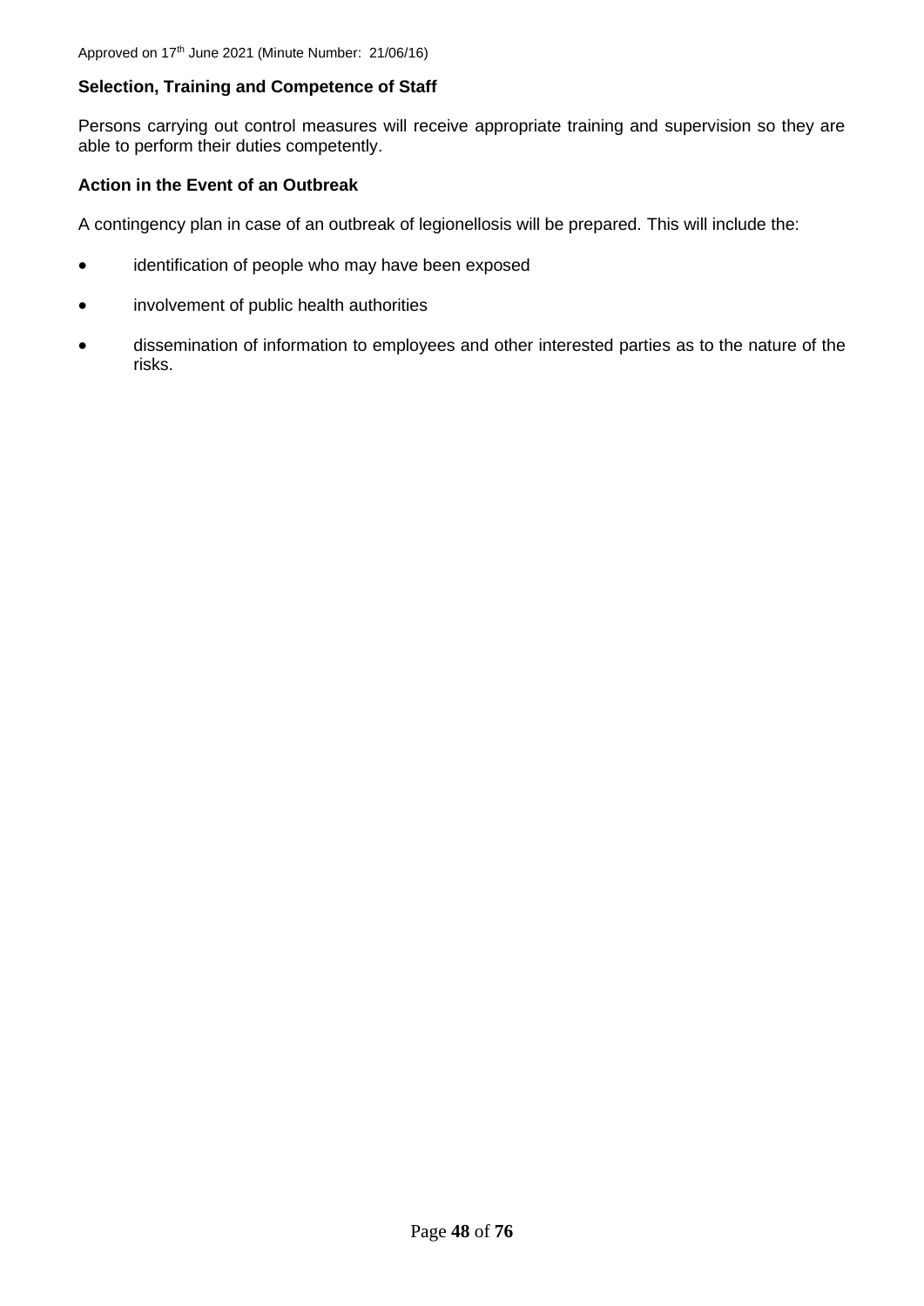**Selection, Training and Competence of Staff**

Persons carrying out control measures will receive appropriate training and supervision so they are able to perform their duties competently.

**Action in the Event of an Outbreak**

A contingency plan in case of an outbreak of legionellosis will be prepared. This will include the:

- identification of people who may have been exposed
- involvement of public health authorities
- dissemination of information to employees and other interested parties as to the nature of the risks.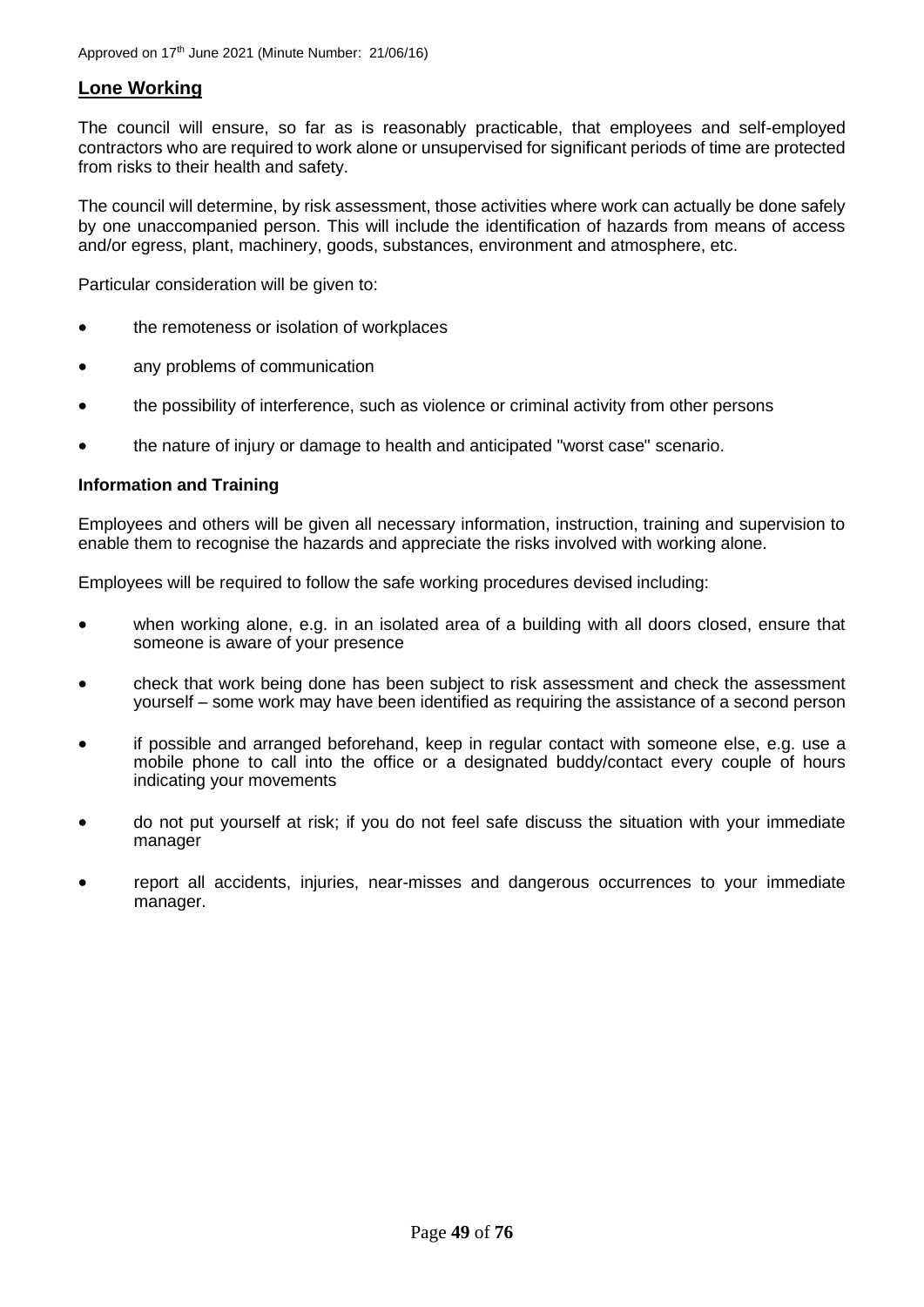## Lone Working

The council will ensure, so far as is reasonably practicable, that employees and self-employed contractors who are required to work alone or unsupervised for significant periods of time are protected from risks to their health and safety.

The council will determine, by risk assessment, those activities where work can actually be done safely by one unaccompanied person. This will include the identification of hazards from means of access and/or egress, plant, machinery, goods, substances, environment and atmosphere, etc.

Particular consideration will be given to:

- the remoteness or isolation of workplaces
- any problems of communication
- the possibility of interference, such as violence or criminal activity from other persons
- the nature of injury or damage to health and anticipated "worst case" scenario.

### Information and Training

Employees and others will be given all necessary information, instruction, training and supervision to enable them to recognise the hazards and appreciate the risks involved with working alone.

Employees will be required to follow the safe working procedures devised including:

- when working alone, e.g. in an isolated area of a building with all doors closed, ensure that someone is aware of your presence
- check that work being done has been subject to risk assessment and check the assessment yourself – some work may have been identified as requiring the assistance of a second person
- if possible and arranged beforehand, keep in regular contact with someone else, e.g. use a mobile phone to call into the office or a designated buddy/contact every couple of hours indicating your movements
- do not put yourself at risk; if you do not feel safe discuss the situation with your immediate manager
- report all accidents, injuries, near-misses and dangerous occurrences to your immediate manager.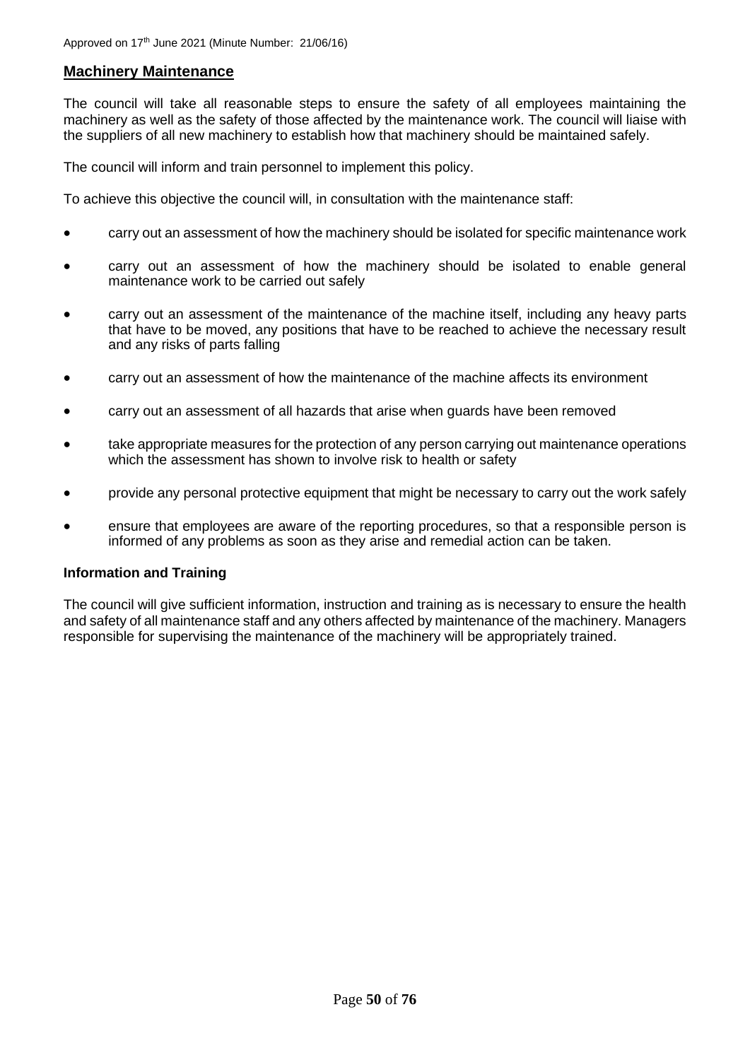Approved on 17th June 2021 (Minute Number: 21/06/16)

## Machinery Maintenance

The council will take all reasonable steps to ensure the safety of all employees maintaining the machinery as well as the safety of those affected by the maintenance work. The council will liaise with the suppliers of all new machinery to establish how that machinery should be maintained safely.

The council will inform and train personnel to implement this policy.

To achieve this objective the council will, in consultation with the maintenance staff:

- carry out an assessment of how the machinery should be isolated for specific maintenance work
- carry out an assessment of how the machinery should be isolated to enable general maintenance work to be carried out safely
- carry out an assessment of the maintenance of the machine itself, including any heavy parts that have to be moved, any positions that have to be reached to achieve the necessary result and any risks of parts falling
- carry out an assessment of how the maintenance of the machine affects its environment
- carry out an assessment of all hazards that arise when guards have been removed
- take appropriate measures for the protection of any person carrying out maintenance operations which the assessment has shown to involve risk to health or safety
- provide any personal protective equipment that might be necessary to carry out the work safely
- ensure that employees are aware of the reporting procedures, so that a responsible person is informed of any problems as soon as they arise and remedial action can be taken.

### Information and Training

The council will give sufficient information, instruction and training as is necessary to ensure the health and safety of all maintenance staff and any others affected by maintenance of the machinery. Managers responsible for supervising the maintenance of the machinery will be appropriately trained.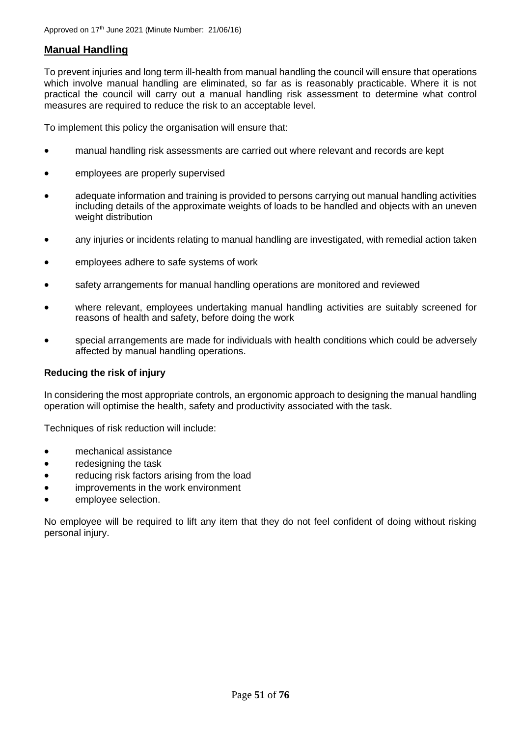## Manual Handling

To prevent injuries and long term ill-health from manual handling the council will ensure that operations which involve manual handling are eliminated, so far as is reasonably practicable. Where it is not practical the council will carry out a manual handling risk assessment to determine what control measures are required to reduce the risk to an acceptable level.

To implement this policy the organisation will ensure that:

- manual handling risk assessments are carried out where relevant and records are kept
- employees are properly supervised
- adequate information and training is provided to persons carrying out manual handling activities including details of the approximate weights of loads to be handled and objects with an uneven weight distribution
- any injuries or incidents relating to manual handling are investigated, with remedial action taken
- employees adhere to safe systems of work
- safety arrangements for manual handling operations are monitored and reviewed
- where relevant, employees undertaking manual handling activities are suitably screened for reasons of health and safety, before doing the work
- special arrangements are made for individuals with health conditions which could be adversely affected by manual handling operations.

### Reducing the risk of injury

In considering the most appropriate controls, an ergonomic approach to designing the manual handling operation will optimise the health, safety and productivity associated with the task.

Techniques of risk reduction will include:

- mechanical assistance
- redesigning the task
- reducing risk factors arising from the load
- improvements in the work environment
- employee selection.

No employee will be required to lift any item that they do not feel confident of doing without risking personal injury.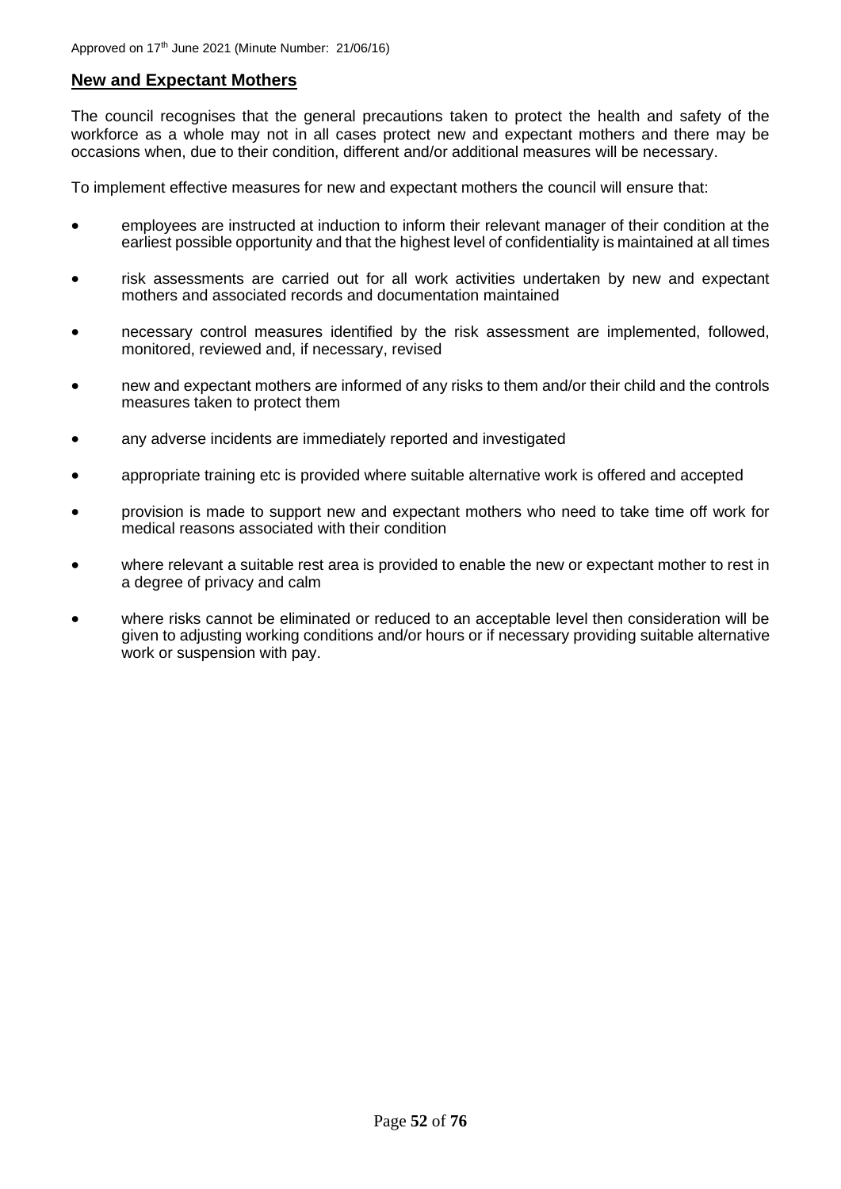## **New and Expectant Mothers**

The council recognises that the general precautions taken to protect the health and safety of the workforce as a whole may not in all cases protect new and expectant mothers and there may be occasions when, due to their condition, different and/or additional measures will be necessary.

To implement effective measures for new and expectant mothers the council will ensure that:

- employees are instructed at induction to inform their relevant manager of their condition at the earliest possible opportunity and that the highest level of confidentiality is maintained at all times
- risk assessments are carried out for all work activities undertaken by new and expectant mothers and associated records and documentation maintained
- necessary control measures identified by the risk assessment are implemented, followed, monitored, reviewed and, if necessary, revised
- new and expectant mothers are informed of any risks to them and/or their child and the controls measures taken to protect them
- any adverse incidents are immediately reported and investigated
- appropriate training etc is provided where suitable alternative work is offered and accepted
- provision is made to support new and expectant mothers who need to take time off work for medical reasons associated with their condition
- where relevant a suitable rest area is provided to enable the new or expectant mother to rest in a degree of privacy and calm
- where risks cannot be eliminated or reduced to an acceptable level then consideration will be given to adjusting working conditions and/or hours or if necessary providing suitable alternative work or suspension with pay.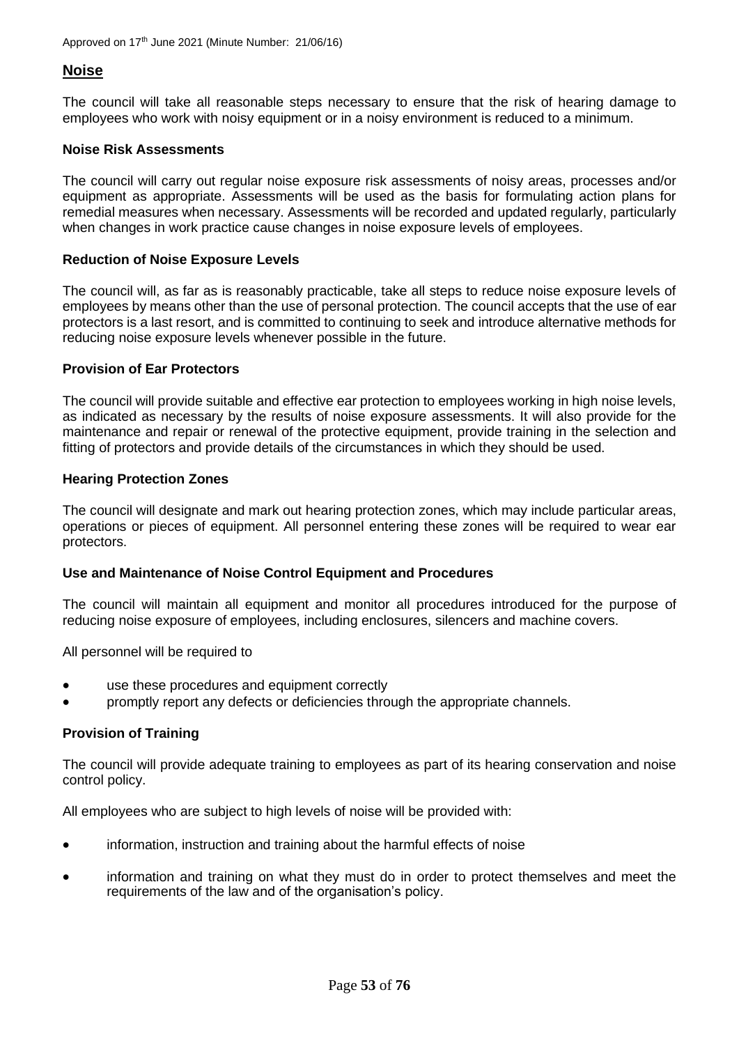## Noise

The council will take all reasonable steps necessary to ensure that the risk of hearing damage to employees who work with noisy equipment or in a noisy environment is reduced to a minimum.

### Noise Risk Assessments

The council will carry out regular noise exposure risk assessments of noisy areas, processes and/or equipment as appropriate. Assessments will be used as the basis for formulating action plans for remedial measures when necessary. Assessments will be recorded and updated regularly, particularly when changes in work practice cause changes in noise exposure levels of employees.

### Reduction of Noise Exposure Levels

The council will, as far as is reasonably practicable, take all steps to reduce noise exposure levels of employees by means other than the use of personal protection. The council accepts that the use of ear protectors is a last resort, and is committed to continuing to seek and introduce alternative methods for reducing noise exposure levels whenever possible in the future.

### Provision of Ear Protectors

The council will provide suitable and effective ear protection to employees working in high noise levels, as indicated as necessary by the results of noise exposure assessments. It will also provide for the maintenance and repair or renewal of the protective equipment, provide training in the selection and fitting of protectors and provide details of the circumstances in which they should be used.

### Hearing Protection Zones

The council will designate and mark out hearing protection zones, which may include particular areas, operations or pieces of equipment. All personnel entering these zones will be required to wear ear protectors.

### Use and Maintenance of Noise Control Equipment and Procedures

The council will maintain all equipment and monitor all procedures introduced for the purpose of reducing noise exposure of employees, including enclosures, silencers and machine covers.

All personnel will be required to

- use these procedures and equipment correctly
- promptly report any defects or deficiencies through the appropriate channels.

### Provision of Training

The council will provide adequate training to employees as part of its hearing conservation and noise control policy.

All employees who are subject to high levels of noise will be provided with:

- information, instruction and training about the harmful effects of noise
- information and training on what they must do in order to protect themselves and meet the requirements of the law and of the organisation's policy.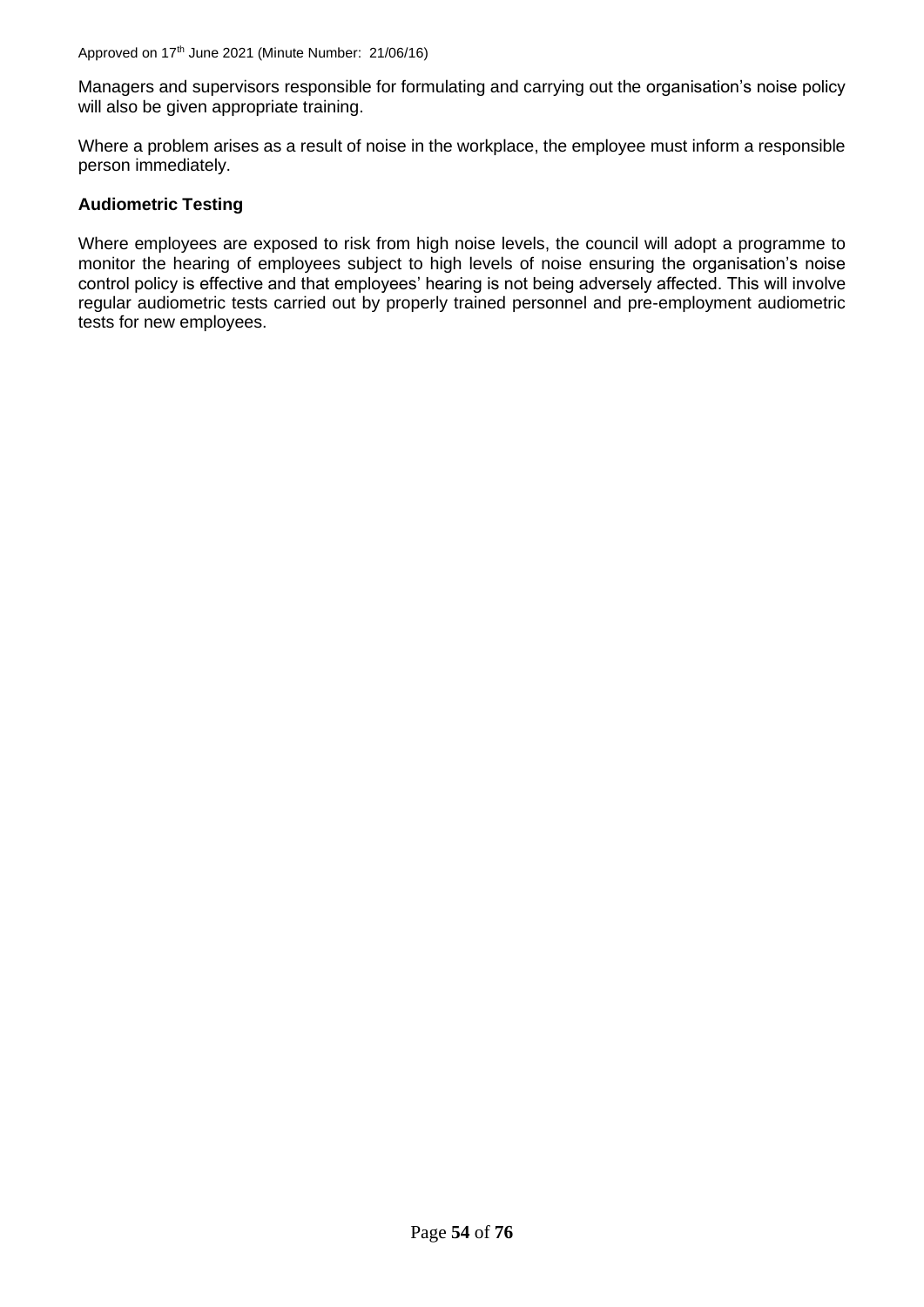Managers and supervisors responsible for formulating and carrying out the organisation's noise policy will also be given appropriate training.

Where a problem arises as a result of noise in the workplace, the employee must inform a responsible person immediately.

**Audiometric Testing**

Where employees are exposed to risk from high noise levels, the council will adopt a programme to monitor the hearing of employees subject to high levels of noise ensuring the organisation's noise control policy is effective and that employees' hearing is not being adversely affected. This will involve regular audiometric tests carried out by properly trained personnel and pre-employment audiometric tests for new employees.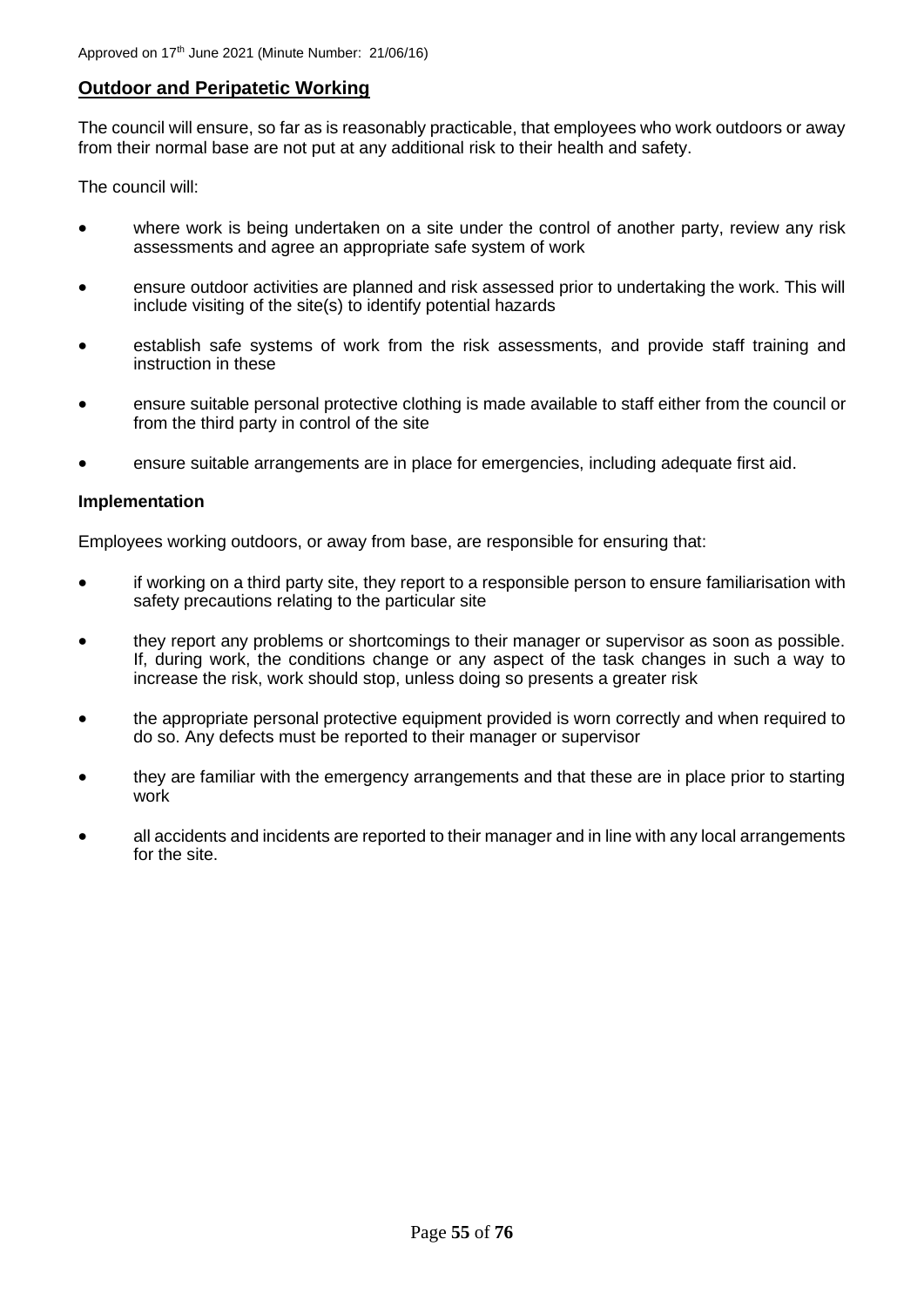## **Outdoor and Peripatetic Working**

The council will ensure, so far as is reasonably practicable, that employees who work outdoors or away from their normal base are not put at any additional risk to their health and safety.

The council will:

- where work is being undertaken on a site under the control of another party, review any risk assessments and agree an appropriate safe system of work
- ensure outdoor activities are planned and risk assessed prior to undertaking the work. This will include visiting of the site(s) to identify potential hazards
- establish safe systems of work from the risk assessments, and provide staff training and instruction in these
- ensure suitable personal protective clothing is made available to staff either from the council or from the third party in control of the site
- ensure suitable arrangements are in place for emergencies, including adequate first aid.

### Implementation

Employees working outdoors, or away from base, are responsible for ensuring that:

- if working on a third party site, they report to a responsible person to ensure familiarisation with safety precautions relating to the particular site
- they report any problems or shortcomings to their manager or supervisor as soon as possible. If, during work, the conditions change or any aspect of the task changes in such a way to increase the risk, work should stop, unless doing so presents a greater risk
- the appropriate personal protective equipment provided is worn correctly and when required to do so. Any defects must be reported to their manager or supervisor
- they are familiar with the emergency arrangements and that these are in place prior to starting work
- all accidents and incidents are reported to their manager and in line with any local arrangements for the site.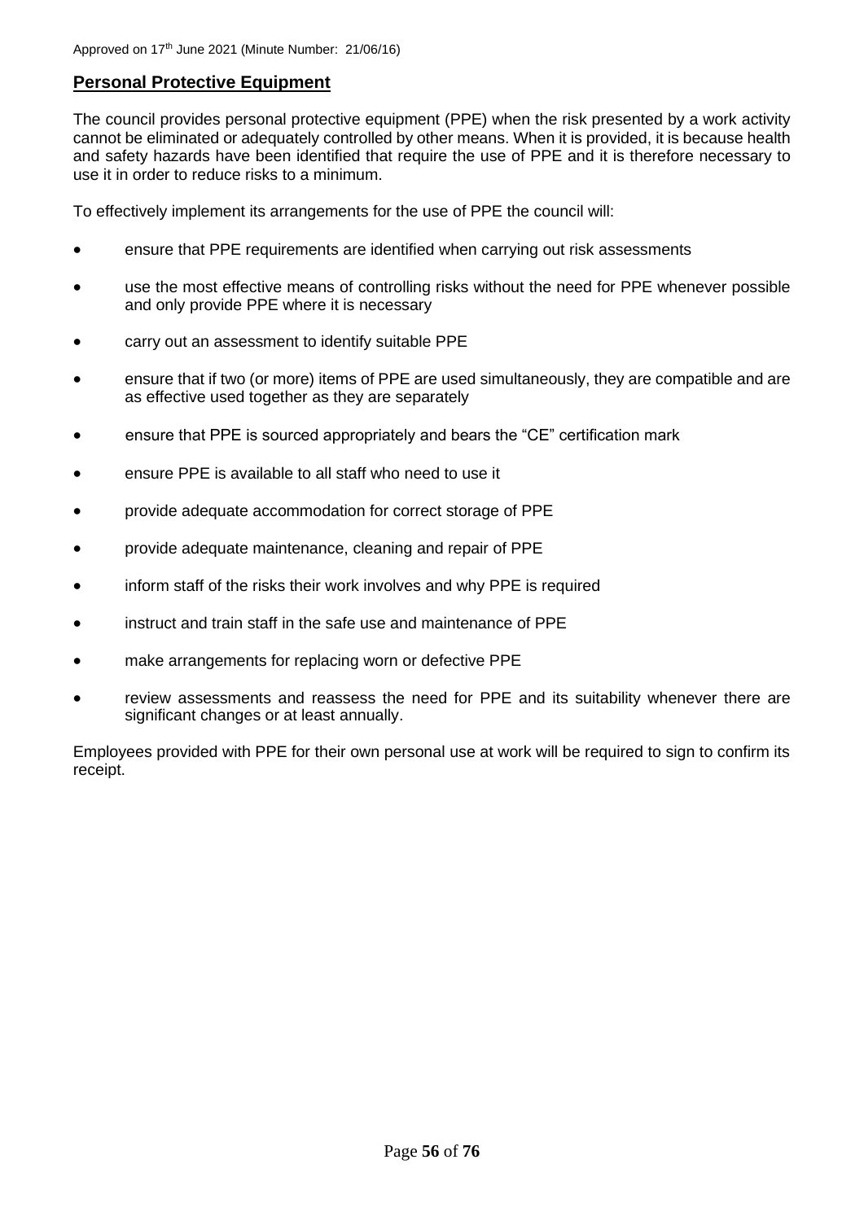Approved on 17th June 2021 (Minute Number: 21/06/16)

## Personal Protective Equipment

The council provides personal protective equipment (PPE) when the risk presented by a work activity cannot be eliminated or adequately controlled by other means. When it is provided, it is because health and safety hazards have been identified that require the use of PPE and it is therefore necessary to use it in order to reduce risks to a minimum.

To effectively implement its arrangements for the use of PPE the council will:

- ensure that PPE requirements are identified when carrying out risk assessments
- use the most effective means of controlling risks without the need for PPE whenever possible and only provide PPE where it is necessary
- carry out an assessment to identify suitable PPE
- ensure that if two (or more) items of PPE are used simultaneously, they are compatible and are as effective used together as they are separately
- ensure that PPE is sourced appropriately and bears the “CE” certification mark
- ensure PPE is available to all staff who need to use it
- provide adequate accommodation for correct storage of PPE
- provide adequate maintenance, cleaning and repair of PPE
- inform staff of the risks their work involves and why PPE is required
- instruct and train staff in the safe use and maintenance of PPE
- make arrangements for replacing worn or defective PPE
- review assessments and reassess the need for PPE and its suitability whenever there are significant changes or at least annually.

Employees provided with PPE for their own personal use at work will be required to sign to confirm its receipt.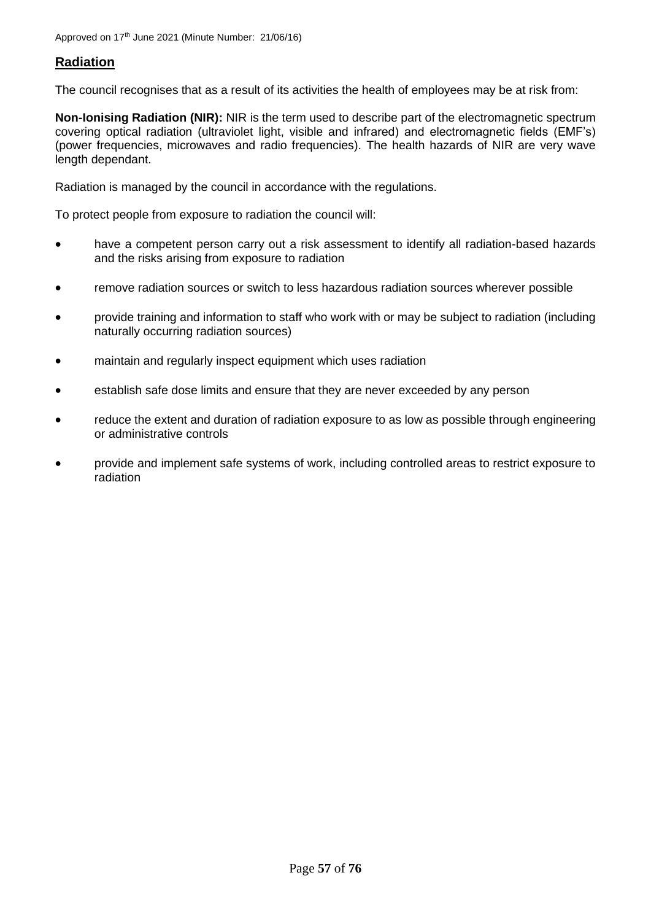## Radiation

The council recognises that as a result of its activities the health of employees may be at risk from:

**Non-Ionising Radiation (NIR):** NIR is the term used to describe part of the electromagnetic spectrum covering optical radiation (ultraviolet light, visible and infrared) and electromagnetic fields (EMF's) (power frequencies, microwaves and radio frequencies). The health hazards of NIR are very wave length dependant.

Radiation is managed by the council in accordance with the regulations.

To protect people from exposure to radiation the council will:

- have a competent person carry out a risk assessment to identify all radiation-based hazards and the risks arising from exposure to radiation
- remove radiation sources or switch to less hazardous radiation sources wherever possible
- provide training and information to staff who work with or may be subject to radiation (including naturally occurring radiation sources)
- maintain and regularly inspect equipment which uses radiation
- establish safe dose limits and ensure that they are never exceeded by any person
- reduce the extent and duration of radiation exposure to as low as possible through engineering or administrative controls
- provide and implement safe systems of work, including controlled areas to restrict exposure to radiation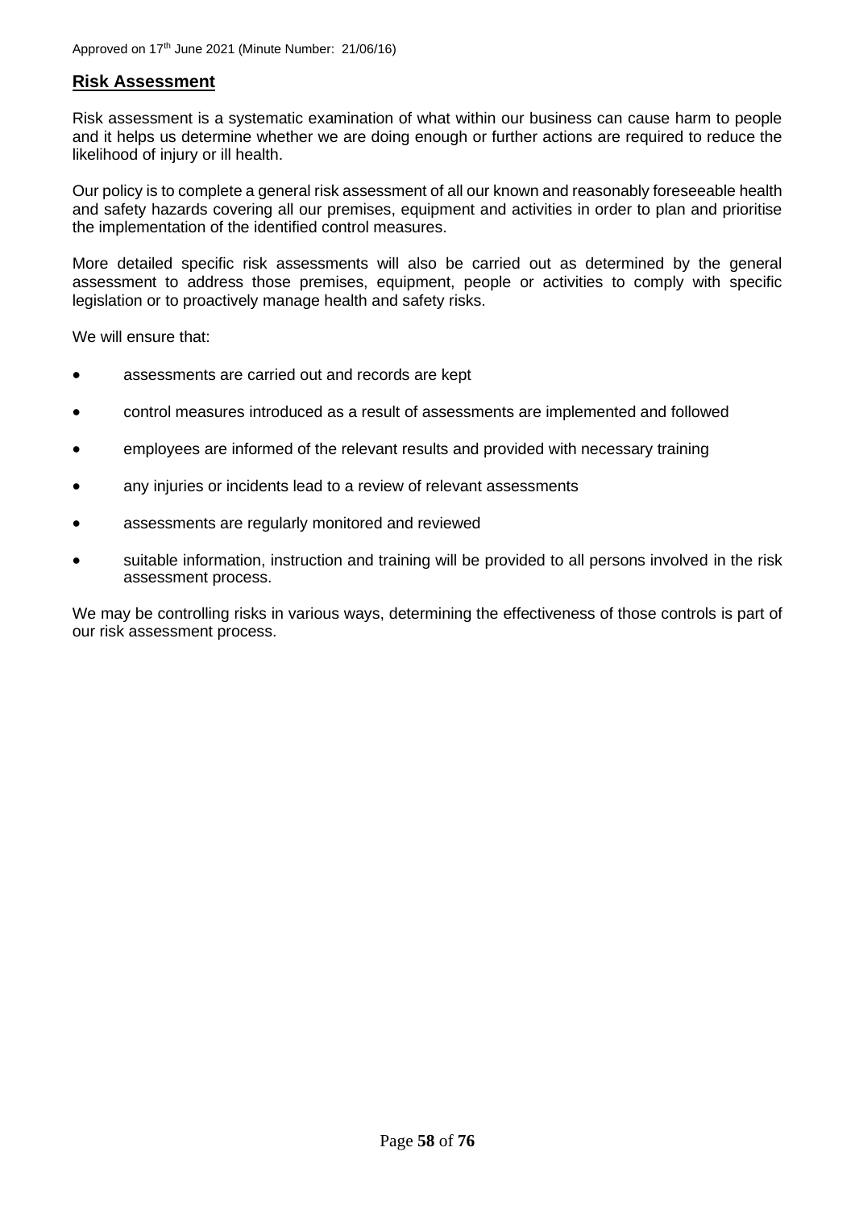## Risk Assessment

Risk assessment is a systematic examination of what within our business can cause harm to people and it helps us determine whether we are doing enough or further actions are required to reduce the likelihood of injury or ill health.

Our policy is to complete a general risk assessment of all our known and reasonably foreseeable health and safety hazards covering all our premises, equipment and activities in order to plan and prioritise the implementation of the identified control measures.

More detailed specific risk assessments will also be carried out as determined by the general assessment to address those premises, equipment, people or activities to comply with specific legislation or to proactively manage health and safety risks.

We will ensure that:

- assessments are carried out and records are kept
- control measures introduced as a result of assessments are implemented and followed
- employees are informed of the relevant results and provided with necessary training
- any injuries or incidents lead to a review of relevant assessments
- assessments are regularly monitored and reviewed
- suitable information, instruction and training will be provided to all persons involved in the risk assessment process.

We may be controlling risks in various ways, determining the effectiveness of those controls is part of our risk assessment process.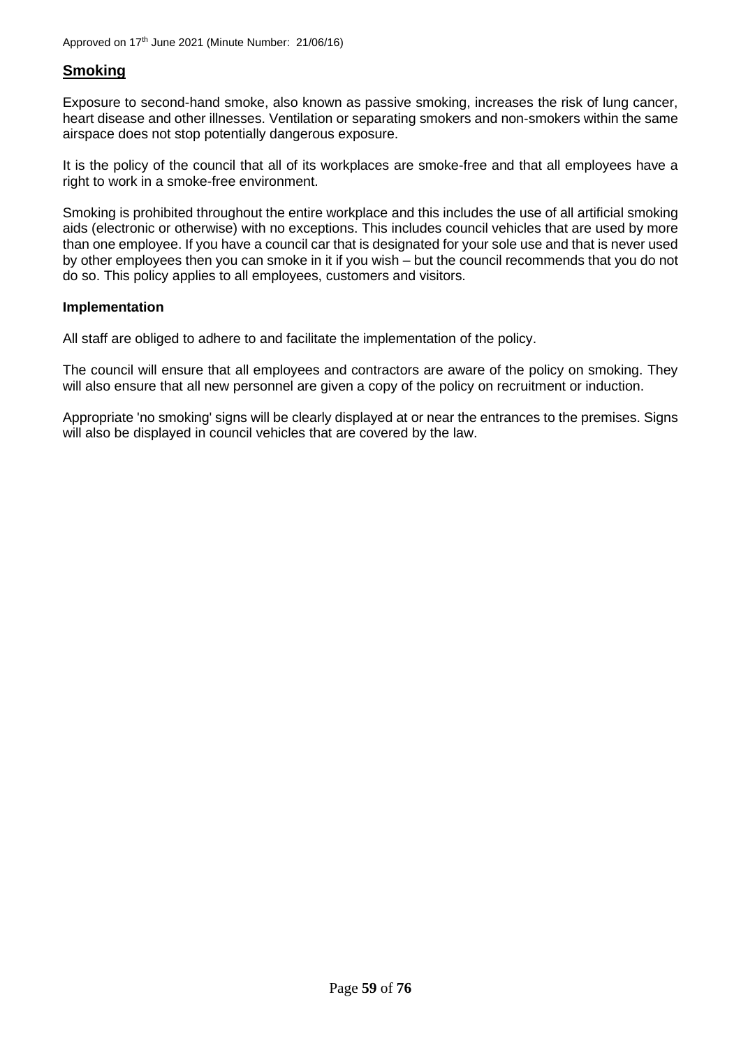## Smoking

Exposure to second-hand smoke, also known as passive smoking, increases the risk of lung cancer, heart disease and other illnesses. Ventilation or separating smokers and non-smokers within the same airspace does not stop potentially dangerous exposure.

It is the policy of the council that all of its workplaces are smoke-free and that all employees have a right to work in a smoke-free environment.

Smoking is prohibited throughout the entire workplace and this includes the use of all artificial smoking aids (electronic or otherwise) with no exceptions. This includes council vehicles that are used by more than one employee. If you have a council car that is designated for your sole use and that is never used by other employees then you can smoke in it if you wish – but the council recommends that you do not do so. This policy applies to all employees, customers and visitors.

### Implementation

All staff are obliged to adhere to and facilitate the implementation of the policy.

The council will ensure that all employees and contractors are aware of the policy on smoking. They will also ensure that all new personnel are given a copy of the policy on recruitment or induction.

Appropriate 'no smoking' signs will be clearly displayed at or near the entrances to the premises. Signs will also be displayed in council vehicles that are covered by the law.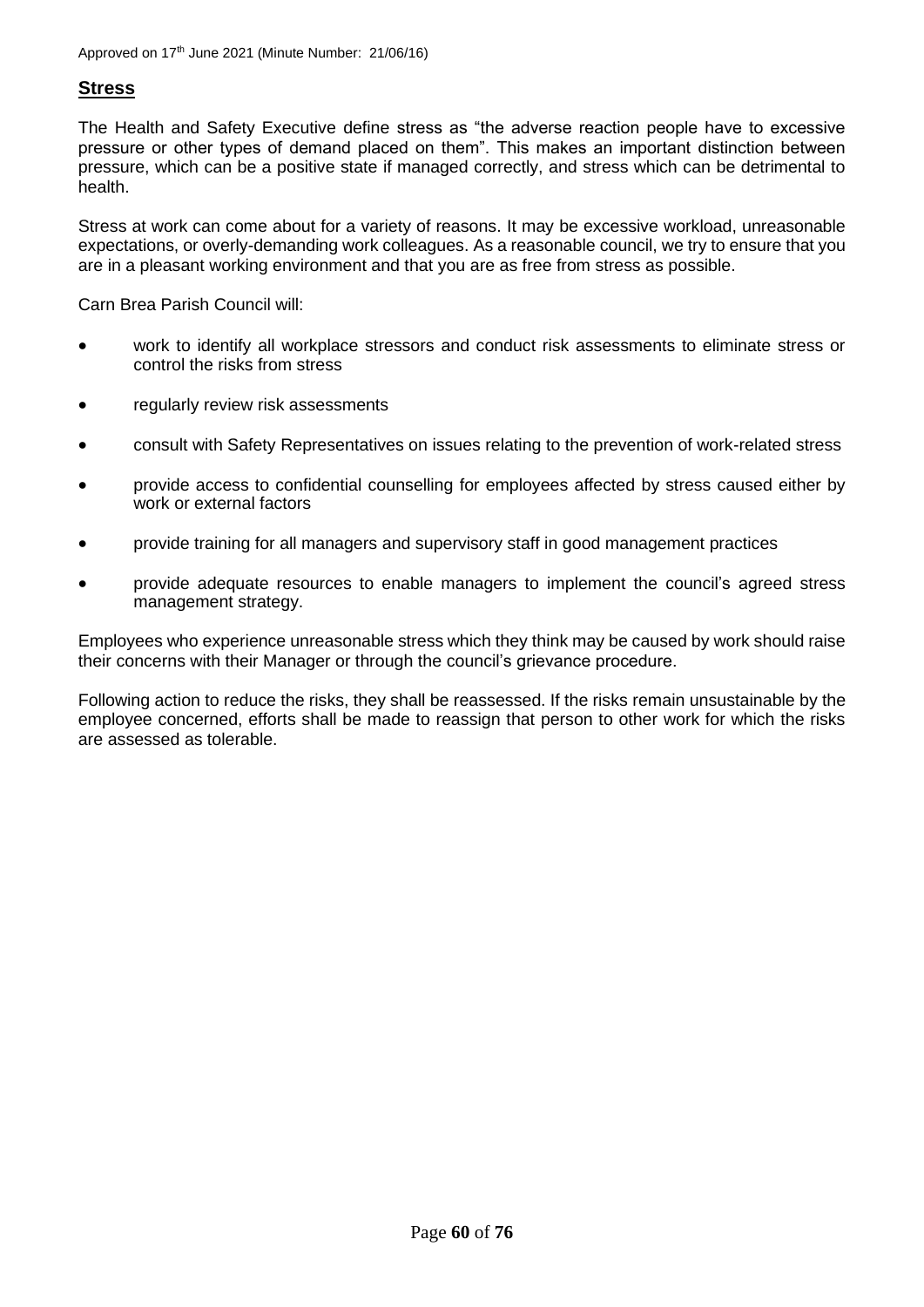## Stress

The Health and Safety Executive define stress as "the adverse reaction people have to excessive pressure or other types of demand placed on them". This makes an important distinction between pressure, which can be a positive state if managed correctly, and stress which can be detrimental to health.

Stress at work can come about for a variety of reasons. It may be excessive workload, unreasonable expectations, or overly-demanding work colleagues. As a reasonable council, we try to ensure that you are in a pleasant working environment and that you are as free from stress as possible.

Carn Brea Parish Council will:

- work to identify all workplace stressors and conduct risk assessments to eliminate stress or control the risks from stress
- regularly review risk assessments
- consult with Safety Representatives on issues relating to the prevention of work-related stress
- provide access to confidential counselling for employees affected by stress caused either by work or external factors
- provide training for all managers and supervisory staff in good management practices
- provide adequate resources to enable managers to implement the council's agreed stress management strategy.

Employees who experience unreasonable stress which they think may be caused by work should raise their concerns with their Manager or through the council's grievance procedure.

Following action to reduce the risks, they shall be reassessed. If the risks remain unsustainable by the employee concerned, efforts shall be made to reassign that person to other work for which the risks are assessed as tolerable.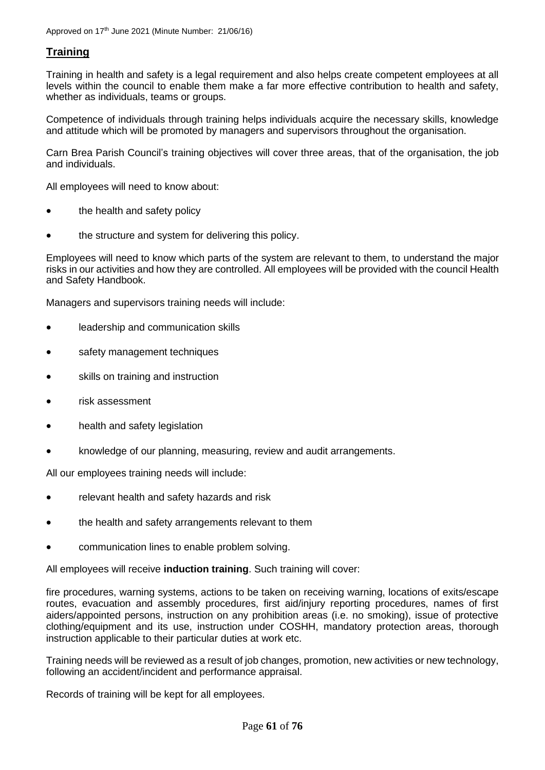## Training

Training in health and safety is a legal requirement and also helps create competent employees at all levels within the council to enable them make a far more effective contribution to health and safety, whether as individuals, teams or groups.

Competence of individuals through training helps individuals acquire the necessary skills, knowledge and attitude which will be promoted by managers and supervisors throughout the organisation.

Carn Brea Parish Council's training objectives will cover three areas, that of the organisation, the job and individuals.

All employees will need to know about:

- the health and safety policy
- the structure and system for delivering this policy.

Employees will need to know which parts of the system are relevant to them, to understand the major risks in our activities and how they are controlled. All employees will be provided with the council Health and Safety Handbook.

Managers and supervisors training needs will include:

- leadership and communication skills
- safety management techniques
- skills on training and instruction
- risk assessment
- health and safety legislation
- knowledge of our planning, measuring, review and audit arrangements.

All our employees training needs will include:

- relevant health and safety hazards and risk
- the health and safety arrangements relevant to them
- communication lines to enable problem solving.

All employees will receive **induction training**. Such training will cover:

fire procedures, warning systems, actions to be taken on receiving warning, locations of exits/escape routes, evacuation and assembly procedures, first aid/injury reporting procedures, names of first aiders/appointed persons, instruction on any prohibition areas (i.e. no smoking), issue of protective clothing/equipment and its use, instruction under COSHH, mandatory protection areas, thorough instruction applicable to their particular duties at work etc.

Training needs will be reviewed as a result of job changes, promotion, new activities or new technology, following an accident/incident and performance appraisal.

Records of training will be kept for all employees.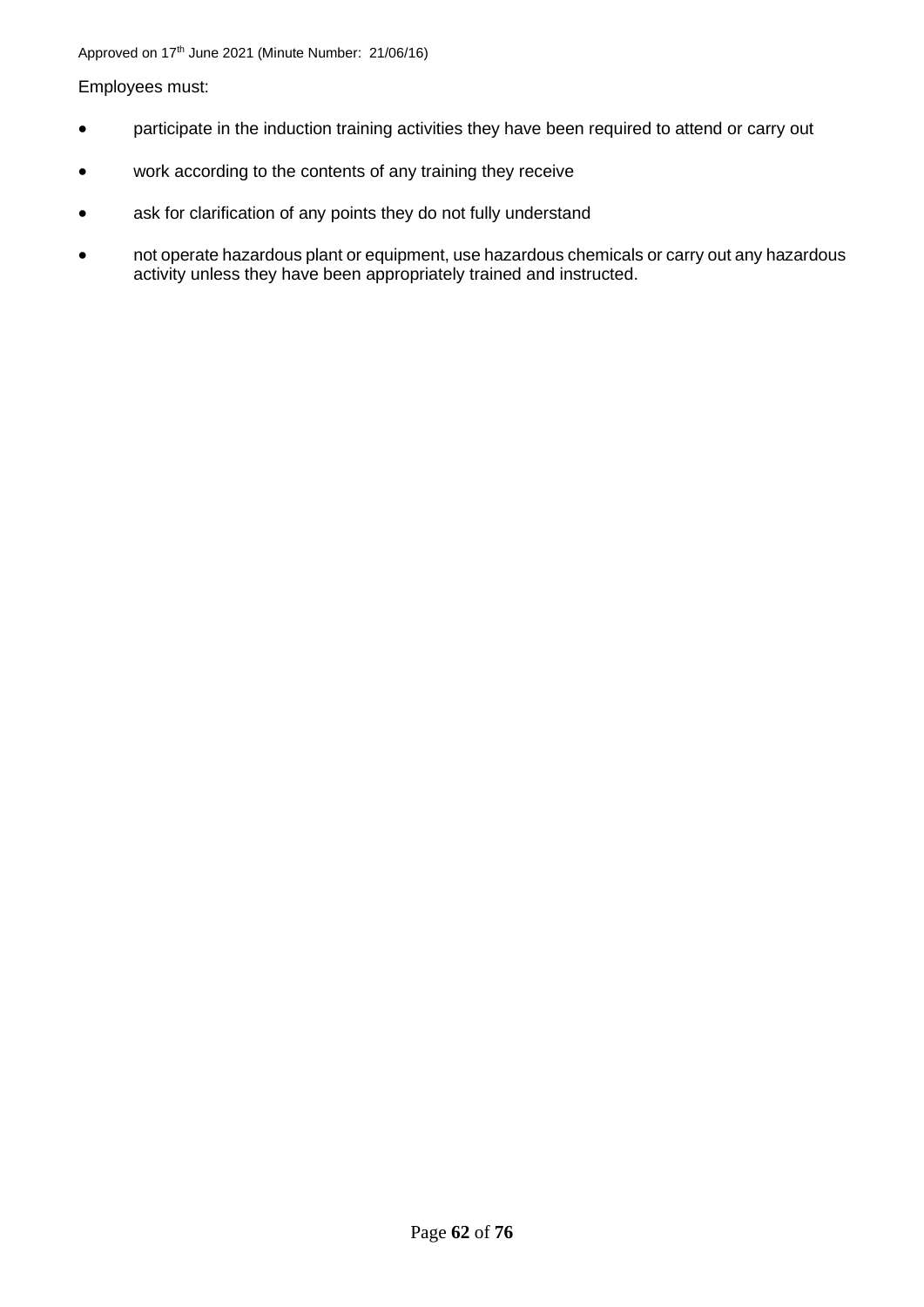Employees must:

- participate in the induction training activities they have been required to attend or carry out
- work according to the contents of any training they receive
- ask for clarification of any points they do not fully understand
- not operate hazardous plant or equipment, use hazardous chemicals or carry out any hazardous activity unless they have been appropriately trained and instructed.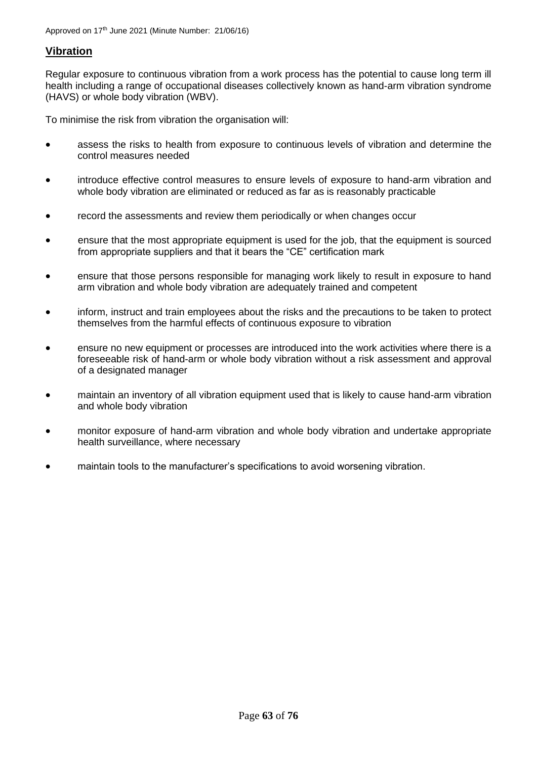Approved on 17th June 2021 (Minute Number: 21/06/16)

## Vibration

Regular exposure to continuous vibration from a work process has the potential to cause long term ill health including a range of occupational diseases collectively known as hand-arm vibration syndrome (HAVS) or whole body vibration (WBV).

To minimise the risk from vibration the organisation will:

- assess the risks to health from exposure to continuous levels of vibration and determine the control measures needed
- introduce effective control measures to ensure levels of exposure to hand-arm vibration and whole body vibration are eliminated or reduced as far as is reasonably practicable
- record the assessments and review them periodically or when changes occur
- ensure that the most appropriate equipment is used for the job, that the equipment is sourced from appropriate suppliers and that it bears the "CE" certification mark
- ensure that those persons responsible for managing work likely to result in exposure to hand arm vibration and whole body vibration are adequately trained and competent
- inform, instruct and train employees about the risks and the precautions to be taken to protect themselves from the harmful effects of continuous exposure to vibration
- ensure no new equipment or processes are introduced into the work activities where there is a foreseeable risk of hand-arm or whole body vibration without a risk assessment and approval of a designated manager
- maintain an inventory of all vibration equipment used that is likely to cause hand-arm vibration and whole body vibration
- monitor exposure of hand-arm vibration and whole body vibration and undertake appropriate health surveillance, where necessary
- maintain tools to the manufacturer's specifications to avoid worsening vibration.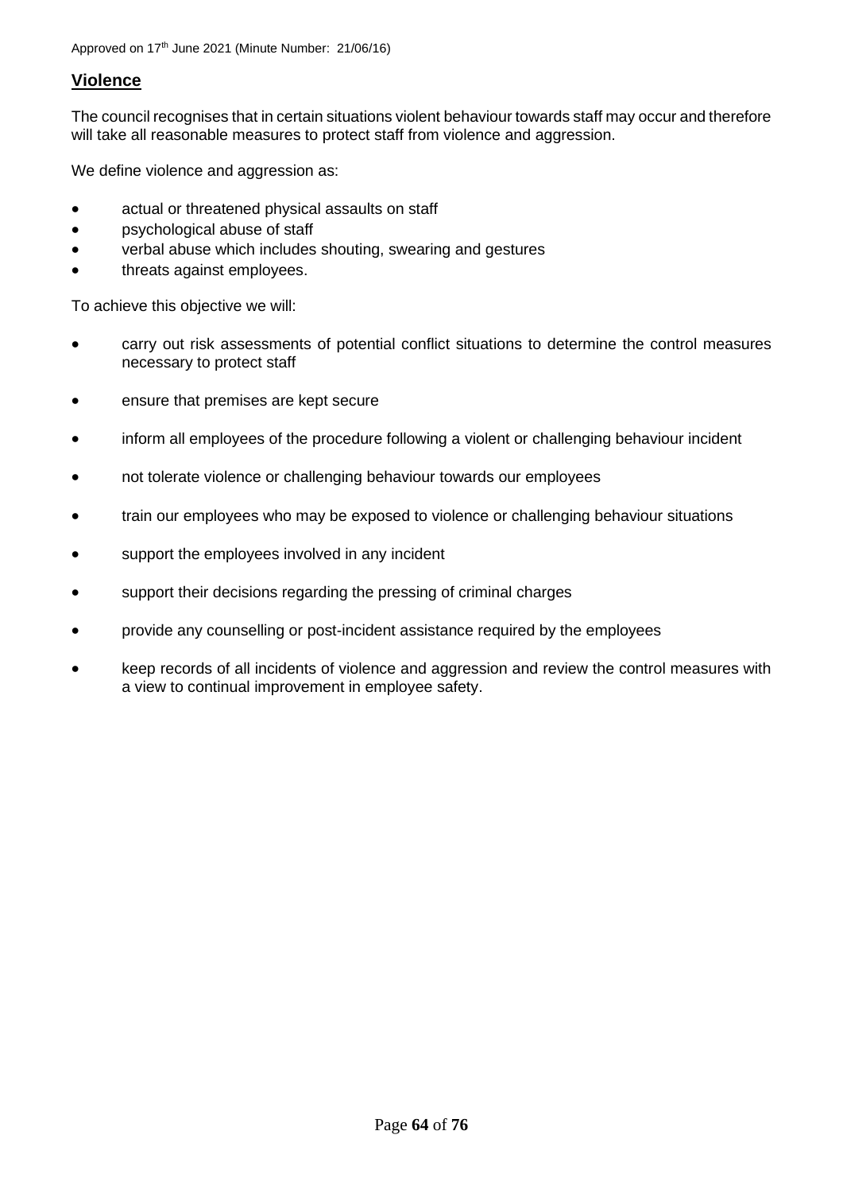## Violence

The council recognises that in certain situations violent behaviour towards staff may occur and therefore will take all reasonable measures to protect staff from violence and aggression.

We define violence and aggression as:

- actual or threatened physical assaults on staff
- psychological abuse of staff
- verbal abuse which includes shouting, swearing and gestures
- threats against employees.

To achieve this objective we will:

- carry out risk assessments of potential conflict situations to determine the control measures necessary to protect staff
- ensure that premises are kept secure
- inform all employees of the procedure following a violent or challenging behaviour incident
- not tolerate violence or challenging behaviour towards our employees
- train our employees who may be exposed to violence or challenging behaviour situations
- support the employees involved in any incident
- support their decisions regarding the pressing of criminal charges
- provide any counselling or post-incident assistance required by the employees
- keep records of all incidents of violence and aggression and review the control measures with a view to continual improvement in employee safety.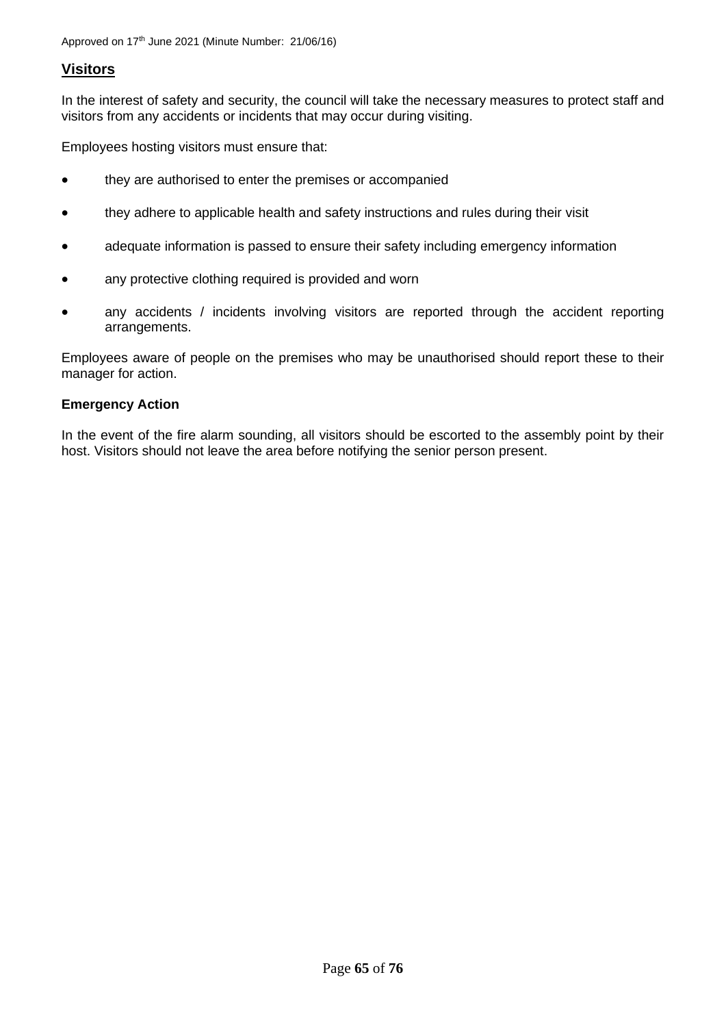## Visitors

In the interest of safety and security, the council will take the necessary measures to protect staff and visitors from any accidents or incidents that may occur during visiting.

Employees hosting visitors must ensure that:

- they are authorised to enter the premises or accompanied
- they adhere to applicable health and safety instructions and rules during their visit
- adequate information is passed to ensure their safety including emergency information
- any protective clothing required is provided and worn
- any accidents / incidents involving visitors are reported through the accident reporting arrangements.

Employees aware of people on the premises who may be unauthorised should report these to their manager for action.

### Emergency Action

In the event of the fire alarm sounding, all visitors should be escorted to the assembly point by their host. Visitors should not leave the area before notifying the senior person present.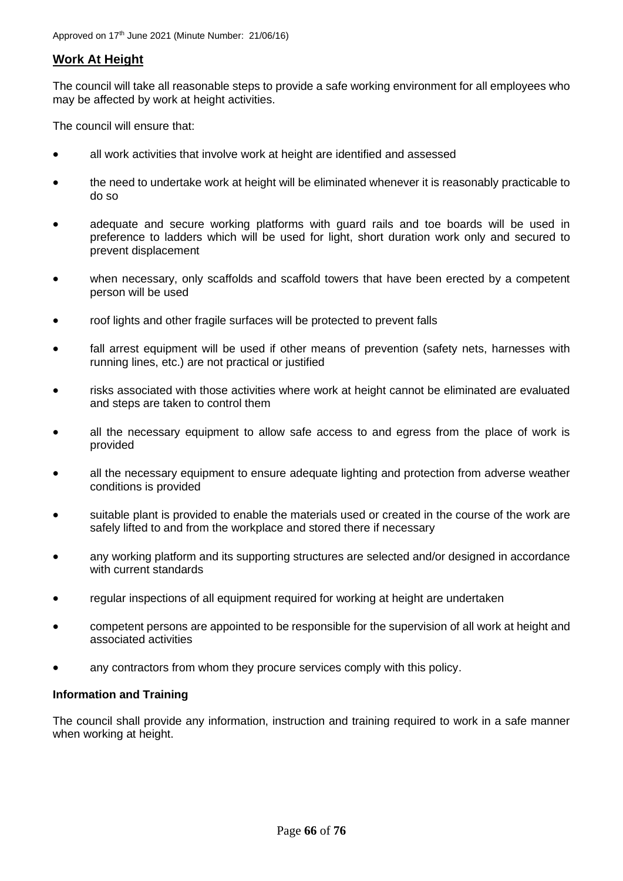Approved on 17th June 2021 (Minute Number: 21/06/16)

## Work At Height

The council will take all reasonable steps to provide a safe working environment for all employees who may be affected by work at height activities.

The council will ensure that:

- all work activities that involve work at height are identified and assessed
- the need to undertake work at height will be eliminated whenever it is reasonably practicable to do so
- adequate and secure working platforms with guard rails and toe boards will be used in preference to ladders which will be used for light, short duration work only and secured to prevent displacement
- when necessary, only scaffolds and scaffold towers that have been erected by a competent person will be used
- roof lights and other fragile surfaces will be protected to prevent falls
- fall arrest equipment will be used if other means of prevention (safety nets, harnesses with running lines, etc.) are not practical or justified
- risks associated with those activities where work at height cannot be eliminated are evaluated and steps are taken to control them
- all the necessary equipment to allow safe access to and egress from the place of work is provided
- all the necessary equipment to ensure adequate lighting and protection from adverse weather conditions is provided
- suitable plant is provided to enable the materials used or created in the course of the work are safely lifted to and from the workplace and stored there if necessary
- any working platform and its supporting structures are selected and/or designed in accordance with current standards
- regular inspections of all equipment required for working at height are undertaken
- competent persons are appointed to be responsible for the supervision of all work at height and associated activities
- any contractors from whom they procure services comply with this policy.

### Information and Training

The council shall provide any information, instruction and training required to work in a safe manner when working at height.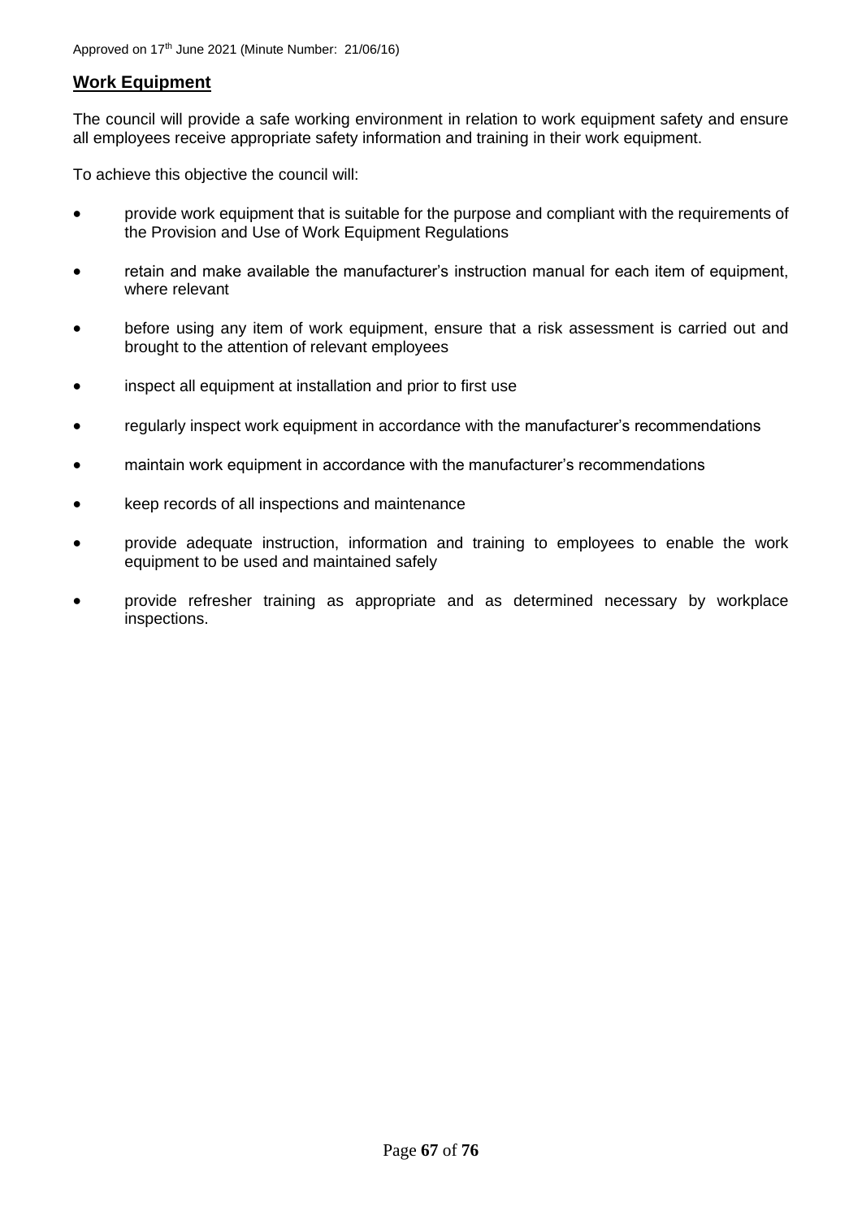Approved on 17th June 2021 (Minute Number: 21/06/16)

## Work Equipment

The council will provide a safe working environment in relation to work equipment safety and ensure all employees receive appropriate safety information and training in their work equipment.

To achieve this objective the council will:

- provide work equipment that is suitable for the purpose and compliant with the requirements of the Provision and Use of Work Equipment Regulations
- retain and make available the manufacturer's instruction manual for each item of equipment, where relevant
- before using any item of work equipment, ensure that a risk assessment is carried out and brought to the attention of relevant employees
- inspect all equipment at installation and prior to first use
- regularly inspect work equipment in accordance with the manufacturer's recommendations
- maintain work equipment in accordance with the manufacturer's recommendations
- keep records of all inspections and maintenance
- provide adequate instruction, information and training to employees to enable the work equipment to be used and maintained safely
- provide refresher training as appropriate and as determined necessary by workplace inspections.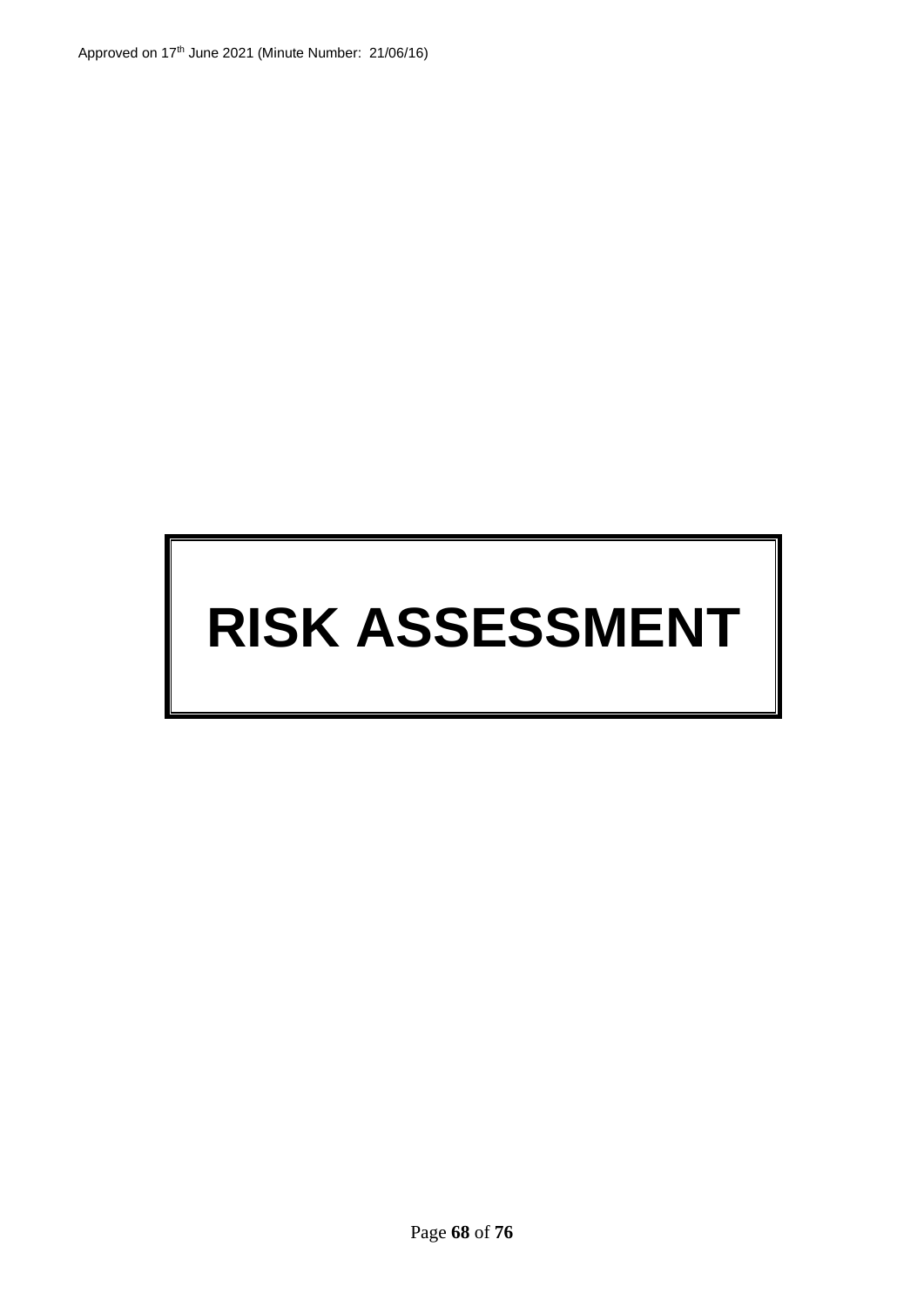# RISK ASSESSMENT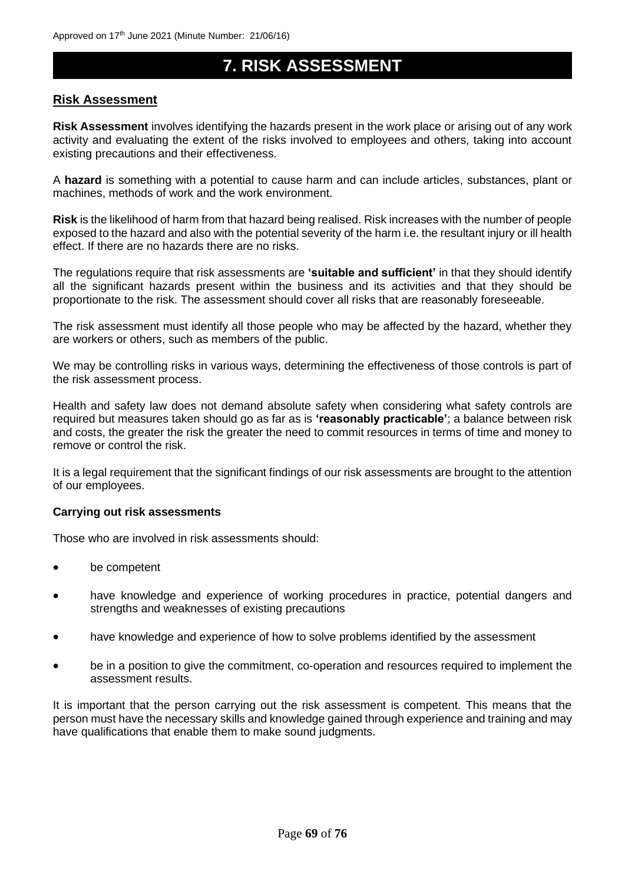# 7. RISK ASSESSMENT

## Risk Assessment

**Risk Assessment** involves identifying the hazards present in the work place or arising out of any work activity and evaluating the extent of the risks involved to employees and others, taking into account existing precautions and their effectiveness.

A **hazard** is something with a potential to cause harm and can include articles, substances, plant or machines, methods of work and the work environment.

**Risk** is the likelihood of harm from that hazard being realised. Risk increases with the number of people exposed to the hazard and also with the potential severity of the harm i.e. the resultant injury or ill health effect. If there are no hazards there are no risks.

The regulations require that risk assessments are **'suitable and sufficient'** in that they should identify all the significant hazards present within the business and its activities and that they should be proportionate to the risk. The assessment should cover all risks that are reasonably foreseeable.

The risk assessment must identify all those people who may be affected by the hazard, whether they are workers or others, such as members of the public.

We may be controlling risks in various ways, determining the effectiveness of those controls is part of the risk assessment process.

Health and safety law does not demand absolute safety when considering what safety controls are required but measures taken should go as far as is **'reasonably practicable'**; a balance between risk and costs, the greater the risk the greater the need to commit resources in terms of time and money to remove or control the risk.

It is a legal requirement that the significant findings of our risk assessments are brought to the attention of our employees.

### Carrying out risk assessments

Those who are involved in risk assessments should:

- be competent
- have knowledge and experience of working procedures in practice, potential dangers and strengths and weaknesses of existing precautions
- have knowledge and experience of how to solve problems identified by the assessment
- be in a position to give the commitment, co-operation and resources required to implement the assessment results.

It is important that the person carrying out the risk assessment is competent. This means that the person must have the necessary skills and knowledge gained through experience and training and may have qualifications that enable them to make sound judgments.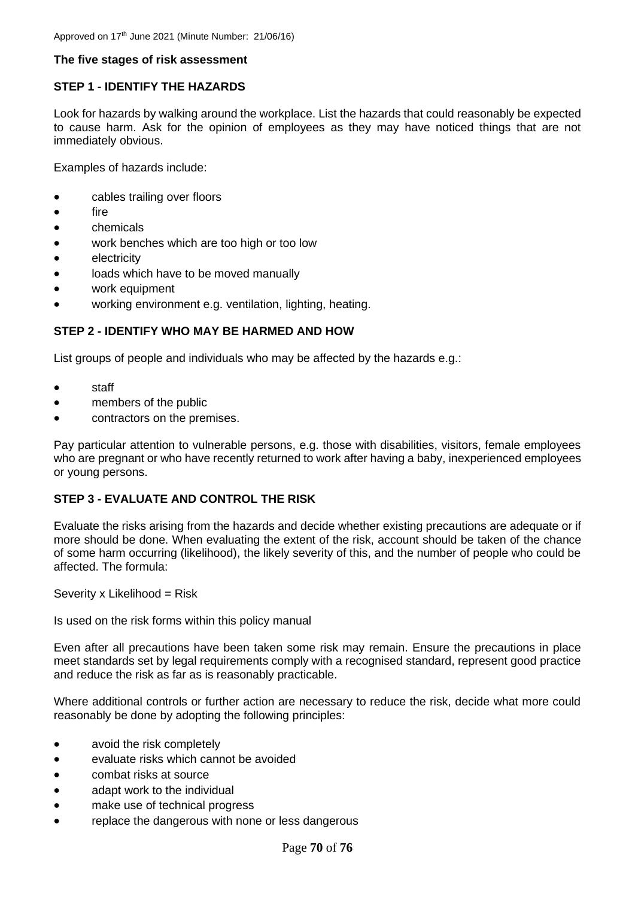Approved on 17th June 2021 (Minute Number: 21/06/16)

**The five stages of risk assessment**

**STEP 1 - IDENTIFY THE HAZARDS**

Look for hazards by walking around the workplace. List the hazards that could reasonably be expected to cause harm. Ask for the opinion of employees as they may have noticed things that are not immediately obvious.

Examples of hazards include:

- cables trailing over floors
- fire
- chemicals
- work benches which are too high or too low
- electricity
- loads which have to be moved manually
- work equipment
- working environment e.g. ventilation, lighting, heating.

**STEP 2 - IDENTIFY WHO MAY BE HARMED AND HOW**

List groups of people and individuals who may be affected by the hazards e.g.:

- staff
- members of the public
- contractors on the premises.

Pay particular attention to vulnerable persons, e.g. those with disabilities, visitors, female employees who are pregnant or who have recently returned to work after having a baby, inexperienced employees or young persons.

**STEP 3 - EVALUATE AND CONTROL THE RISK**

Evaluate the risks arising from the hazards and decide whether existing precautions are adequate or if more should be done. When evaluating the extent of the risk, account should be taken of the chance of some harm occurring (likelihood), the likely severity of this, and the number of people who could be affected. The formula:

Severity x Likelihood = Risk

Is used on the risk forms within this policy manual

Even after all precautions have been taken some risk may remain. Ensure the precautions in place meet standards set by legal requirements comply with a recognised standard, represent good practice and reduce the risk as far as is reasonably practicable.

Where additional controls or further action are necessary to reduce the risk, decide what more could reasonably be done by adopting the following principles:

- avoid the risk completely
- evaluate risks which cannot be avoided
- combat risks at source
- adapt work to the individual
- make use of technical progress
- replace the dangerous with none or less dangerous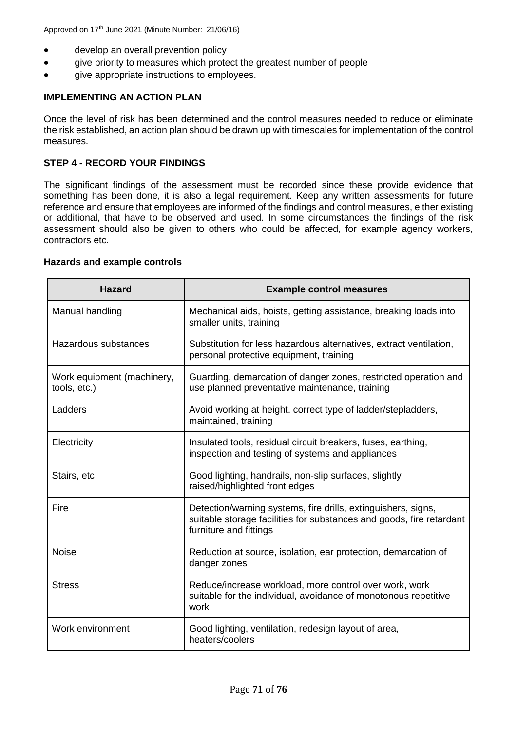- develop an overall prevention policy
- give priority to measures which protect the greatest number of people
- give appropriate instructions to employees.

**IMPLEMENTING AN ACTION PLAN**

Once the level of risk has been determined and the control measures needed to reduce or eliminate the risk established, an action plan should be drawn up with timescales for implementation of the control measures.

**STEP 4 - RECORD YOUR FINDINGS**

The significant findings of the assessment must be recorded since these provide evidence that something has been done, it is also a legal requirement. Keep any written assessments for future reference and ensure that employees are informed of the findings and control measures, either existing or additional, that have to be observed and used. In some circumstances the findings of the risk assessment should also be given to others who could be affected, for example agency workers, contractors etc.

**Hazards and example controls**

| Hazard | Example control measures |
| --- | --- |
| Manual handling | Mechanical aids, hoists, getting assistance, breaking loads into smaller units, training |
| Hazardous substances | Substitution for less hazardous alternatives, extract ventilation, personal protective equipment, training |
| Work equipment (machinery, tools, etc.) | Guarding, demarcation of danger zones, restricted operation and use planned preventative maintenance, training |
| Ladders | Avoid working at height. correct type of ladder/stepladders, maintained, training |
| Electricity | Insulated tools, residual circuit breakers, fuses, earthing, inspection and testing of systems and appliances |
| Stairs, etc | Good lighting, handrails, non-slip surfaces, slightly raised/highlighted front edges |
| Fire | Detection/warning systems, fire drills, extinguishers, signs, suitable storage facilities for substances and goods, fire retardant furniture and fittings |
| Noise | Reduction at source, isolation, ear protection, demarcation of danger zones |
| Stress | Reduce/increase workload, more control over work, work suitable for the individual, avoidance of monotonous repetitive work |
| Work environment | Good lighting, ventilation, redesign layout of area, heaters/coolers |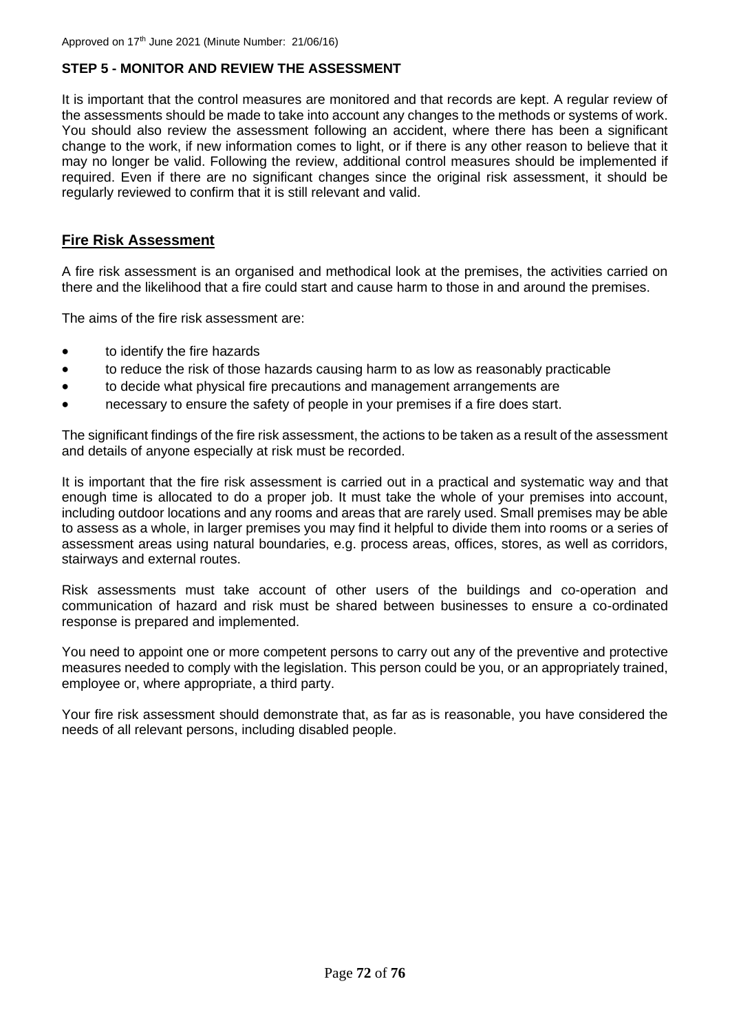**STEP 5 - MONITOR AND REVIEW THE ASSESSMENT**

It is important that the control measures are monitored and that records are kept. A regular review of the assessments should be made to take into account any changes to the methods or systems of work. You should also review the assessment following an accident, where there has been a significant change to the work, if new information comes to light, or if there is any other reason to believe that it may no longer be valid. Following the review, additional control measures should be implemented if required. Even if there are no significant changes since the original risk assessment, it should be regularly reviewed to confirm that it is still relevant and valid.

## Fire Risk Assessment

A fire risk assessment is an organised and methodical look at the premises, the activities carried on there and the likelihood that a fire could start and cause harm to those in and around the premises.

The aims of the fire risk assessment are:

- to identify the fire hazards
- to reduce the risk of those hazards causing harm to as low as reasonably practicable
- to decide what physical fire precautions and management arrangements are
- necessary to ensure the safety of people in your premises if a fire does start.

The significant findings of the fire risk assessment, the actions to be taken as a result of the assessment and details of anyone especially at risk must be recorded.

It is important that the fire risk assessment is carried out in a practical and systematic way and that enough time is allocated to do a proper job. It must take the whole of your premises into account, including outdoor locations and any rooms and areas that are rarely used. Small premises may be able to assess as a whole, in larger premises you may find it helpful to divide them into rooms or a series of assessment areas using natural boundaries, e.g. process areas, offices, stores, as well as corridors, stairways and external routes.

Risk assessments must take account of other users of the buildings and co-operation and communication of hazard and risk must be shared between businesses to ensure a co-ordinated response is prepared and implemented.

You need to appoint one or more competent persons to carry out any of the preventive and protective measures needed to comply with the legislation. This person could be you, or an appropriately trained, employee or, where appropriate, a third party.

Your fire risk assessment should demonstrate that, as far as is reasonable, you have considered the needs of all relevant persons, including disabled people.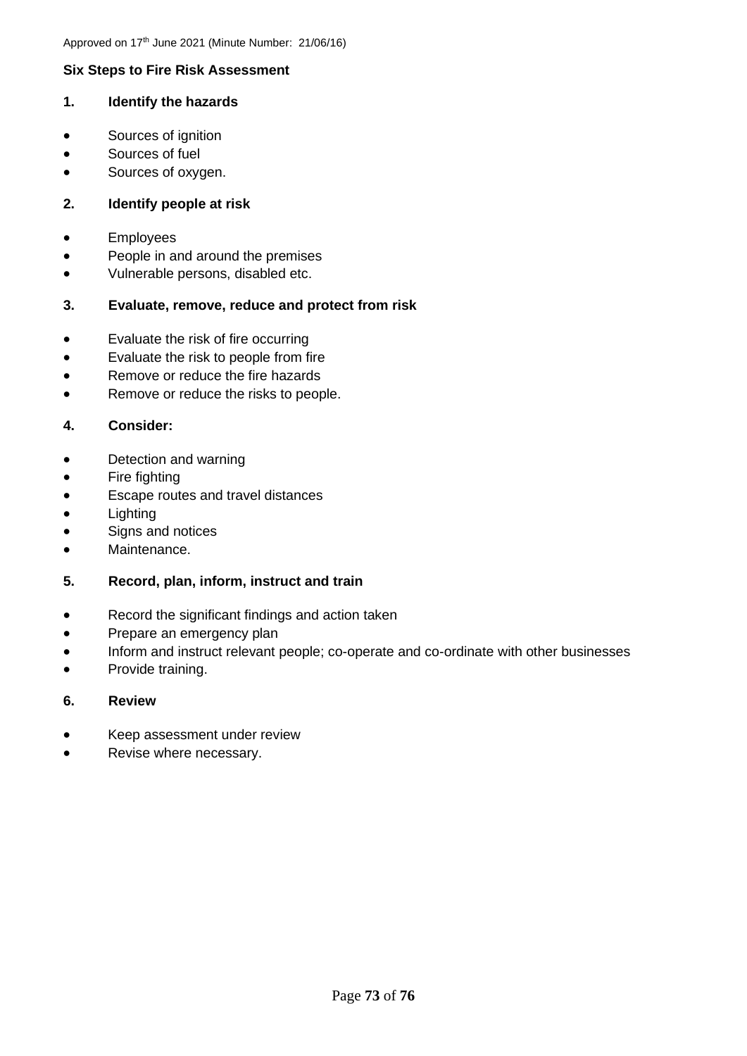Approved on 17th June 2021 (Minute Number: 21/06/16)

**Six Steps to Fire Risk Assessment**

**1. Identify the hazards**

- Sources of ignition
- Sources of fuel
- Sources of oxygen.

**2. Identify people at risk**

- Employees
- People in and around the premises
- Vulnerable persons, disabled etc.

**3. Evaluate, remove, reduce and protect from risk**

- Evaluate the risk of fire occurring
- Evaluate the risk to people from fire
- Remove or reduce the fire hazards
- Remove or reduce the risks to people.

**4. Consider:**

- Detection and warning
- Fire fighting
- Escape routes and travel distances
- Lighting
- Signs and notices
- Maintenance.

**5. Record, plan, inform, instruct and train**

- Record the significant findings and action taken
- Prepare an emergency plan
- Inform and instruct relevant people; co-operate and co-ordinate with other businesses
- Provide training.

**6. Review**

- Keep assessment under review
- Revise where necessary.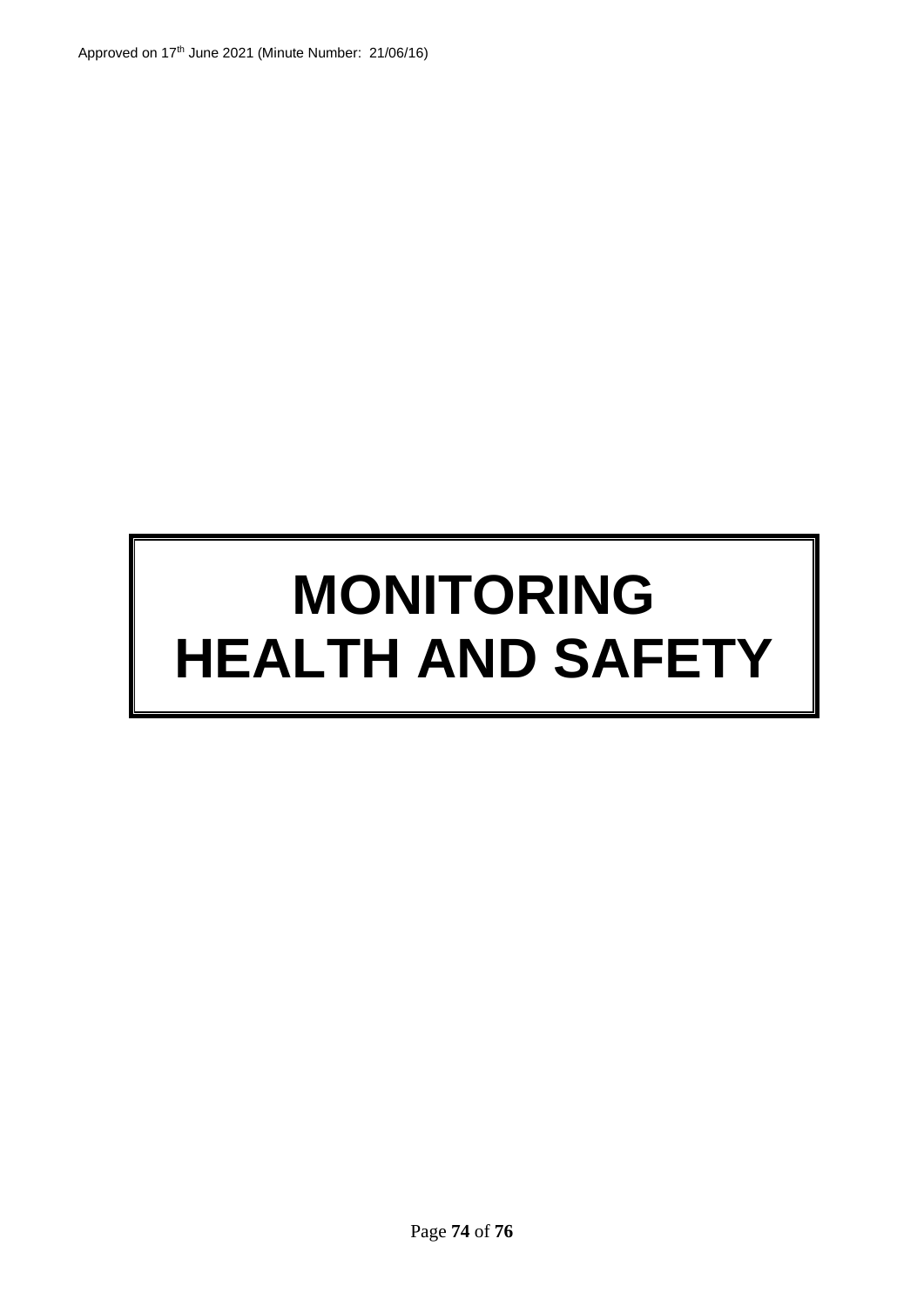# MONITORING HEALTH AND SAFETY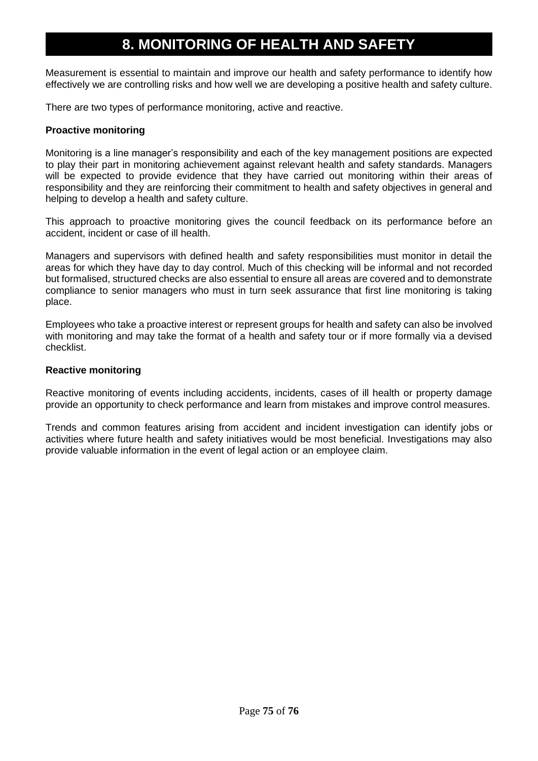# 8. MONITORING OF HEALTH AND SAFETY

Measurement is essential to maintain and improve our health and safety performance to identify how effectively we are controlling risks and how well we are developing a positive health and safety culture.

There are two types of performance monitoring, active and reactive.

**Proactive monitoring**

Monitoring is a line manager's responsibility and each of the key management positions are expected to play their part in monitoring achievement against relevant health and safety standards. Managers will be expected to provide evidence that they have carried out monitoring within their areas of responsibility and they are reinforcing their commitment to health and safety objectives in general and helping to develop a health and safety culture.

This approach to proactive monitoring gives the council feedback on its performance before an accident, incident or case of ill health.

Managers and supervisors with defined health and safety responsibilities must monitor in detail the areas for which they have day to day control. Much of this checking will be informal and not recorded but formalised, structured checks are also essential to ensure all areas are covered and to demonstrate compliance to senior managers who must in turn seek assurance that first line monitoring is taking place.

Employees who take a proactive interest or represent groups for health and safety can also be involved with monitoring and may take the format of a health and safety tour or if more formally via a devised checklist.

**Reactive monitoring**

Reactive monitoring of events including accidents, incidents, cases of ill health or property damage provide an opportunity to check performance and learn from mistakes and improve control measures.

Trends and common features arising from accident and incident investigation can identify jobs or activities where future health and safety initiatives would be most beneficial. Investigations may also provide valuable information in the event of legal action or an employee claim.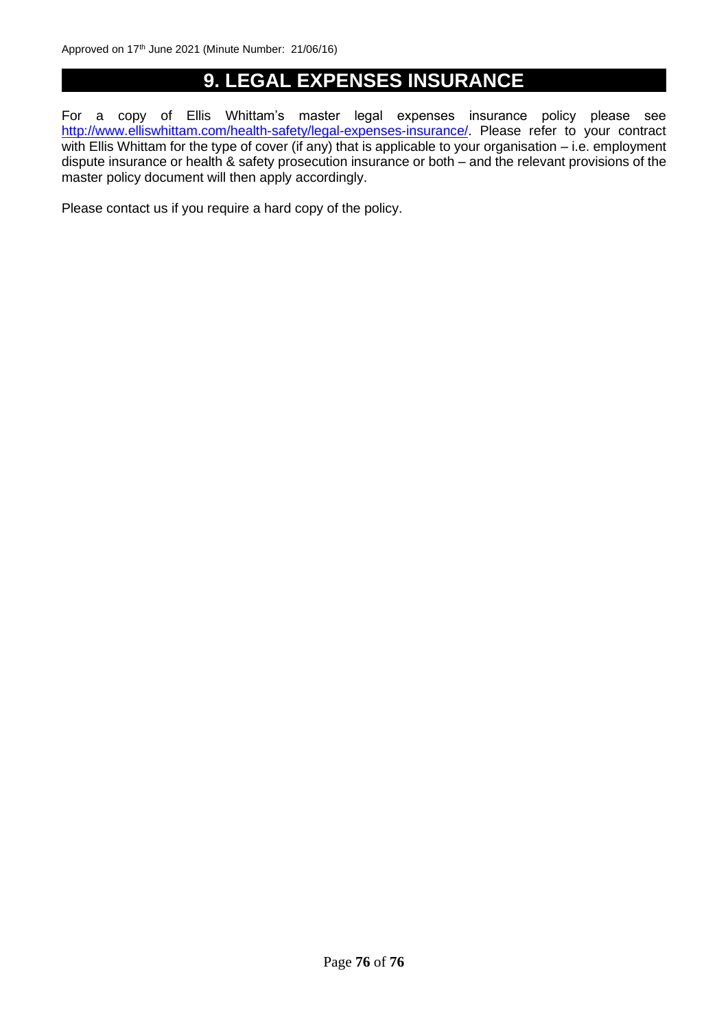# 9. LEGAL EXPENSES INSURANCE

For a copy of Ellis Whittam's master legal expenses insurance policy please see http://www.elliswhittam.com/health-safety/legal-expenses-insurance/. Please refer to your contract with Ellis Whittam for the type of cover (if any) that is applicable to your organisation – i.e. employment dispute insurance or health & safety prosecution insurance or both – and the relevant provisions of the master policy document will then apply accordingly.

Please contact us if you require a hard copy of the policy.